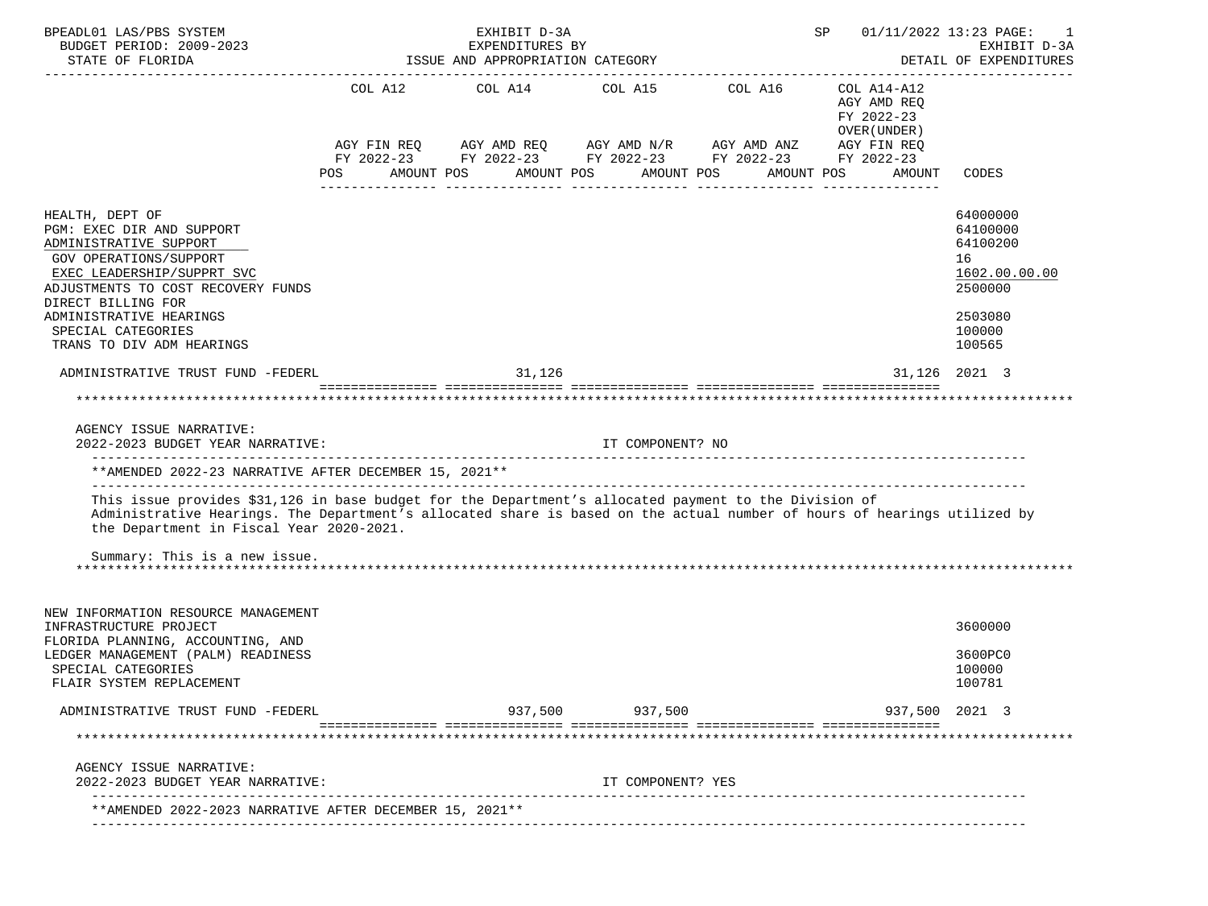BPEADL01 LAS/PBS SYSTEM — EXHIBIT D-3A — EXPENDITURES BY ISSUE AND APPROPRIATION CATEGORY — SP 01/11/2022 13:23
BUDGET PERIOD: 2009-2023
STATE OF FLORIDA
EXHIBIT D-3A — DETAIL OF EXPENDITURES

| | COL A12 AGY FIN REQ FY 2022-23 POS AMOUNT | COL A14 AGY AMD REQ FY 2022-23 POS AMOUNT | COL A15 AGY AMD N/R FY 2022-23 POS AMOUNT | COL A16 AGY AMD ANZ FY 2022-23 POS AMOUNT | COL A14-A12 AGY AMD REQ FY 2022-23 OVER(UNDER) AGY FIN REQ FY 2022-23 POS AMOUNT | CODES |
|---|---|---|---|---|---|---|
| HEALTH, DEPT OF | | | | | | 64000000 |
| PGM: EXEC DIR AND SUPPORT | | | | | | 64100000 |
| ADMINISTRATIVE SUPPORT | | | | | | 64100200 |
| GOV OPERATIONS/SUPPORT | | | | | | 16 |
| EXEC LEADERSHIP/SUPPRT SVC | | | | | | 1602.00.00.00 |
| ADJUSTMENTS TO COST RECOVERY FUNDS | | | | | | 2500000 |
| DIRECT BILLING FOR ADMINISTRATIVE HEARINGS | | | | | | 2503080 |
| SPECIAL CATEGORIES | | | | | | 100000 |
| TRANS TO DIV ADM HEARINGS | | | | | | 100565 |
| ADMINISTRATIVE TRUST FUND -FEDERL | | 31,126 | | | 31,126 | 2021 3 |

AGENCY ISSUE NARRATIVE:
2022-2023 BUDGET YEAR NARRATIVE: IT COMPONENT? NO

**AMENDED 2022-23 NARRATIVE AFTER DECEMBER 15, 2021**

This issue provides $31,126 in base budget for the Department's allocated payment to the Division of Administrative Hearings. The Department's allocated share is based on the actual number of hours of hearings utilized by the Department in Fiscal Year 2020-2021.

Summary: This is a new issue.

| | COL A12 | COL A14 | COL A15 | COL A16 | COL A14-A12 | CODES |
|---|---|---|---|---|---|---|
| NEW INFORMATION RESOURCE MANAGEMENT INFRASTRUCTURE PROJECT | | | | | | 3600000 |
| FLORIDA PLANNING, ACCOUNTING, AND LEDGER MANAGEMENT (PALM) READINESS | | | | | | 3600PC0 |
| SPECIAL CATEGORIES | | | | | | 100000 |
| FLAIR SYSTEM REPLACEMENT | | | | | | 100781 |
| ADMINISTRATIVE TRUST FUND -FEDERL | | 937,500 | 937,500 | | 937,500 | 2021 3 |

AGENCY ISSUE NARRATIVE:
2022-2023 BUDGET YEAR NARRATIVE: IT COMPONENT? YES

**AMENDED 2022-2023 NARRATIVE AFTER DECEMBER 15, 2021**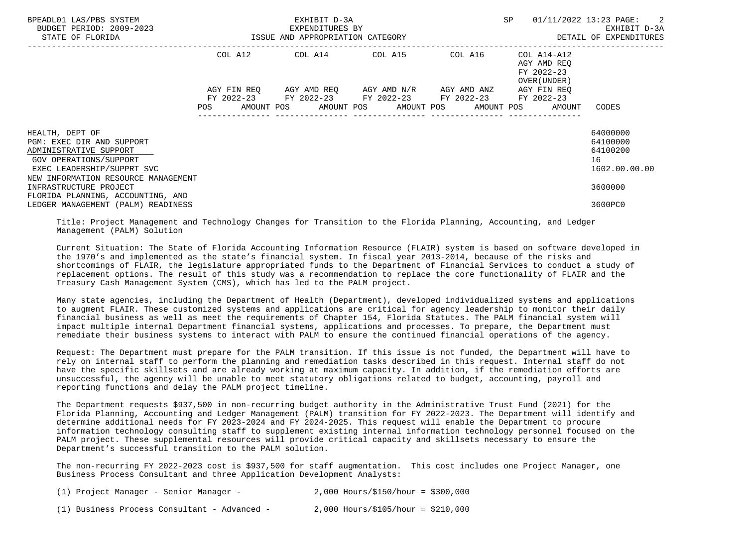BPEADL01 LAS/PBS SYSTEM — EXHIBIT D-3A — EXPENDITURES BY ISSUE AND APPROPRIATION CATEGORY — DETAIL OF EXPENDITURES
BUDGET PERIOD: 2009-2023
STATE OF FLORIDA

| | COL A12 AGY FIN REQ FY 2022-23 POS AMOUNT | COL A14 AGY AMD REQ FY 2022-23 POS AMOUNT | COL A15 AGY AMD N/R FY 2022-23 POS AMOUNT | COL A16 AGY AMD ANZ FY 2022-23 POS AMOUNT | COL A14-A12 AGY AMD REQ FY 2022-23 OVER(UNDER) AGY FIN REQ FY 2022-23 POS AMOUNT | CODES |
|---|---|---|---|---|---|---|
| HEALTH, DEPT OF | | | | | | 64000000 |
| PGM: EXEC DIR AND SUPPORT | | | | | | 64100000 |
| ADMINISTRATIVE SUPPORT | | | | | | 64100200 |
| GOV OPERATIONS/SUPPORT | | | | | | 16 |
| EXEC LEADERSHIP/SUPPRT SVC | | | | | | 1602.00.00.00 |
| NEW INFORMATION RESOURCE MANAGEMENT INFRASTRUCTURE PROJECT | | | | | | 3600000 |
| FLORIDA PLANNING, ACCOUNTING, AND LEDGER MANAGEMENT (PALM) READINESS | | | | | | 3600PC0 |

Title: Project Management and Technology Changes for Transition to the Florida Planning, Accounting, and Ledger Management (PALM) Solution

Current Situation: The State of Florida Accounting Information Resource (FLAIR) system is based on software developed in the 1970's and implemented as the state's financial system. In fiscal year 2013-2014, because of the risks and shortcomings of FLAIR, the legislature appropriated funds to the Department of Financial Services to conduct a study of replacement options. The result of this study was a recommendation to replace the core functionality of FLAIR and the Treasury Cash Management System (CMS), which has led to the PALM project.

Many state agencies, including the Department of Health (Department), developed individualized systems and applications to augment FLAIR. These customized systems and applications are critical for agency leadership to monitor their daily financial business as well as meet the requirements of Chapter 154, Florida Statutes. The PALM financial system will impact multiple internal Department financial systems, applications and processes. To prepare, the Department must remediate their business systems to interact with PALM to ensure the continued financial operations of the agency.

Request: The Department must prepare for the PALM transition. If this issue is not funded, the Department will have to rely on internal staff to perform the planning and remediation tasks described in this request. Internal staff do not have the specific skillsets and are already working at maximum capacity. In addition, if the remediation efforts are unsuccessful, the agency will be unable to meet statutory obligations related to budget, accounting, payroll and reporting functions and delay the PALM project timeline.

The Department requests $937,500 in non-recurring budget authority in the Administrative Trust Fund (2021) for the Florida Planning, Accounting and Ledger Management (PALM) transition for FY 2022-2023. The Department will identify and determine additional needs for FY 2023-2024 and FY 2024-2025. This request will enable the Department to procure information technology consulting staff to supplement existing internal information technology personnel focused on the PALM project. These supplemental resources will provide critical capacity and skillsets necessary to ensure the Department's successful transition to the PALM solution.

The non-recurring FY 2022-2023 cost is $937,500 for staff augmentation. This cost includes one Project Manager, one Business Process Consultant and three Application Development Analysts:

(1) Project Manager - Senior Manager - 2,000 Hours/$150/hour = $300,000

(1) Business Process Consultant - Advanced - 2,000 Hours/$105/hour = $210,000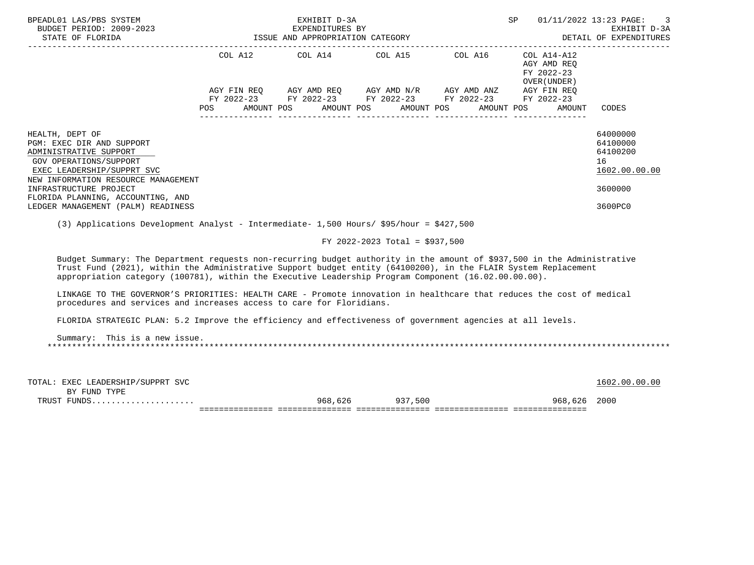BPEADL01 LAS/PBS SYSTEM — EXHIBIT D-3A — EXPENDITURES BY ISSUE AND APPROPRIATION CATEGORY — SP 01/11/2022 13:23
BUDGET PERIOD: 2009-2023 — STATE OF FLORIDA — EXHIBIT D-3A DETAIL OF EXPENDITURES

| | COL A12 AGY FIN REQ FY 2022-23 POS AMOUNT | COL A14 AGY AMD REQ FY 2022-23 POS AMOUNT | COL A15 AGY AMD N/R FY 2022-23 POS AMOUNT | COL A16 AGY AMD ANZ FY 2022-23 POS AMOUNT | COL A14-A12 AGY AMD REQ FY 2022-23 OVER(UNDER) AGY FIN REQ FY 2022-23 POS AMOUNT | CODES |
|---|---|---|---|---|---|---|
| HEALTH, DEPT OF | | | | | | 64000000 |
| PGM: EXEC DIR AND SUPPORT | | | | | | 64100000 |
| ADMINISTRATIVE SUPPORT | | | | | | 64100200 |
| GOV OPERATIONS/SUPPORT | | | | | | 16 |
| EXEC LEADERSHIP/SUPPRT SVC | | | | | | 1602.00.00.00 |
| NEW INFORMATION RESOURCE MANAGEMENT INFRASTRUCTURE PROJECT | | | | | | 3600000 |
| FLORIDA PLANNING, ACCOUNTING, AND LEDGER MANAGEMENT (PALM) READINESS | | | | | | 3600PC0 |

(3) Applications Development Analyst - Intermediate- 1,500 Hours/ $95/hour = $427,500

FY 2022-2023 Total = $937,500

Budget Summary: The Department requests non-recurring budget authority in the amount of $937,500 in the Administrative Trust Fund (2021), within the Administrative Support budget entity (64100200), in the FLAIR System Replacement appropriation category (100781), within the Executive Leadership Program Component (16.02.00.00.00).

LINKAGE TO THE GOVERNOR'S PRIORITIES: HEALTH CARE - Promote innovation in healthcare that reduces the cost of medical procedures and services and increases access to care for Floridians.

FLORIDA STRATEGIC PLAN: 5.2 Improve the efficiency and effectiveness of government agencies at all levels.

Summary: This is a new issue.

| | COL A12 | COL A14 | COL A15 | COL A16 | COL A14-A12 | CODES |
|---|---|---|---|---|---|---|
| TOTAL: EXEC LEADERSHIP/SUPPRT SVC | | | | | | 1602.00.00.00 |
| BY FUND TYPE | | | | | | |
| TRUST FUNDS | | 968,626 | 937,500 | | 968,626 | 2000 |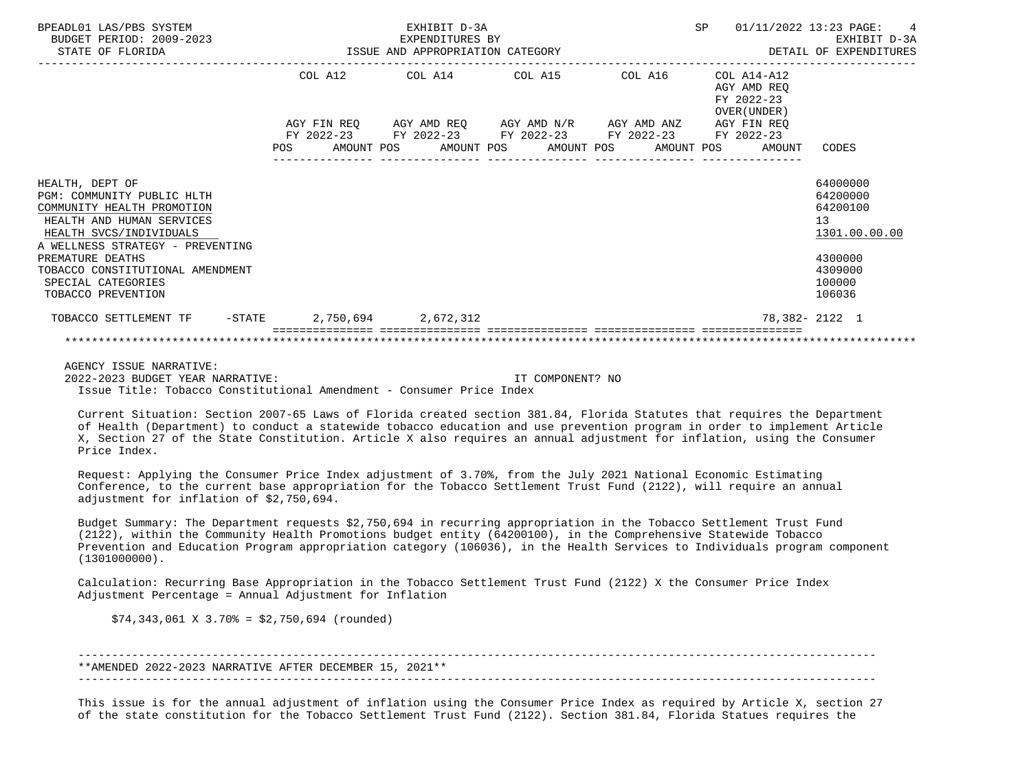| | COL A12 | COL A14 | COL A15 | COL A16 | COL A14-A12 AGY AMD REQ FY 2022-23 OVER(UNDER) | |
|---|---|---|---|---|---|---|
| | AGY FIN REQ FY 2022-23 | AGY AMD REQ FY 2022-23 | AGY AMD N/R FY 2022-23 | AGY AMD ANZ FY 2022-23 | AGY FIN REQ FY 2022-23 | |
| | POS AMOUNT | POS AMOUNT | POS AMOUNT | POS AMOUNT | POS AMOUNT | CODES |
| HEALTH, DEPT OF | | | | | | 64000000 |
| PGM: COMMUNITY PUBLIC HLTH | | | | | | 64200000 |
| COMMUNITY HEALTH PROMOTION | | | | | | 64200100 |
| HEALTH AND HUMAN SERVICES | | | | | | 13 |
| HEALTH SVCS/INDIVIDUALS | | | | | | 1301.00.00.00 |
| A WELLNESS STRATEGY - PREVENTING PREMATURE DEATHS | | | | | | 4300000 |
| TOBACCO CONSTITUTIONAL AMENDMENT | | | | | | 4309000 |
| SPECIAL CATEGORIES | | | | | | 100000 |
| TOBACCO PREVENTION | | | | | | 106036 |
| TOBACCO SETTLEMENT TF -STATE | 2,750,694 | 2,672,312 | | | 78,382- | 2122 1 |

AGENCY ISSUE NARRATIVE:

2022-2023 BUDGET YEAR NARRATIVE: IT COMPONENT? NO

Issue Title: Tobacco Constitutional Amendment - Consumer Price Index

Current Situation: Section 2007-65 Laws of Florida created section 381.84, Florida Statutes that requires the Department of Health (Department) to conduct a statewide tobacco education and use prevention program in order to implement Article X, Section 27 of the State Constitution. Article X also requires an annual adjustment for inflation, using the Consumer Price Index.

Request: Applying the Consumer Price Index adjustment of 3.70%, from the July 2021 National Economic Estimating Conference, to the current base appropriation for the Tobacco Settlement Trust Fund (2122), will require an annual adjustment for inflation of $2,750,694.

Budget Summary: The Department requests $2,750,694 in recurring appropriation in the Tobacco Settlement Trust Fund (2122), within the Community Health Promotions budget entity (64200100), in the Comprehensive Statewide Tobacco Prevention and Education Program appropriation category (106036), in the Health Services to Individuals program component (1301000000).

Calculation: Recurring Base Appropriation in the Tobacco Settlement Trust Fund (2122) X the Consumer Price Index Adjustment Percentage = Annual Adjustment for Inflation

$74,343,061 X 3.70% = $2,750,694 (rounded)

---

**AMENDED 2022-2023 NARRATIVE AFTER DECEMBER 15, 2021**

---

This issue is for the annual adjustment of inflation using the Consumer Price Index as required by Article X, section 27 of the state constitution for the Tobacco Settlement Trust Fund (2122). Section 381.84, Florida Statues requires the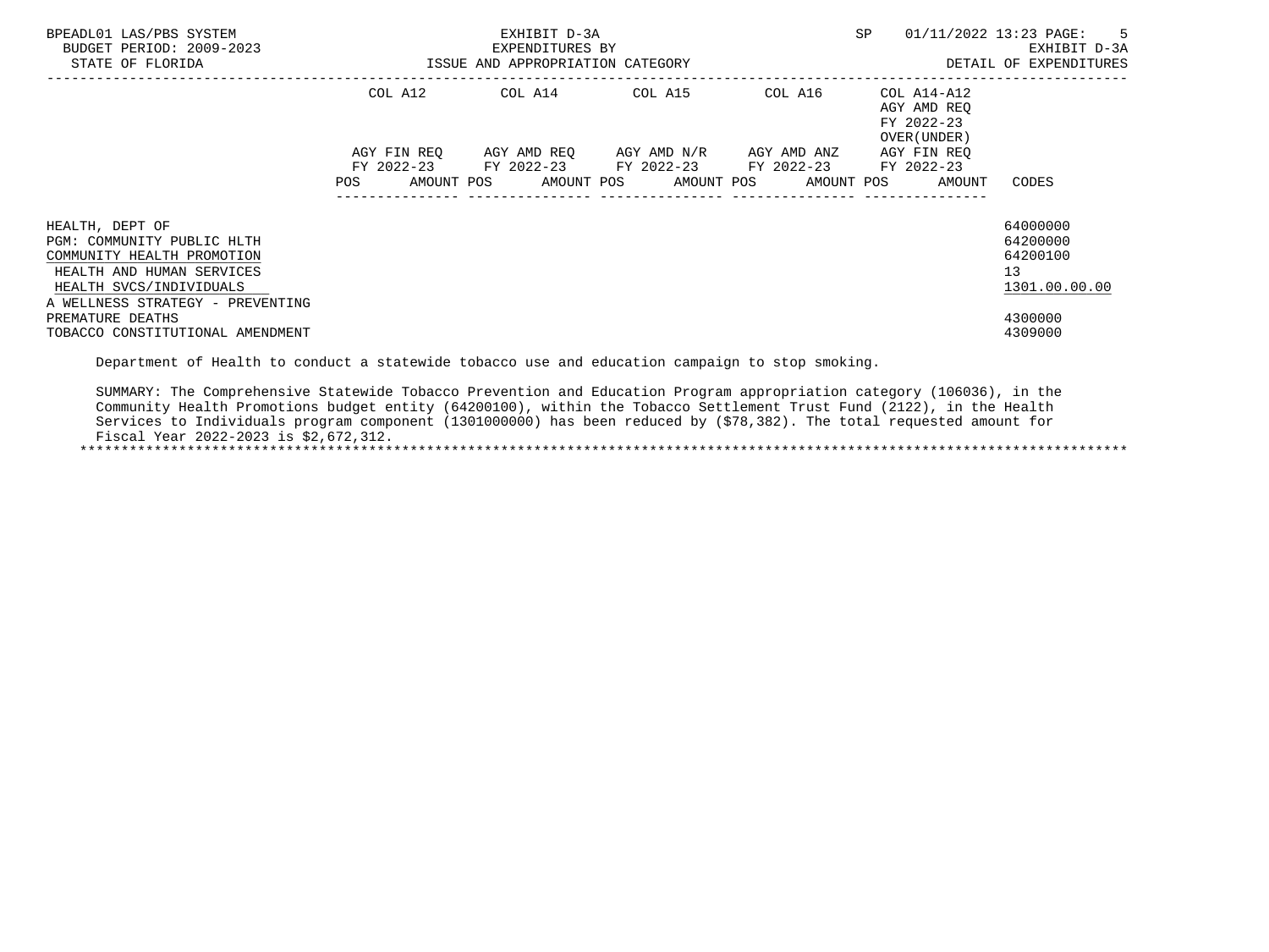| | COL A12 | | COL A14 | | COL A15 | | COL A16 | | COL A14-A12 AGY AMD REQ FY 2022-23 OVER(UNDER) | |
|---|---|---|---|---|---|---|---|---|---|---|
| | AGY FIN REQ FY 2022-23 | | AGY AMD REQ FY 2022-23 | | AGY AMD N/R FY 2022-23 | | AGY AMD ANZ FY 2022-23 | | AGY FIN REQ FY 2022-23 | |
| | POS | AMOUNT | POS | AMOUNT | POS | AMOUNT | POS | AMOUNT | POS | AMOUNT | CODES |
| HEALTH, DEPT OF | | | | | | | | | | | 64000000 |
| PGM: COMMUNITY PUBLIC HLTH | | | | | | | | | | | 64200000 |
| COMMUNITY HEALTH PROMOTION | | | | | | | | | | | 64200100 |
| HEALTH AND HUMAN SERVICES | | | | | | | | | | | 13 |
| HEALTH SVCS/INDIVIDUALS | | | | | | | | | | | 1301.00.00.00 |
| A WELLNESS STRATEGY - PREVENTING PREMATURE DEATHS | | | | | | | | | | | 4300000 |
| TOBACCO CONSTITUTIONAL AMENDMENT | | | | | | | | | | | 4309000 |

Department of Health to conduct a statewide tobacco use and education campaign to stop smoking.

SUMMARY: The Comprehensive Statewide Tobacco Prevention and Education Program appropriation category (106036), in the Community Health Promotions budget entity (64200100), within the Tobacco Settlement Trust Fund (2122), in the Health Services to Individuals program component (1301000000) has been reduced by ($78,382). The total requested amount for Fiscal Year 2022-2023 is $2,672,312.

*******************************************************************************************************************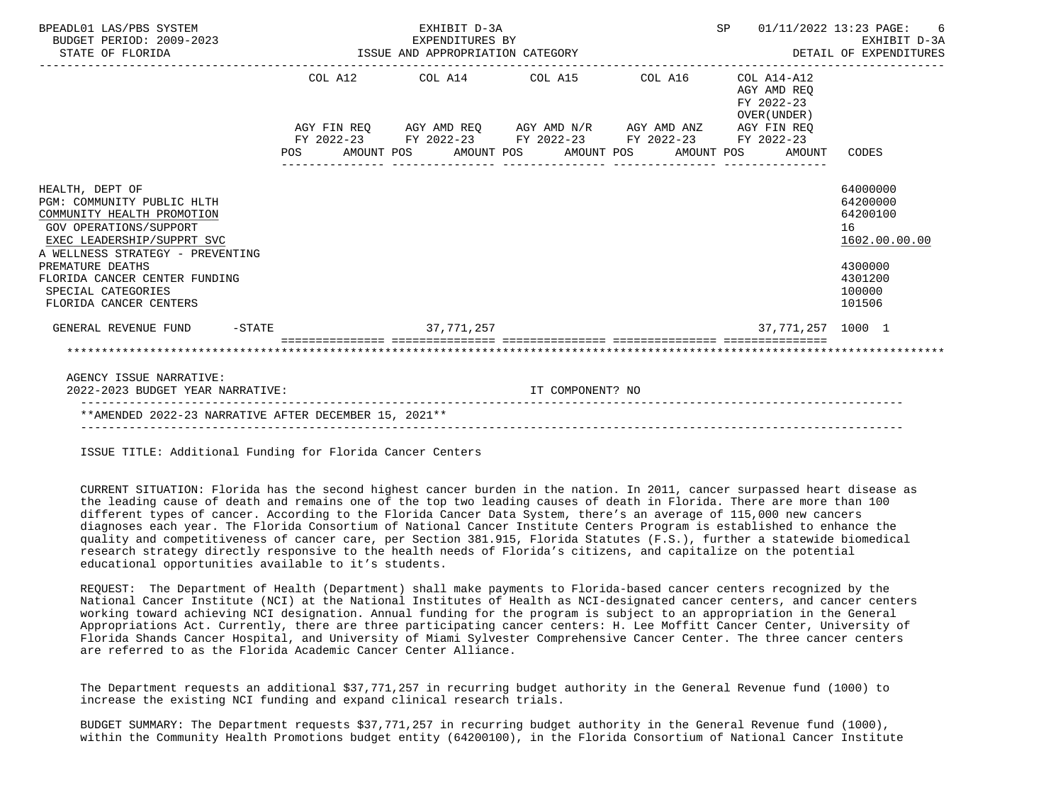BPEADL01 LAS/PBS SYSTEM — EXHIBIT D-3A — EXPENDITURES BY ISSUE AND APPROPRIATION CATEGORY — SP 01/11/2022 13:23
BUDGET PERIOD: 2009-2023 — EXHIBIT D-3A
STATE OF FLORIDA — DETAIL OF EXPENDITURES

| | COL A12 AGY FIN REQ FY 2022-23 POS AMOUNT | COL A14 AGY AMD REQ FY 2022-23 POS AMOUNT | COL A15 AGY AMD N/R FY 2022-23 POS AMOUNT | COL A16 AGY AMD ANZ FY 2022-23 POS AMOUNT | COL A14-A12 AGY AMD REQ FY 2022-23 OVER(UNDER) AGY FIN REQ FY 2022-23 POS AMOUNT | CODES |
|---|---|---|---|---|---|---|
| HEALTH, DEPT OF | | | | | | 64000000 |
| PGM: COMMUNITY PUBLIC HLTH | | | | | | 64200000 |
| COMMUNITY HEALTH PROMOTION | | | | | | 64200100 |
| GOV OPERATIONS/SUPPORT | | | | | | 16 |
| EXEC LEADERSHIP/SUPPRT SVC | | | | | | 1602.00.00.00 |
| A WELLNESS STRATEGY - PREVENTING PREMATURE DEATHS | | | | | | 4300000 |
| FLORIDA CANCER CENTER FUNDING | | | | | | 4301200 |
| SPECIAL CATEGORIES | | | | | | 100000 |
| FLORIDA CANCER CENTERS | | | | | | 101506 |
| GENERAL REVENUE FUND -STATE | | 37,771,257 | | | 37,771,257 | 1000 1 |

AGENCY ISSUE NARRATIVE:
2022-2023 BUDGET YEAR NARRATIVE: IT COMPONENT? NO

**AMENDED 2022-23 NARRATIVE AFTER DECEMBER 15, 2021**

ISSUE TITLE: Additional Funding for Florida Cancer Centers

CURRENT SITUATION: Florida has the second highest cancer burden in the nation. In 2011, cancer surpassed heart disease as the leading cause of death and remains one of the top two leading causes of death in Florida. There are more than 100 different types of cancer. According to the Florida Cancer Data System, there's an average of 115,000 new cancers diagnoses each year. The Florida Consortium of National Cancer Institute Centers Program is established to enhance the quality and competitiveness of cancer care, per Section 381.915, Florida Statutes (F.S.), further a statewide biomedical research strategy directly responsive to the health needs of Florida's citizens, and capitalize on the potential educational opportunities available to it's students.

REQUEST: The Department of Health (Department) shall make payments to Florida-based cancer centers recognized by the National Cancer Institute (NCI) at the National Institutes of Health as NCI-designated cancer centers, and cancer centers working toward achieving NCI designation. Annual funding for the program is subject to an appropriation in the General Appropriations Act. Currently, there are three participating cancer centers: H. Lee Moffitt Cancer Center, University of Florida Shands Cancer Hospital, and University of Miami Sylvester Comprehensive Cancer Center. The three cancer centers are referred to as the Florida Academic Cancer Center Alliance.

The Department requests an additional $37,771,257 in recurring budget authority in the General Revenue fund (1000) to increase the existing NCI funding and expand clinical research trials.

BUDGET SUMMARY: The Department requests $37,771,257 in recurring budget authority in the General Revenue fund (1000), within the Community Health Promotions budget entity (64200100), in the Florida Consortium of National Cancer Institute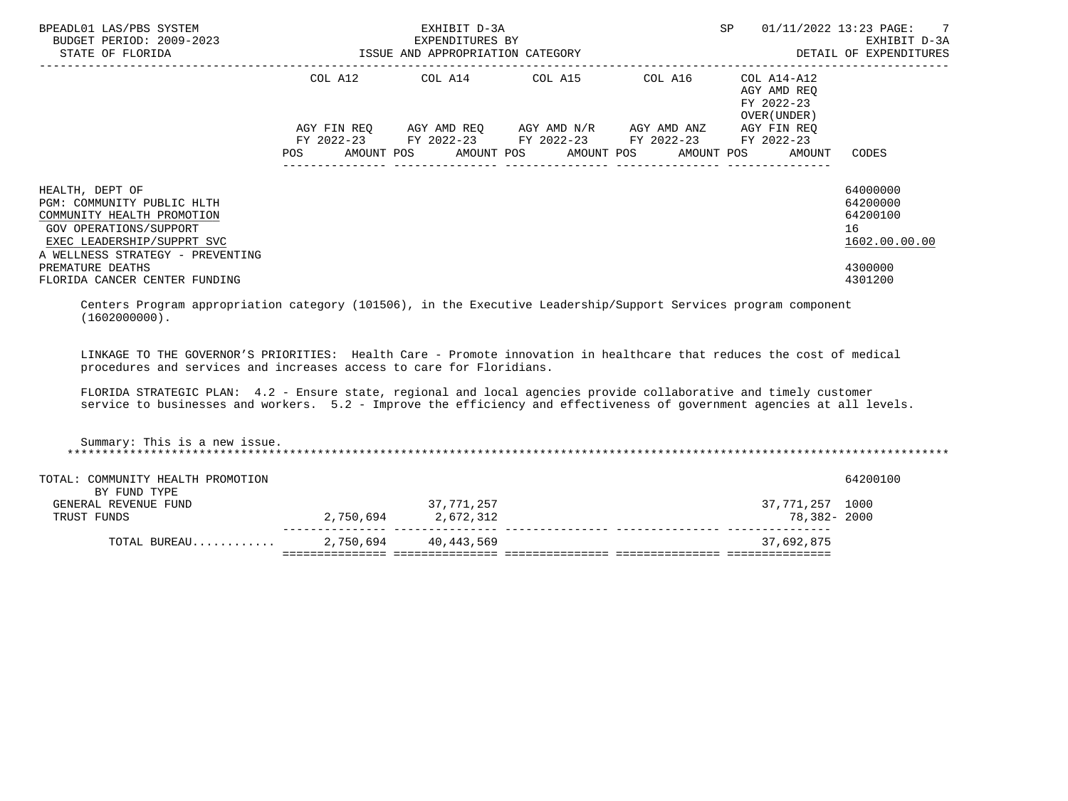| | COL A12 | COL A14 | COL A15 | COL A16 | COL A14-A12 AGY AMD REQ FY 2022-23 OVER(UNDER) | |
|---|---|---|---|---|---|---|
| | AGY FIN REQ FY 2022-23 | AGY AMD REQ FY 2022-23 | AGY AMD N/R FY 2022-23 | AGY AMD ANZ FY 2022-23 | AGY FIN REQ FY 2022-23 | |
| | POS AMOUNT | POS AMOUNT | POS AMOUNT | POS AMOUNT | POS AMOUNT | CODES |

HEALTH, DEPT OF — 64000000
PGM: COMMUNITY PUBLIC HLTH — 64200000
COMMUNITY HEALTH PROMOTION — 64200100
GOV OPERATIONS/SUPPORT — 16
EXEC LEADERSHIP/SUPPRT SVC — 1602.00.00.00
A WELLNESS STRATEGY - PREVENTING PREMATURE DEATHS — 4300000
FLORIDA CANCER CENTER FUNDING — 4301200

Centers Program appropriation category (101506), in the Executive Leadership/Support Services program component (1602000000).

LINKAGE TO THE GOVERNOR'S PRIORITIES: Health Care - Promote innovation in healthcare that reduces the cost of medical procedures and services and increases access to care for Floridians.

FLORIDA STRATEGIC PLAN: 4.2 - Ensure state, regional and local agencies provide collaborative and timely customer service to businesses and workers. 5.2 - Improve the efficiency and effectiveness of government agencies at all levels.

Summary: This is a new issue.

***************************************************************************************************************************

| TOTAL: COMMUNITY HEALTH PROMOTION | | | | | | 64200100 |
|---|---|---|---|---|---|---|
| BY FUND TYPE | | | | | | |
| GENERAL REVENUE FUND | | 37,771,257 | | | 37,771,257 | 1000 |
| TRUST FUNDS | 2,750,694 | 2,672,312 | | | 78,382- | 2000 |
| TOTAL BUREAU............ | 2,750,694 | 40,443,569 | | | 37,692,875 | |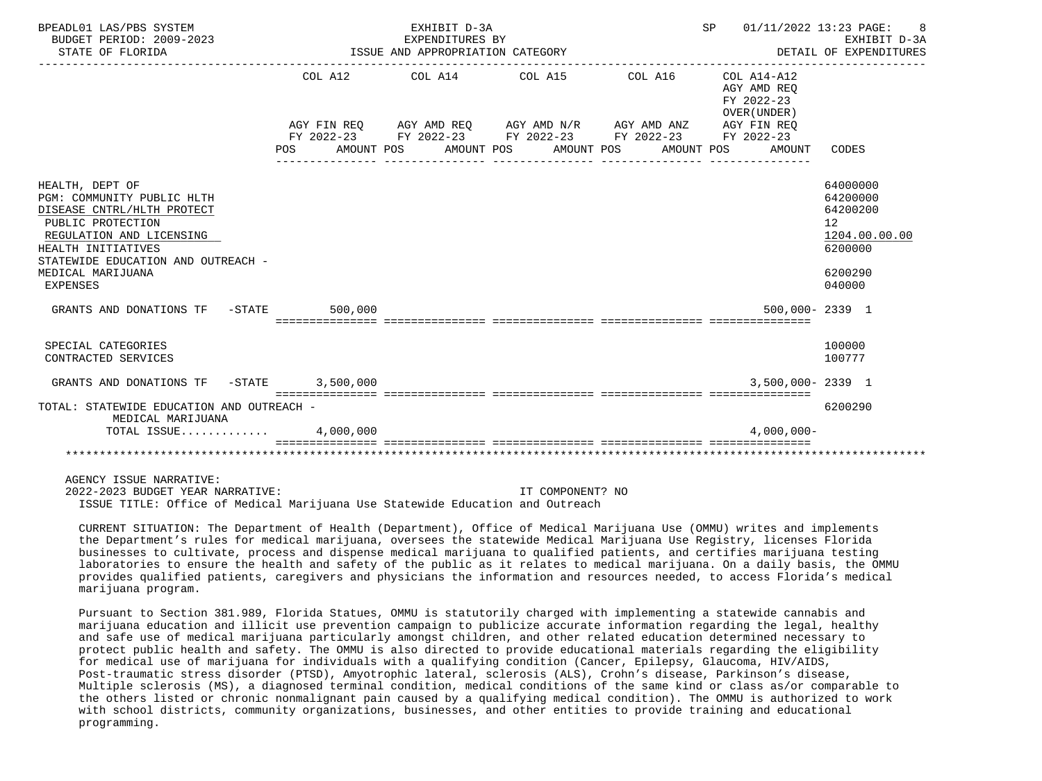BPEADL01 LAS/PBS SYSTEM — EXHIBIT D-3A — EXPENDITURES BY ISSUE AND APPROPRIATION CATEGORY — SP 01/11/2022 13:23
BUDGET PERIOD: 2009-2023 — STATE OF FLORIDA — EXHIBIT D-3A DETAIL OF EXPENDITURES

| | COL A12 AGY FIN REQ FY 2022-23 POS AMOUNT | COL A14 AGY AMD REQ FY 2022-23 POS AMOUNT | COL A15 AGY AMD N/R FY 2022-23 POS AMOUNT | COL A16 AGY AMD ANZ FY 2022-23 POS AMOUNT | COL A14-A12 AGY AMD REQ FY 2022-23 OVER(UNDER) AGY FIN REQ FY 2022-23 POS AMOUNT | CODES |
|---|---|---|---|---|---|---|
| HEALTH, DEPT OF | | | | | | 64000000 |
| PGM: COMMUNITY PUBLIC HLTH | | | | | | 64200000 |
| DISEASE CNTRL/HLTH PROTECT | | | | | | 64200200 |
| PUBLIC PROTECTION | | | | | | 12 |
| REGULATION AND LICENSING | | | | | | 1204.00.00.00 |
| HEALTH INITIATIVES | | | | | | 6200000 |
| STATEWIDE EDUCATION AND OUTREACH - MEDICAL MARIJUANA | | | | | | 6200290 |
| EXPENSES | | | | | | 040000 |
| GRANTS AND DONATIONS TF -STATE | 500,000 | | | | 500,000- | 2339 1 |
| SPECIAL CATEGORIES | | | | | | 100000 |
| CONTRACTED SERVICES | | | | | | 100777 |
| GRANTS AND DONATIONS TF -STATE | 3,500,000 | | | | 3,500,000- | 2339 1 |
| TOTAL: STATEWIDE EDUCATION AND OUTREACH - MEDICAL MARIJUANA | | | | | | 6200290 |
| TOTAL ISSUE............ | 4,000,000 | | | | 4,000,000- | |

AGENCY ISSUE NARRATIVE:
2022-2023 BUDGET YEAR NARRATIVE: IT COMPONENT? NO
ISSUE TITLE: Office of Medical Marijuana Use Statewide Education and Outreach

CURRENT SITUATION: The Department of Health (Department), Office of Medical Marijuana Use (OMMU) writes and implements the Department's rules for medical marijuana, oversees the statewide Medical Marijuana Use Registry, licenses Florida businesses to cultivate, process and dispense medical marijuana to qualified patients, and certifies marijuana testing laboratories to ensure the health and safety of the public as it relates to medical marijuana. On a daily basis, the OMMU provides qualified patients, caregivers and physicians the information and resources needed, to access Florida's medical marijuana program.

Pursuant to Section 381.989, Florida Statues, OMMU is statutorily charged with implementing a statewide cannabis and marijuana education and illicit use prevention campaign to publicize accurate information regarding the legal, healthy and safe use of medical marijuana particularly amongst children, and other related education determined necessary to protect public health and safety. The OMMU is also directed to provide educational materials regarding the eligibility for medical use of marijuana for individuals with a qualifying condition (Cancer, Epilepsy, Glaucoma, HIV/AIDS, Post-traumatic stress disorder (PTSD), Amyotrophic lateral, sclerosis (ALS), Crohn's disease, Parkinson's disease, Multiple sclerosis (MS), a diagnosed terminal condition, medical conditions of the same kind or class as/or comparable to the others listed or chronic nonmalignant pain caused by a qualifying medical condition). The OMMU is authorized to work with school districts, community organizations, businesses, and other entities to provide training and educational programming.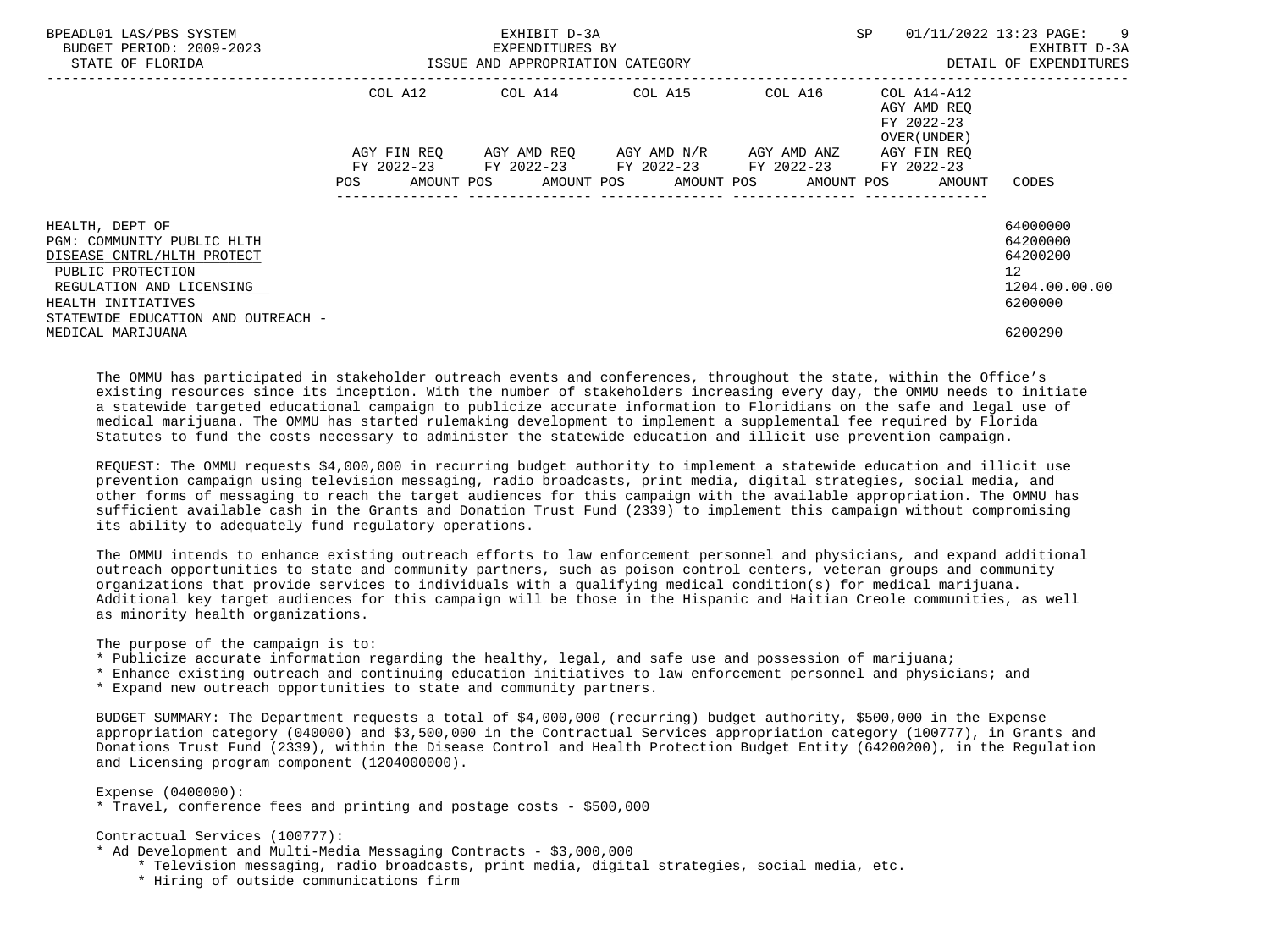| | COL A12 | | COL A14 | | COL A15 | | COL A16 | | COL A14-A12 AGY AMD REQ FY 2022-23 OVER(UNDER) | | |
|---|---|---|---|---|---|---|---|---|---|---|---|
| | AGY FIN REQ FY 2022-23 | | AGY AMD REQ FY 2022-23 | | AGY AMD N/R FY 2022-23 | | AGY AMD ANZ FY 2022-23 | | AGY FIN REQ FY 2022-23 | | |
| | POS | AMOUNT | POS | AMOUNT | POS | AMOUNT | POS | AMOUNT | POS | AMOUNT | CODES |
| HEALTH, DEPT OF | | | | | | | | | | | 64000000 |
| PGM: COMMUNITY PUBLIC HLTH | | | | | | | | | | | 64200000 |
| DISEASE CNTRL/HLTH PROTECT | | | | | | | | | | | 64200200 |
| PUBLIC PROTECTION | | | | | | | | | | | 12 |
| REGULATION AND LICENSING | | | | | | | | | | | 1204.00.00.00 |
| HEALTH INITIATIVES | | | | | | | | | | | 6200000 |
| STATEWIDE EDUCATION AND OUTREACH - MEDICAL MARIJUANA | | | | | | | | | | | 6200290 |

The OMMU has participated in stakeholder outreach events and conferences, throughout the state, within the Office's existing resources since its inception. With the number of stakeholders increasing every day, the OMMU needs to initiate a statewide targeted educational campaign to publicize accurate information to Floridians on the safe and legal use of medical marijuana. The OMMU has started rulemaking development to implement a supplemental fee required by Florida Statutes to fund the costs necessary to administer the statewide education and illicit use prevention campaign.

REQUEST: The OMMU requests $4,000,000 in recurring budget authority to implement a statewide education and illicit use prevention campaign using television messaging, radio broadcasts, print media, digital strategies, social media, and other forms of messaging to reach the target audiences for this campaign with the available appropriation. The OMMU has sufficient available cash in the Grants and Donation Trust Fund (2339) to implement this campaign without compromising its ability to adequately fund regulatory operations.

The OMMU intends to enhance existing outreach efforts to law enforcement personnel and physicians, and expand additional outreach opportunities to state and community partners, such as poison control centers, veteran groups and community organizations that provide services to individuals with a qualifying medical condition(s) for medical marijuana. Additional key target audiences for this campaign will be those in the Hispanic and Haitian Creole communities, as well as minority health organizations.

The purpose of the campaign is to:

* Publicize accurate information regarding the healthy, legal, and safe use and possession of marijuana;
* Enhance existing outreach and continuing education initiatives to law enforcement personnel and physicians; and
* Expand new outreach opportunities to state and community partners.

BUDGET SUMMARY: The Department requests a total of $4,000,000 (recurring) budget authority, $500,000 in the Expense appropriation category (040000) and $3,500,000 in the Contractual Services appropriation category (100777), in Grants and Donations Trust Fund (2339), within the Disease Control and Health Protection Budget Entity (64200200), in the Regulation and Licensing program component (1204000000).

Expense (0400000):

* Travel, conference fees and printing and postage costs - $500,000

Contractual Services (100777):

* Ad Development and Multi-Media Messaging Contracts - $3,000,000
    * Television messaging, radio broadcasts, print media, digital strategies, social media, etc.
    * Hiring of outside communications firm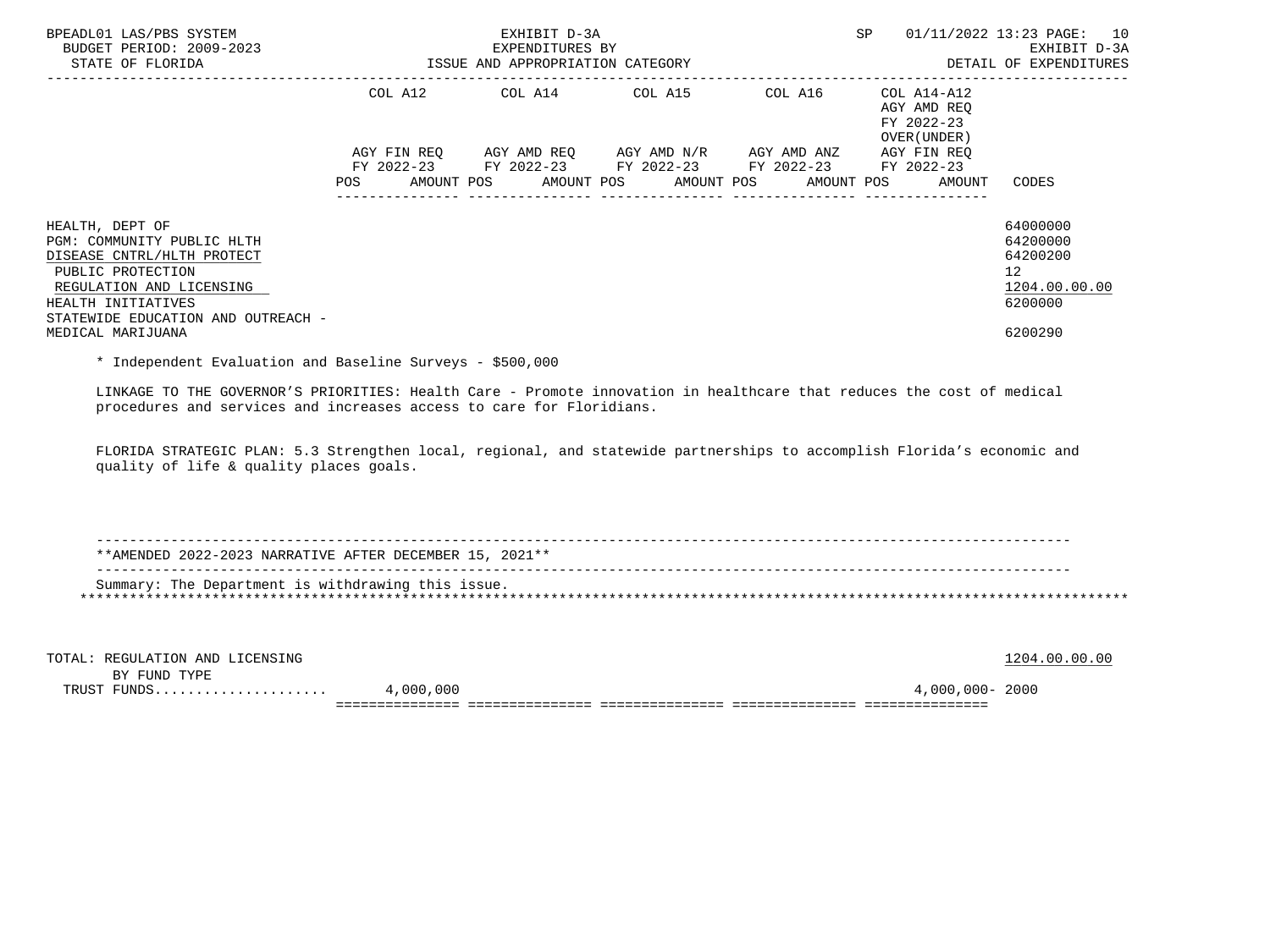| | COL A12 | | COL A14 | | COL A15 | | COL A16 | | COL A14-A12 AGY AMD REQ FY 2022-23 OVER(UNDER) | | |
|---|---|---|---|---|---|---|---|---|---|---|---|
| | AGY FIN REQ FY 2022-23 | | AGY AMD REQ FY 2022-23 | | AGY AMD N/R FY 2022-23 | | AGY AMD ANZ FY 2022-23 | | AGY FIN REQ FY 2022-23 | | |
| | POS | AMOUNT | POS | AMOUNT | POS | AMOUNT | POS | AMOUNT | POS | AMOUNT | CODES |

HEALTH, DEPT OF — 64000000
PGM: COMMUNITY PUBLIC HLTH — 64200000
DISEASE CNTRL/HLTH PROTECT — 64200200
PUBLIC PROTECTION — 12
REGULATION AND LICENSING — 1204.00.00.00
HEALTH INITIATIVES — 6200000
STATEWIDE EDUCATION AND OUTREACH - MEDICAL MARIJUANA — 6200290

* Independent Evaluation and Baseline Surveys - $500,000

LINKAGE TO THE GOVERNOR'S PRIORITIES: Health Care - Promote innovation in healthcare that reduces the cost of medical procedures and services and increases access to care for Floridians.

FLORIDA STRATEGIC PLAN: 5.3 Strengthen local, regional, and statewide partnerships to accomplish Florida's economic and quality of life & quality places goals.

**AMENDED 2022-2023 NARRATIVE AFTER DECEMBER 15, 2021**

Summary: The Department is withdrawing this issue.

| TOTAL: REGULATION AND LICENSING | COL A12 AMOUNT | COL A14 | COL A15 | COL A16 | COL A14-A12 AMOUNT | CODES |
|---|---|---|---|---|---|---|
| BY FUND TYPE | | | | | | 1204.00.00.00 |
| TRUST FUNDS | 4,000,000 | | | | 4,000,000- | 2000 |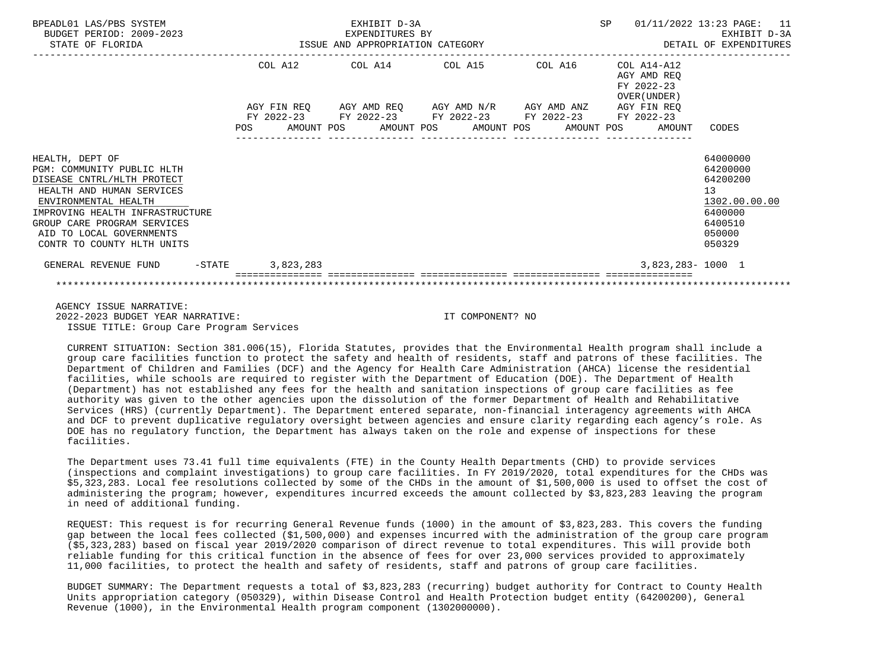BPEADL01 LAS/PBS SYSTEM — EXHIBIT D-3A — EXPENDITURES BY ISSUE AND APPROPRIATION CATEGORY — SP 01/11/2022 13:23

BUDGET PERIOD: 2009-2023 — STATE OF FLORIDA — EXHIBIT D-3A DETAIL OF EXPENDITURES

| | COL A12 AGY FIN REQ FY 2022-23 POS AMOUNT | COL A14 AGY AMD REQ FY 2022-23 POS AMOUNT | COL A15 AGY AMD N/R FY 2022-23 POS AMOUNT | COL A16 AGY AMD ANZ FY 2022-23 POS AMOUNT | COL A14-A12 AGY AMD REQ FY 2022-23 OVER(UNDER) AGY FIN REQ FY 2022-23 POS AMOUNT | CODES |
|---|---|---|---|---|---|---|
| HEALTH, DEPT OF | | | | | | 64000000 |
| PGM: COMMUNITY PUBLIC HLTH | | | | | | 64200000 |
| DISEASE CNTRL/HLTH PROTECT | | | | | | 64200200 |
| HEALTH AND HUMAN SERVICES | | | | | | 13 |
| ENVIRONMENTAL HEALTH | | | | | | 1302.00.00.00 |
| IMPROVING HEALTH INFRASTRUCTURE | | | | | | 6400000 |
| GROUP CARE PROGRAM SERVICES | | | | | | 6400510 |
| AID TO LOCAL GOVERNMENTS | | | | | | 050000 |
| CONTR TO COUNTY HLTH UNITS | | | | | | 050329 |
| GENERAL REVENUE FUND -STATE | 3,823,283 | | | | 3,823,283- | 1000 1 |

AGENCY ISSUE NARRATIVE:

2022-2023 BUDGET YEAR NARRATIVE: IT COMPONENT? NO

ISSUE TITLE: Group Care Program Services

CURRENT SITUATION: Section 381.006(15), Florida Statutes, provides that the Environmental Health program shall include a group care facilities function to protect the safety and health of residents, staff and patrons of these facilities. The Department of Children and Families (DCF) and the Agency for Health Care Administration (AHCA) license the residential facilities, while schools are required to register with the Department of Education (DOE). The Department of Health (Department) has not established any fees for the health and sanitation inspections of group care facilities as fee authority was given to the other agencies upon the dissolution of the former Department of Health and Rehabilitative Services (HRS) (currently Department). The Department entered separate, non-financial interagency agreements with AHCA and DCF to prevent duplicative regulatory oversight between agencies and ensure clarity regarding each agency's role. As DOE has no regulatory function, the Department has always taken on the role and expense of inspections for these facilities.

The Department uses 73.41 full time equivalents (FTE) in the County Health Departments (CHD) to provide services (inspections and complaint investigations) to group care facilities. In FY 2019/2020, total expenditures for the CHDs was $5,323,283. Local fee resolutions collected by some of the CHDs in the amount of $1,500,000 is used to offset the cost of administering the program; however, expenditures incurred exceeds the amount collected by $3,823,283 leaving the program in need of additional funding.

REQUEST: This request is for recurring General Revenue funds (1000) in the amount of $3,823,283. This covers the funding gap between the local fees collected ($1,500,000) and expenses incurred with the administration of the group care program ($5,323,283) based on fiscal year 2019/2020 comparison of direct revenue to total expenditures. This will provide both reliable funding for this critical function in the absence of fees for over 23,000 services provided to approximately 11,000 facilities, to protect the health and safety of residents, staff and patrons of group care facilities.

BUDGET SUMMARY: The Department requests a total of $3,823,283 (recurring) budget authority for Contract to County Health Units appropriation category (050329), within Disease Control and Health Protection budget entity (64200200), General Revenue (1000), in the Environmental Health program component (1302000000).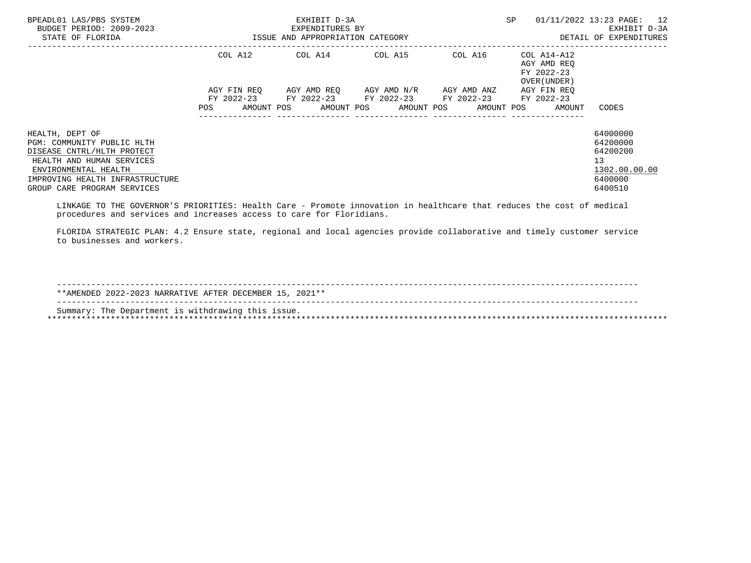| | COL A12 | COL A14 | COL A15 | COL A16 | COL A14-A12 AGY AMD REQ FY 2022-23 OVER(UNDER) | |
|---|---|---|---|---|---|---|
| | AGY FIN REQ FY 2022-23 | AGY AMD REQ FY 2022-23 | AGY AMD N/R FY 2022-23 | AGY AMD ANZ FY 2022-23 | AGY FIN REQ FY 2022-23 | |
| | POS AMOUNT | POS AMOUNT | POS AMOUNT | POS AMOUNT | POS AMOUNT | CODES |
| HEALTH, DEPT OF | | | | | | 64000000 |
| PGM: COMMUNITY PUBLIC HLTH | | | | | | 64200000 |
| DISEASE CNTRL/HLTH PROTECT | | | | | | 64200200 |
| HEALTH AND HUMAN SERVICES | | | | | | 13 |
| ENVIRONMENTAL HEALTH | | | | | | 1302.00.00.00 |
| IMPROVING HEALTH INFRASTRUCTURE | | | | | | 6400000 |
| GROUP CARE PROGRAM SERVICES | | | | | | 6400510 |

LINKAGE TO THE GOVERNOR'S PRIORITIES: Health Care - Promote innovation in healthcare that reduces the cost of medical procedures and services and increases access to care for Floridians.

FLORIDA STRATEGIC PLAN: 4.2 Ensure state, regional and local agencies provide collaborative and timely customer service to businesses and workers.

**AMENDED 2022-2023 NARRATIVE AFTER DECEMBER 15, 2021**

Summary: The Department is withdrawing this issue.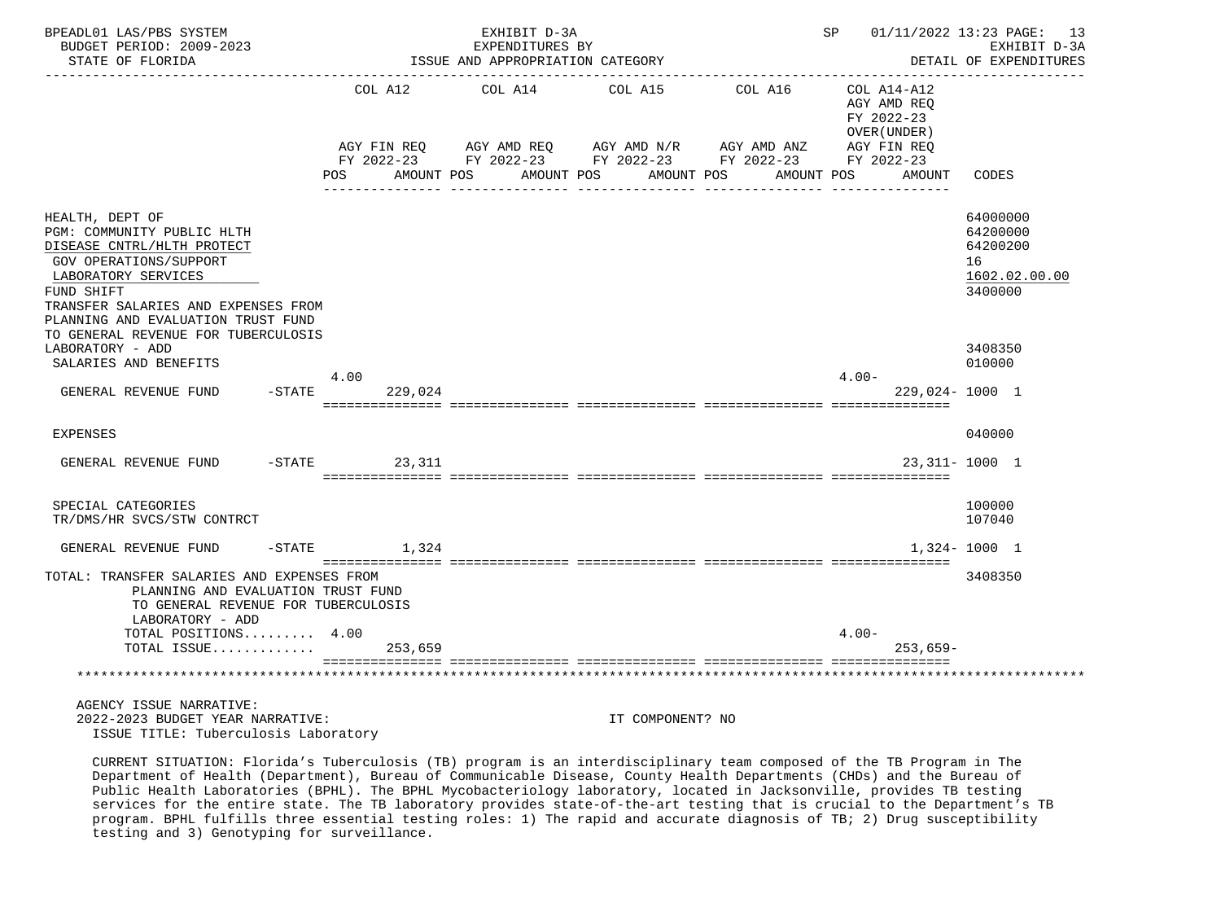BPEADL01 LAS/PBS SYSTEM — EXHIBIT D-3A — EXPENDITURES BY ISSUE AND APPROPRIATION CATEGORY — SP 01/11/2022 13:23 — EXHIBIT D-3A DETAIL OF EXPENDITURES

BUDGET PERIOD: 2009-2023
STATE OF FLORIDA

| | COL A12 AGY FIN REQ FY 2022-23 POS | AMOUNT | COL A14 AGY AMD REQ FY 2022-23 POS | AMOUNT | COL A15 AGY AMD N/R FY 2022-23 POS | AMOUNT | COL A16 AGY AMD ANZ FY 2022-23 POS | AMOUNT | COL A14-A12 AGY AMD REQ FY 2022-23 OVER(UNDER) AGY FIN REQ FY 2022-23 POS | AMOUNT | CODES |
|---|---|---|---|---|---|---|---|---|---|---|---|
| HEALTH, DEPT OF | | | | | | | | | | | 64000000 |
| PGM: COMMUNITY PUBLIC HLTH | | | | | | | | | | | 64200000 |
| DISEASE CNTRL/HLTH PROTECT | | | | | | | | | | | 64200200 |
| GOV OPERATIONS/SUPPORT | | | | | | | | | | | 16 |
| LABORATORY SERVICES | | | | | | | | | | | 1602.02.00.00 |
| FUND SHIFT | | | | | | | | | | | 3400000 |
| TRANSFER SALARIES AND EXPENSES FROM PLANNING AND EVALUATION TRUST FUND TO GENERAL REVENUE FOR TUBERCULOSIS LABORATORY - ADD | | | | | | | | | | | 3408350 |
| SALARIES AND BENEFITS | | | | | | | | | | | 010000 |
| GENERAL REVENUE FUND -STATE | 4.00 | 229,024 | | | | | | | 4.00- | 229,024- | 1000 1 |
| EXPENSES | | | | | | | | | | | 040000 |
| GENERAL REVENUE FUND -STATE | | 23,311 | | | | | | | | 23,311- | 1000 1 |
| SPECIAL CATEGORIES | | | | | | | | | | | 100000 |
| TR/DMS/HR SVCS/STW CONTRCT | | | | | | | | | | | 107040 |
| GENERAL REVENUE FUND -STATE | | 1,324 | | | | | | | | 1,324- | 1000 1 |
| TOTAL: TRANSFER SALARIES AND EXPENSES FROM PLANNING AND EVALUATION TRUST FUND TO GENERAL REVENUE FOR TUBERCULOSIS LABORATORY - ADD | | | | | | | | | | | 3408350 |
| TOTAL POSITIONS | 4.00 | | | | | | | | 4.00- | | |
| TOTAL ISSUE | | 253,659 | | | | | | | | 253,659- | |

AGENCY ISSUE NARRATIVE:
2022-2023 BUDGET YEAR NARRATIVE: IT COMPONENT? NO
ISSUE TITLE: Tuberculosis Laboratory

CURRENT SITUATION: Florida's Tuberculosis (TB) program is an interdisciplinary team composed of the TB Program in The Department of Health (Department), Bureau of Communicable Disease, County Health Departments (CHDs) and the Bureau of Public Health Laboratories (BPHL). The BPHL Mycobacteriology laboratory, located in Jacksonville, provides TB testing services for the entire state. The TB laboratory provides state-of-the-art testing that is crucial to the Department's TB program. BPHL fulfills three essential testing roles: 1) The rapid and accurate diagnosis of TB; 2) Drug susceptibility testing and 3) Genotyping for surveillance.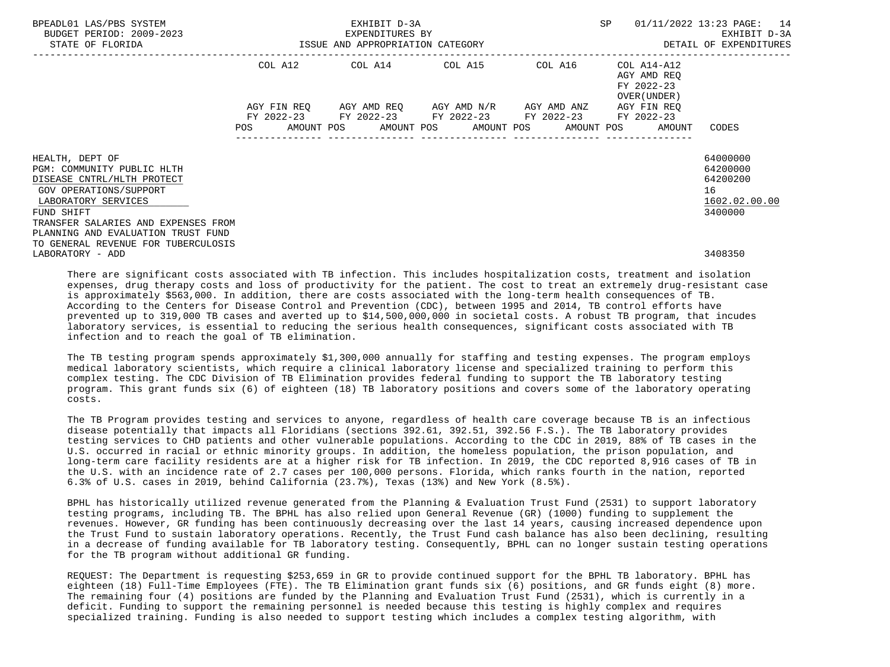BPEADL01 LAS/PBS SYSTEM — EXHIBIT D-3A — EXPENDITURES BY ISSUE AND APPROPRIATION CATEGORY — DETAIL OF EXPENDITURES
BUDGET PERIOD: 2009-2023
STATE OF FLORIDA

| | COL A12 AGY FIN REQ FY 2022-23 POS AMOUNT | COL A14 AGY AMD REQ FY 2022-23 POS AMOUNT | COL A15 AGY AMD N/R FY 2022-23 POS AMOUNT | COL A16 AGY AMD ANZ FY 2022-23 POS AMOUNT | COL A14-A12 AGY AMD REQ FY 2022-23 OVER(UNDER) AGY FIN REQ FY 2022-23 POS AMOUNT | CODES |
|---|---|---|---|---|---|---|
| HEALTH, DEPT OF | | | | | | 64000000 |
| PGM: COMMUNITY PUBLIC HLTH | | | | | | 64200000 |
| DISEASE CNTRL/HLTH PROTECT | | | | | | 64200200 |
| GOV OPERATIONS/SUPPORT | | | | | | 16 |
| LABORATORY SERVICES | | | | | | 1602.02.00.00 |
| FUND SHIFT | | | | | | 3400000 |
| TRANSFER SALARIES AND EXPENSES FROM PLANNING AND EVALUATION TRUST FUND TO GENERAL REVENUE FOR TUBERCULOSIS LABORATORY - ADD | | | | | | 3408350 |

There are significant costs associated with TB infection. This includes hospitalization costs, treatment and isolation expenses, drug therapy costs and loss of productivity for the patient. The cost to treat an extremely drug-resistant case is approximately $563,000. In addition, there are costs associated with the long-term health consequences of TB. According to the Centers for Disease Control and Prevention (CDC), between 1995 and 2014, TB control efforts have prevented up to 319,000 TB cases and averted up to $14,500,000,000 in societal costs. A robust TB program, that incudes laboratory services, is essential to reducing the serious health consequences, significant costs associated with TB infection and to reach the goal of TB elimination.

The TB testing program spends approximately $1,300,000 annually for staffing and testing expenses. The program employs medical laboratory scientists, which require a clinical laboratory license and specialized training to perform this complex testing. The CDC Division of TB Elimination provides federal funding to support the TB laboratory testing program. This grant funds six (6) of eighteen (18) TB laboratory positions and covers some of the laboratory operating costs.

The TB Program provides testing and services to anyone, regardless of health care coverage because TB is an infectious disease potentially that impacts all Floridians (sections 392.61, 392.51, 392.56 F.S.). The TB laboratory provides testing services to CHD patients and other vulnerable populations. According to the CDC in 2019, 88% of TB cases in the U.S. occurred in racial or ethnic minority groups. In addition, the homeless population, the prison population, and long-term care facility residents are at a higher risk for TB infection. In 2019, the CDC reported 8,916 cases of TB in the U.S. with an incidence rate of 2.7 cases per 100,000 persons. Florida, which ranks fourth in the nation, reported 6.3% of U.S. cases in 2019, behind California (23.7%), Texas (13%) and New York (8.5%).

BPHL has historically utilized revenue generated from the Planning & Evaluation Trust Fund (2531) to support laboratory testing programs, including TB. The BPHL has also relied upon General Revenue (GR) (1000) funding to supplement the revenues. However, GR funding has been continuously decreasing over the last 14 years, causing increased dependence upon the Trust Fund to sustain laboratory operations. Recently, the Trust Fund cash balance has also been declining, resulting in a decrease of funding available for TB laboratory testing. Consequently, BPHL can no longer sustain testing operations for the TB program without additional GR funding.

REQUEST: The Department is requesting $253,659 in GR to provide continued support for the BPHL TB laboratory. BPHL has eighteen (18) Full-Time Employees (FTE). The TB Elimination grant funds six (6) positions, and GR funds eight (8) more. The remaining four (4) positions are funded by the Planning and Evaluation Trust Fund (2531), which is currently in a deficit. Funding to support the remaining personnel is needed because this testing is highly complex and requires specialized training. Funding is also needed to support testing which includes a complex testing algorithm, with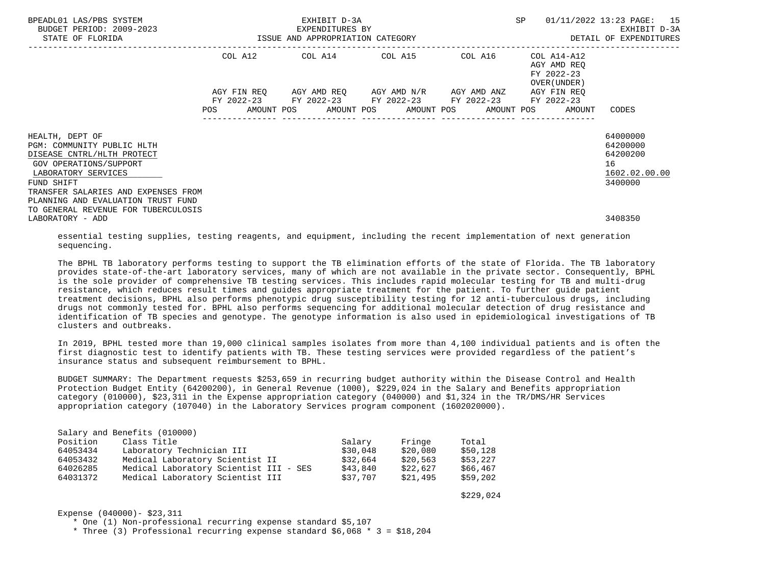| | COL A12 | | COL A14 | | COL A15 | | COL A16 | | COL A14-A12 AGY AMD REQ FY 2022-23 OVER(UNDER) | |
|---|---|---|---|---|---|---|---|---|---|---|
| | AGY FIN REQ FY 2022-23 | | AGY AMD REQ FY 2022-23 | | AGY AMD N/R FY 2022-23 | | AGY AMD ANZ FY 2022-23 | | AGY FIN REQ FY 2022-23 | |
| | POS | AMOUNT | POS | AMOUNT | POS | AMOUNT | POS | AMOUNT | POS | AMOUNT | CODES |

HEALTH, DEPT OF — 64000000
PGM: COMMUNITY PUBLIC HLTH — 64200000
DISEASE CNTRL/HLTH PROTECT — 64200200
GOV OPERATIONS/SUPPORT — 16
LABORATORY SERVICES — 1602.02.00.00
FUND SHIFT — 3400000
TRANSFER SALARIES AND EXPENSES FROM PLANNING AND EVALUATION TRUST FUND TO GENERAL REVENUE FOR TUBERCULOSIS LABORATORY - ADD — 3408350

essential testing supplies, testing reagents, and equipment, including the recent implementation of next generation sequencing.

The BPHL TB laboratory performs testing to support the TB elimination efforts of the state of Florida. The TB laboratory provides state-of-the-art laboratory services, many of which are not available in the private sector. Consequently, BPHL is the sole provider of comprehensive TB testing services. This includes rapid molecular testing for TB and multi-drug resistance, which reduces result times and guides appropriate treatment for the patient. To further guide patient treatment decisions, BPHL also performs phenotypic drug susceptibility testing for 12 anti-tuberculous drugs, including drugs not commonly tested for. BPHL also performs sequencing for additional molecular detection of drug resistance and identification of TB species and genotype. The genotype information is also used in epidemiological investigations of TB clusters and outbreaks.

In 2019, BPHL tested more than 19,000 clinical samples isolates from more than 4,100 individual patients and is often the first diagnostic test to identify patients with TB. These testing services were provided regardless of the patient's insurance status and subsequent reimbursement to BPHL.

BUDGET SUMMARY: The Department requests $253,659 in recurring budget authority within the Disease Control and Health Protection Budget Entity (64200200), in General Revenue (1000), $229,024 in the Salary and Benefits appropriation category (010000), $23,311 in the Expense appropriation category (040000) and $1,324 in the TR/DMS/HR Services appropriation category (107040) in the Laboratory Services program component (1602020000).

Salary and Benefits (010000)

| Position | Class Title | Salary | Fringe | Total |
|---|---|---|---|---|
| 64053434 | Laboratory Technician III | $30,048 | $20,080 | $50,128 |
| 64053432 | Medical Laboratory Scientist II | $32,664 | $20,563 | $53,227 |
| 64026285 | Medical Laboratory Scientist III - SES | $43,840 | $22,627 | $66,467 |
| 64031372 | Medical Laboratory Scientist III | $37,707 | $21,495 | $59,202 |
| | | | | $229,024 |

Expense (040000)- $23,311

* One (1) Non-professional recurring expense standard $5,107
* Three (3) Professional recurring expense standard $6,068 * 3 = $18,204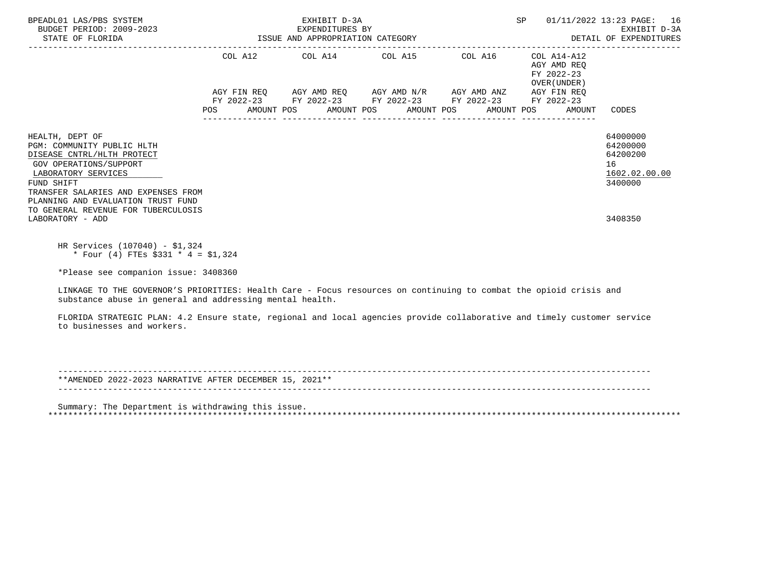BPEADL01 LAS/PBS SYSTEM
BUDGET PERIOD: 2009-2023
STATE OF FLORIDA

EXHIBIT D-3A
EXPENDITURES BY
ISSUE AND APPROPRIATION CATEGORY

SP 01/11/2022 13:23
EXHIBIT D-3A
DETAIL OF EXPENDITURES

| | COL A12 AGY FIN REQ FY 2022-23 POS AMOUNT | COL A14 AGY AMD REQ FY 2022-23 POS AMOUNT | COL A15 AGY AMD N/R FY 2022-23 POS AMOUNT | COL A16 AGY AMD ANZ FY 2022-23 POS AMOUNT | COL A14-A12 AGY AMD REQ FY 2022-23 OVER(UNDER) AGY FIN REQ FY 2022-23 POS AMOUNT | CODES |
|---|---|---|---|---|---|---|
| HEALTH, DEPT OF | | | | | | 64000000 |
| PGM: COMMUNITY PUBLIC HLTH | | | | | | 64200000 |
| DISEASE CNTRL/HLTH PROTECT | | | | | | 64200200 |
| GOV OPERATIONS/SUPPORT | | | | | | 16 |
| LABORATORY SERVICES | | | | | | 1602.02.00.00 |
| FUND SHIFT | | | | | | 3400000 |
| TRANSFER SALARIES AND EXPENSES FROM PLANNING AND EVALUATION TRUST FUND TO GENERAL REVENUE FOR TUBERCULOSIS LABORATORY - ADD | | | | | | 3408350 |

HR Services (107040) - $1,324
* Four (4) FTEs $331 * 4 = $1,324

*Please see companion issue: 3408360

LINKAGE TO THE GOVERNOR'S PRIORITIES: Health Care - Focus resources on continuing to combat the opioid crisis and substance abuse in general and addressing mental health.

FLORIDA STRATEGIC PLAN: 4.2 Ensure state, regional and local agencies provide collaborative and timely customer service to businesses and workers.

---

**AMENDED 2022-2023 NARRATIVE AFTER DECEMBER 15, 2021**

---

Summary: The Department is withdrawing this issue.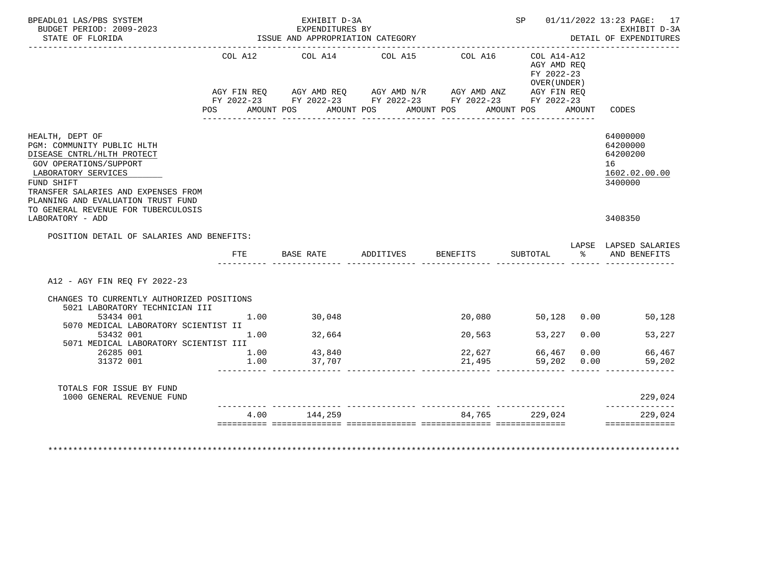BPEADL01 LAS/PBS SYSTEM — EXHIBIT D-3A — EXPENDITURES BY ISSUE AND APPROPRIATION CATEGORY
BUDGET PERIOD: 2009-2023 — STATE OF FLORIDA
SP 01/11/2022 13:23 — EXHIBIT D-3A — DETAIL OF EXPENDITURES

| | COL A12 AGY FIN REQ FY 2022-23 POS AMOUNT | COL A14 AGY AMD REQ FY 2022-23 POS AMOUNT | COL A15 AGY AMD N/R FY 2022-23 POS AMOUNT | COL A16 AGY AMD ANZ FY 2022-23 POS AMOUNT | COL A14-A12 AGY AMD REQ FY 2022-23 OVER(UNDER) AGY FIN REQ FY 2022-23 POS AMOUNT | CODES |
|---|---|---|---|---|---|---|
| HEALTH, DEPT OF | | | | | | 64000000 |
| PGM: COMMUNITY PUBLIC HLTH | | | | | | 64200000 |
| DISEASE CNTRL/HLTH PROTECT | | | | | | 64200200 |
| GOV OPERATIONS/SUPPORT | | | | | | 16 |
| LABORATORY SERVICES | | | | | | 1602.02.00.00 |
| FUND SHIFT | | | | | | 3400000 |
| TRANSFER SALARIES AND EXPENSES FROM PLANNING AND EVALUATION TRUST FUND TO GENERAL REVENUE FOR TUBERCULOSIS LABORATORY - ADD | | | | | | 3408350 |

POSITION DETAIL OF SALARIES AND BENEFITS:

| | FTE | BASE RATE | ADDITIVES | BENEFITS | SUBTOTAL | LAPSE % | LAPSED SALARIES AND BENEFITS |
|---|---|---|---|---|---|---|---|
| A12 - AGY FIN REQ FY 2022-23 | | | | | | | |
| CHANGES TO CURRENTLY AUTHORIZED POSITIONS | | | | | | | |
| 5021 LABORATORY TECHNICIAN III | | | | | | | |
| 53434 001 | 1.00 | 30,048 | | 20,080 | 50,128 | 0.00 | 50,128 |
| 5070 MEDICAL LABORATORY SCIENTIST II | | | | | | | |
| 53432 001 | 1.00 | 32,664 | | 20,563 | 53,227 | 0.00 | 53,227 |
| 5071 MEDICAL LABORATORY SCIENTIST III | | | | | | | |
| 26285 001 | 1.00 | 43,840 | | 22,627 | 66,467 | 0.00 | 66,467 |
| 31372 001 | 1.00 | 37,707 | | 21,495 | 59,202 | 0.00 | 59,202 |
| TOTALS FOR ISSUE BY FUND | | | | | | | |
| 1000 GENERAL REVENUE FUND | | | | | | | 229,024 |
| | 4.00 | 144,259 | | 84,765 | 229,024 | | 229,024 |

*******************************************************************************************************************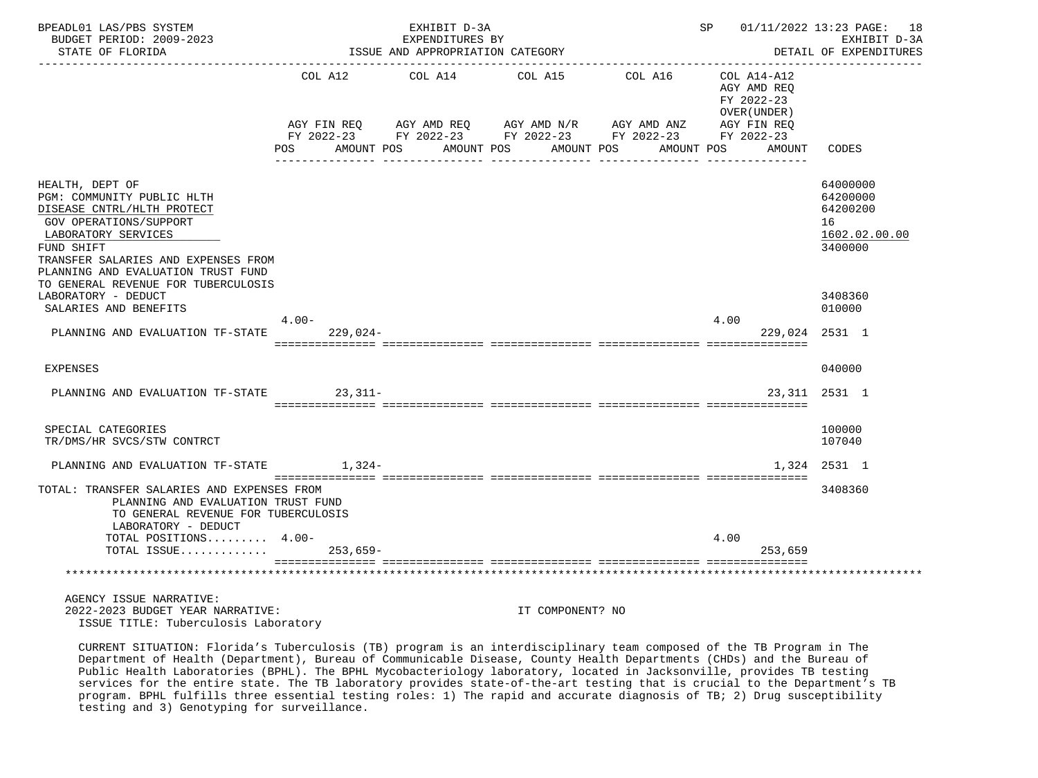BPEADL01 LAS/PBS SYSTEM — EXHIBIT D-3A — EXPENDITURES BY ISSUE AND APPROPRIATION CATEGORY — BUDGET PERIOD: 2009-2023 — STATE OF FLORIDA — SP 01/11/2022 13:23 — EXHIBIT D-3A DETAIL OF EXPENDITURES

| | COL A12 AGY FIN REQ FY 2022-23 POS | AMOUNT | COL A14 AGY AMD REQ FY 2022-23 POS | AMOUNT | COL A15 AGY AMD N/R FY 2022-23 POS | AMOUNT | COL A16 AGY AMD ANZ FY 2022-23 POS | AMOUNT | COL A14-A12 AGY AMD REQ FY 2022-23 OVER(UNDER) AGY FIN REQ FY 2022-23 POS | AMOUNT | CODES |
|---|---|---|---|---|---|---|---|---|---|---|---|
| HEALTH, DEPT OF | | | | | | | | | | | 64000000 |
| PGM: COMMUNITY PUBLIC HLTH | | | | | | | | | | | 64200000 |
| DISEASE CNTRL/HLTH PROTECT | | | | | | | | | | | 64200200 |
| GOV OPERATIONS/SUPPORT | | | | | | | | | | | 16 |
| LABORATORY SERVICES | | | | | | | | | | | 1602.02.00.00 |
| FUND SHIFT | | | | | | | | | | | 3400000 |
| TRANSFER SALARIES AND EXPENSES FROM PLANNING AND EVALUATION TRUST FUND TO GENERAL REVENUE FOR TUBERCULOSIS LABORATORY - DEDUCT | | | | | | | | | | | 3408360 |
| SALARIES AND BENEFITS | | | | | | | | | | | 010000 |
| PLANNING AND EVALUATION TF-STATE | 4.00- | 229,024- | | | | | | | 4.00 | 229,024 | 2531 1 |
| EXPENSES | | | | | | | | | | | 040000 |
| PLANNING AND EVALUATION TF-STATE | | 23,311- | | | | | | | | 23,311 | 2531 1 |
| SPECIAL CATEGORIES | | | | | | | | | | | 100000 |
| TR/DMS/HR SVCS/STW CONTRCT | | | | | | | | | | | 107040 |
| PLANNING AND EVALUATION TF-STATE | | 1,324- | | | | | | | | 1,324 | 2531 1 |
| TOTAL: TRANSFER SALARIES AND EXPENSES FROM PLANNING AND EVALUATION TRUST FUND TO GENERAL REVENUE FOR TUBERCULOSIS LABORATORY - DEDUCT | | | | | | | | | | | 3408360 |
| TOTAL POSITIONS | 4.00- | | | | | | | | 4.00 | | |
| TOTAL ISSUE | | 253,659- | | | | | | | | 253,659 | |

AGENCY ISSUE NARRATIVE:

2022-2023 BUDGET YEAR NARRATIVE: IT COMPONENT? NO

ISSUE TITLE: Tuberculosis Laboratory

CURRENT SITUATION: Florida's Tuberculosis (TB) program is an interdisciplinary team composed of the TB Program in The Department of Health (Department), Bureau of Communicable Disease, County Health Departments (CHDs) and the Bureau of Public Health Laboratories (BPHL). The BPHL Mycobacteriology laboratory, located in Jacksonville, provides TB testing services for the entire state. The TB laboratory provides state-of-the-art testing that is crucial to the Department's TB program. BPHL fulfills three essential testing roles: 1) The rapid and accurate diagnosis of TB; 2) Drug susceptibility testing and 3) Genotyping for surveillance.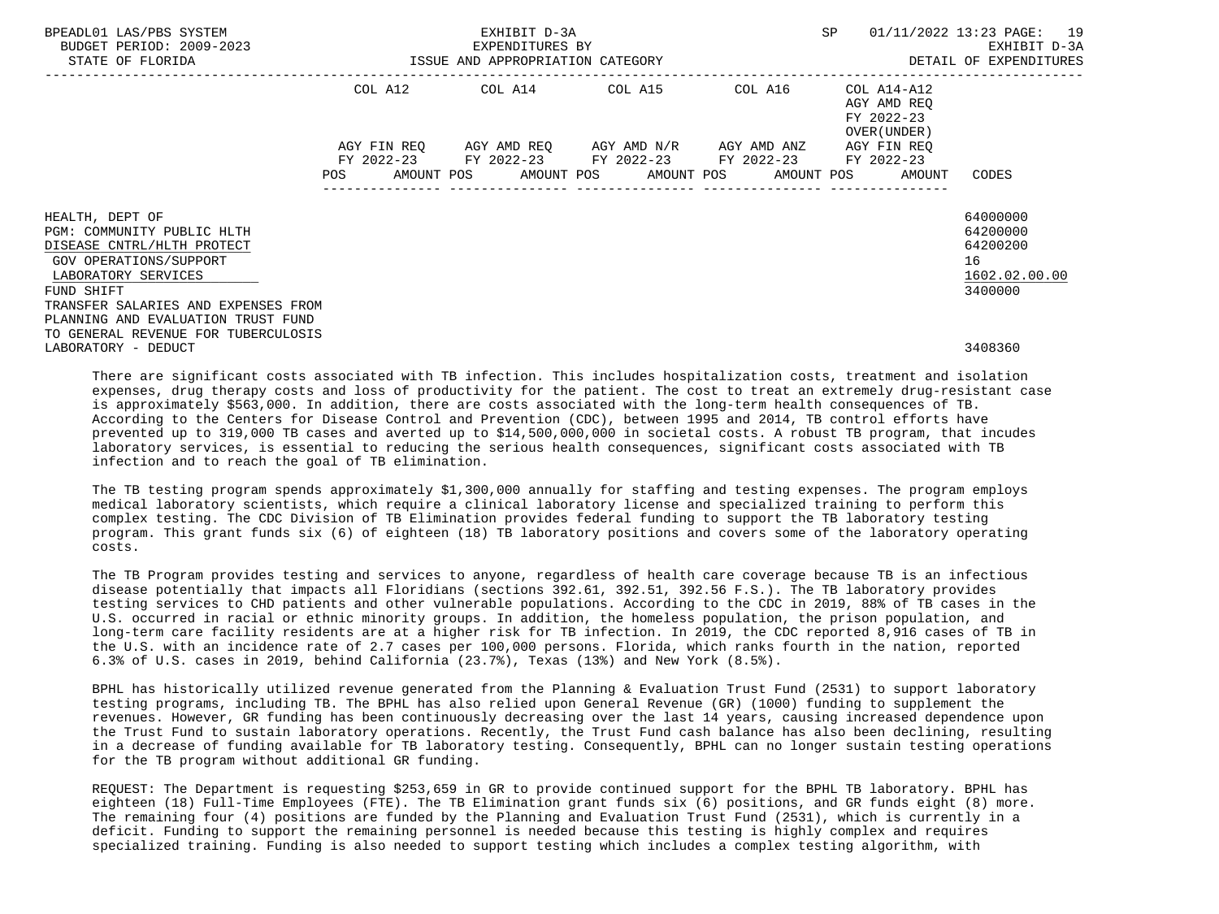| | COL A12 | COL A14 | COL A15 | COL A16 | COL A14-A12 AGY AMD REQ FY 2022-23 OVER(UNDER) | |
|---|---|---|---|---|---|---|
| | AGY FIN REQ FY 2022-23 POS AMOUNT | AGY AMD REQ FY 2022-23 POS AMOUNT | AGY AMD N/R FY 2022-23 POS AMOUNT | AGY AMD ANZ FY 2022-23 POS AMOUNT | AGY FIN REQ FY 2022-23 POS AMOUNT | CODES |
| HEALTH, DEPT OF | | | | | | 64000000 |
| PGM: COMMUNITY PUBLIC HLTH | | | | | | 64200000 |
| DISEASE CNTRL/HLTH PROTECT | | | | | | 64200200 |
| GOV OPERATIONS/SUPPORT | | | | | | 16 |
| LABORATORY SERVICES | | | | | | 1602.02.00.00 |
| FUND SHIFT | | | | | | 3400000 |
| TRANSFER SALARIES AND EXPENSES FROM PLANNING AND EVALUATION TRUST FUND TO GENERAL REVENUE FOR TUBERCULOSIS LABORATORY - DEDUCT | | | | | | 3408360 |

There are significant costs associated with TB infection. This includes hospitalization costs, treatment and isolation expenses, drug therapy costs and loss of productivity for the patient. The cost to treat an extremely drug-resistant case is approximately $563,000. In addition, there are costs associated with the long-term health consequences of TB. According to the Centers for Disease Control and Prevention (CDC), between 1995 and 2014, TB control efforts have prevented up to 319,000 TB cases and averted up to $14,500,000,000 in societal costs. A robust TB program, that incudes laboratory services, is essential to reducing the serious health consequences, significant costs associated with TB infection and to reach the goal of TB elimination.

The TB testing program spends approximately $1,300,000 annually for staffing and testing expenses. The program employs medical laboratory scientists, which require a clinical laboratory license and specialized training to perform this complex testing. The CDC Division of TB Elimination provides federal funding to support the TB laboratory testing program. This grant funds six (6) of eighteen (18) TB laboratory positions and covers some of the laboratory operating costs.

The TB Program provides testing and services to anyone, regardless of health care coverage because TB is an infectious disease potentially that impacts all Floridians (sections 392.61, 392.51, 392.56 F.S.). The TB laboratory provides testing services to CHD patients and other vulnerable populations. According to the CDC in 2019, 88% of TB cases in the U.S. occurred in racial or ethnic minority groups. In addition, the homeless population, the prison population, and long-term care facility residents are at a higher risk for TB infection. In 2019, the CDC reported 8,916 cases of TB in the U.S. with an incidence rate of 2.7 cases per 100,000 persons. Florida, which ranks fourth in the nation, reported 6.3% of U.S. cases in 2019, behind California (23.7%), Texas (13%) and New York (8.5%).

BPHL has historically utilized revenue generated from the Planning & Evaluation Trust Fund (2531) to support laboratory testing programs, including TB. The BPHL has also relied upon General Revenue (GR) (1000) funding to supplement the revenues. However, GR funding has been continuously decreasing over the last 14 years, causing increased dependence upon the Trust Fund to sustain laboratory operations. Recently, the Trust Fund cash balance has also been declining, resulting in a decrease of funding available for TB laboratory testing. Consequently, BPHL can no longer sustain testing operations for the TB program without additional GR funding.

REQUEST: The Department is requesting $253,659 in GR to provide continued support for the BPHL TB laboratory. BPHL has eighteen (18) Full-Time Employees (FTE). The TB Elimination grant funds six (6) positions, and GR funds eight (8) more. The remaining four (4) positions are funded by the Planning and Evaluation Trust Fund (2531), which is currently in a deficit. Funding to support the remaining personnel is needed because this testing is highly complex and requires specialized training. Funding is also needed to support testing which includes a complex testing algorithm, with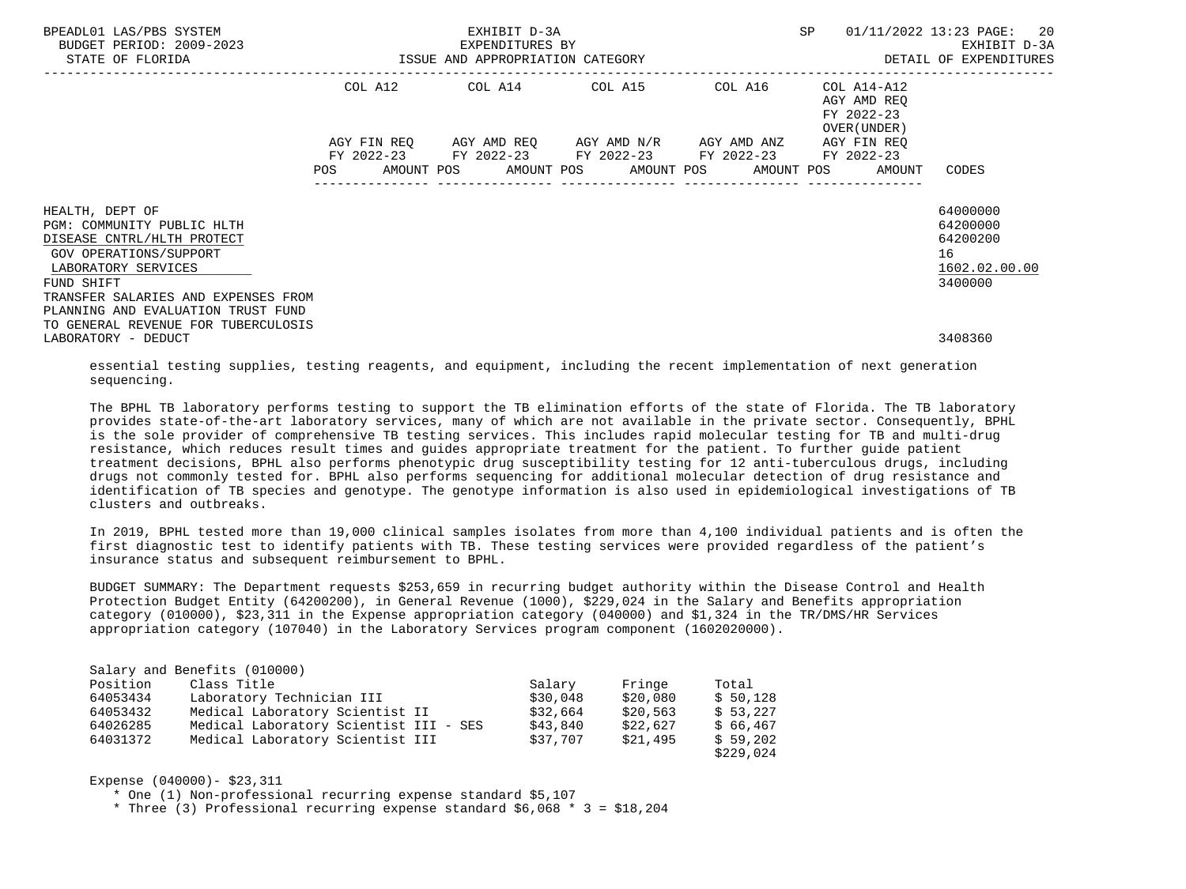| | COL A12 | | COL A14 | | COL A15 | | COL A16 | | COL A14-A12 AGY AMD REQ FY 2022-23 OVER(UNDER) | | |
|---|---|---|---|---|---|---|---|---|---|---|---|
| | AGY FIN REQ FY 2022-23 | | AGY AMD REQ FY 2022-23 | | AGY AMD N/R FY 2022-23 | | AGY AMD ANZ FY 2022-23 | | AGY FIN REQ FY 2022-23 | | |
| | POS | AMOUNT | POS | AMOUNT | POS | AMOUNT | POS | AMOUNT | POS | AMOUNT | CODES |
| HEALTH, DEPT OF | | | | | | | | | | | 64000000 |
| PGM: COMMUNITY PUBLIC HLTH | | | | | | | | | | | 64200000 |
| DISEASE CNTRL/HLTH PROTECT | | | | | | | | | | | 64200200 |
| GOV OPERATIONS/SUPPORT | | | | | | | | | | | 16 |
| LABORATORY SERVICES | | | | | | | | | | | 1602.02.00.00 |
| FUND SHIFT | | | | | | | | | | | 3400000 |
| TRANSFER SALARIES AND EXPENSES FROM PLANNING AND EVALUATION TRUST FUND TO GENERAL REVENUE FOR TUBERCULOSIS LABORATORY - DEDUCT | | | | | | | | | | | 3408360 |

essential testing supplies, testing reagents, and equipment, including the recent implementation of next generation sequencing.

The BPHL TB laboratory performs testing to support the TB elimination efforts of the state of Florida. The TB laboratory provides state-of-the-art laboratory services, many of which are not available in the private sector. Consequently, BPHL is the sole provider of comprehensive TB testing services. This includes rapid molecular testing for TB and multi-drug resistance, which reduces result times and guides appropriate treatment for the patient. To further guide patient treatment decisions, BPHL also performs phenotypic drug susceptibility testing for 12 anti-tuberculous drugs, including drugs not commonly tested for. BPHL also performs sequencing for additional molecular detection of drug resistance and identification of TB species and genotype. The genotype information is also used in epidemiological investigations of TB clusters and outbreaks.

In 2019, BPHL tested more than 19,000 clinical samples isolates from more than 4,100 individual patients and is often the first diagnostic test to identify patients with TB. These testing services were provided regardless of the patient's insurance status and subsequent reimbursement to BPHL.

BUDGET SUMMARY: The Department requests $253,659 in recurring budget authority within the Disease Control and Health Protection Budget Entity (64200200), in General Revenue (1000), $229,024 in the Salary and Benefits appropriation category (010000), $23,311 in the Expense appropriation category (040000) and $1,324 in the TR/DMS/HR Services appropriation category (107040) in the Laboratory Services program component (1602020000).

Salary and Benefits (010000)

| Position | Class Title | Salary | Fringe | Total |
|---|---|---|---|---|
| 64053434 | Laboratory Technician III | $30,048 | $20,080 | $ 50,128 |
| 64053432 | Medical Laboratory Scientist II | $32,664 | $20,563 | $ 53,227 |
| 64026285 | Medical Laboratory Scientist III - SES | $43,840 | $22,627 | $ 66,467 |
| 64031372 | Medical Laboratory Scientist III | $37,707 | $21,495 | $ 59,202 |
| | | | | $229,024 |

Expense (040000)- $23,311

* One (1) Non-professional recurring expense standard $5,107
* Three (3) Professional recurring expense standard $6,068 * 3 = $18,204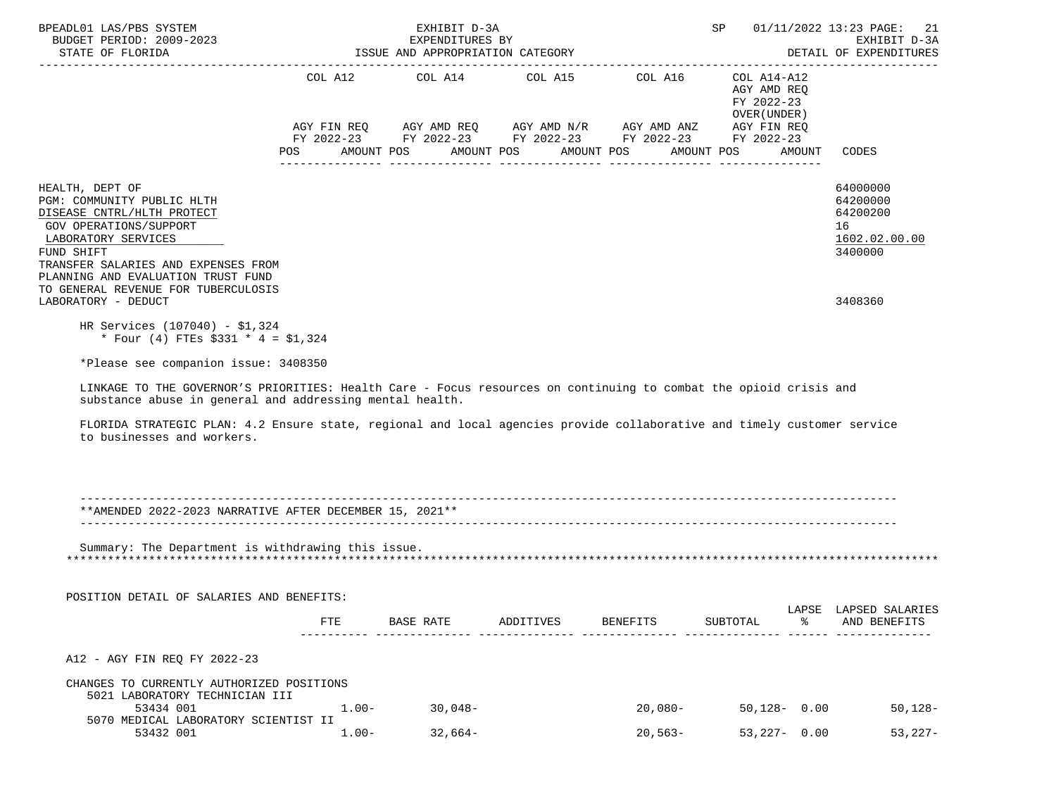| | COL A12 | COL A14 | COL A15 | COL A16 | COL A14-A12 AGY AMD REQ FY 2022-23 OVER(UNDER) | |
|---|---|---|---|---|---|---|
| | AGY FIN REQ FY 2022-23 | AGY AMD REQ FY 2022-23 | AGY AMD N/R FY 2022-23 | AGY AMD ANZ FY 2022-23 | AGY FIN REQ FY 2022-23 | |
| | POS AMOUNT | POS AMOUNT | POS AMOUNT | POS AMOUNT | POS AMOUNT | CODES |

HEALTH, DEPT OF — 64000000
PGM: COMMUNITY PUBLIC HLTH — 64200000
DISEASE CNTRL/HLTH PROTECT — 64200200
GOV OPERATIONS/SUPPORT — 16
LABORATORY SERVICES — 1602.02.00.00
FUND SHIFT — 3400000
TRANSFER SALARIES AND EXPENSES FROM PLANNING AND EVALUATION TRUST FUND TO GENERAL REVENUE FOR TUBERCULOSIS LABORATORY - DEDUCT — 3408360

HR Services (107040) - $1,324
* Four (4) FTEs $331 * 4 = $1,324

*Please see companion issue: 3408350

LINKAGE TO THE GOVERNOR'S PRIORITIES: Health Care - Focus resources on continuing to combat the opioid crisis and substance abuse in general and addressing mental health.

FLORIDA STRATEGIC PLAN: 4.2 Ensure state, regional and local agencies provide collaborative and timely customer service to businesses and workers.

---

**AMENDED 2022-2023 NARRATIVE AFTER DECEMBER 15, 2021**

---

Summary: The Department is withdrawing this issue.

POSITION DETAIL OF SALARIES AND BENEFITS:

| | FTE | BASE RATE | ADDITIVES | BENEFITS | SUBTOTAL | LAPSE % | LAPSED SALARIES AND BENEFITS |
|---|---|---|---|---|---|---|---|
| A12 - AGY FIN REQ FY 2022-23 | | | | | | | |
| CHANGES TO CURRENTLY AUTHORIZED POSITIONS | | | | | | | |
| 5021 LABORATORY TECHNICIAN III | | | | | | | |
| 53434 001 | 1.00- | 30,048- | | 20,080- | 50,128- | 0.00 | 50,128- |
| 5070 MEDICAL LABORATORY SCIENTIST II | | | | | | | |
| 53432 001 | 1.00- | 32,664- | | 20,563- | 53,227- | 0.00 | 53,227- |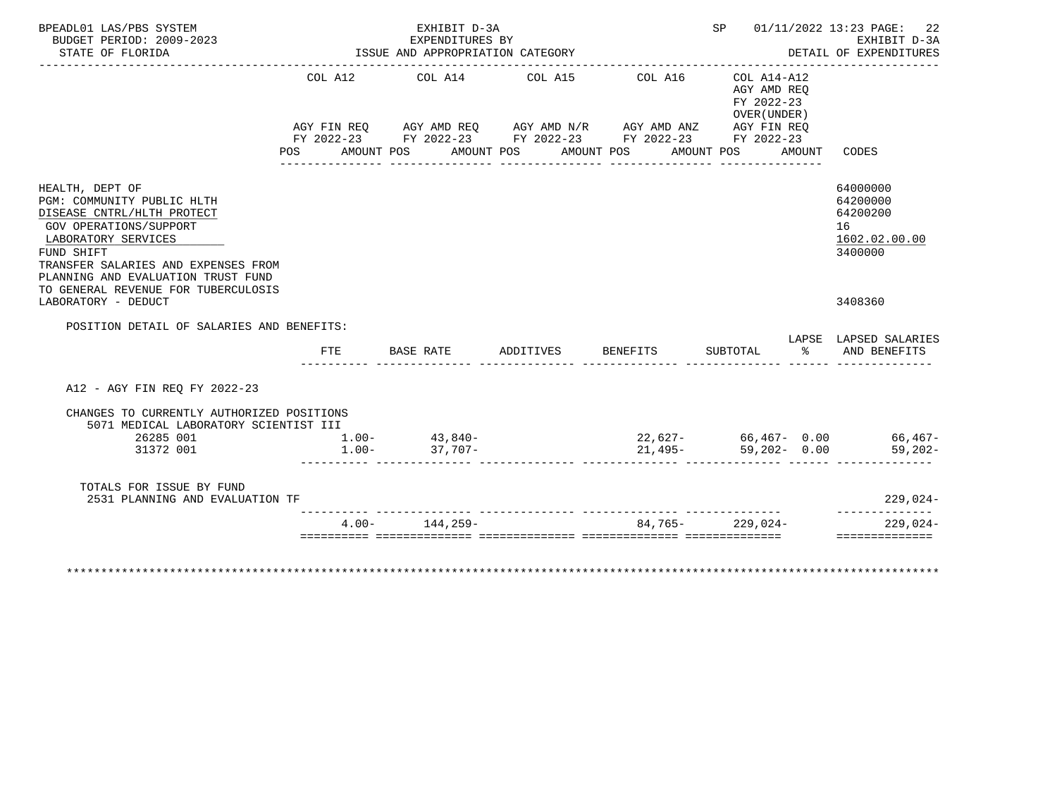BPEADL01 LAS/PBS SYSTEM — EXHIBIT D-3A — EXPENDITURES BY ISSUE AND APPROPRIATION CATEGORY — SP 01/11/2022 13:23 PAGE: 22
BUDGET PERIOD: 2009-2023 — EXHIBIT D-3A
STATE OF FLORIDA — DETAIL OF EXPENDITURES

| | COL A12 AGY FIN REQ FY 2022-23 POS AMOUNT | COL A14 AGY AMD REQ FY 2022-23 POS AMOUNT | COL A15 AGY AMD N/R FY 2022-23 POS AMOUNT | COL A16 AGY AMD ANZ FY 2022-23 POS AMOUNT | COL A14-A12 AGY AMD REQ FY 2022-23 OVER(UNDER) AGY FIN REQ FY 2022-23 POS AMOUNT | CODES |
|---|---|---|---|---|---|---|
| HEALTH, DEPT OF | | | | | | 64000000 |
| PGM: COMMUNITY PUBLIC HLTH | | | | | | 64200000 |
| DISEASE CNTRL/HLTH PROTECT | | | | | | 64200200 |
| GOV OPERATIONS/SUPPORT | | | | | | 16 |
| LABORATORY SERVICES | | | | | | 1602.02.00.00 |
| FUND SHIFT | | | | | | 3400000 |
| TRANSFER SALARIES AND EXPENSES FROM PLANNING AND EVALUATION TRUST FUND TO GENERAL REVENUE FOR TUBERCULOSIS LABORATORY - DEDUCT | | | | | | 3408360 |

POSITION DETAIL OF SALARIES AND BENEFITS:

| | FTE | BASE RATE | ADDITIVES | BENEFITS | SUBTOTAL | LAPSE % | LAPSED SALARIES AND BENEFITS |
|---|---|---|---|---|---|---|---|
| A12 - AGY FIN REQ FY 2022-23 | | | | | | | |
| CHANGES TO CURRENTLY AUTHORIZED POSITIONS | | | | | | | |
| 5071 MEDICAL LABORATORY SCIENTIST III | | | | | | | |
| 26285 001 | 1.00- | 43,840- | | 22,627- | 66,467- | 0.00 | 66,467- |
| 31372 001 | 1.00- | 37,707- | | 21,495- | 59,202- | 0.00 | 59,202- |
| TOTALS FOR ISSUE BY FUND | | | | | | | |
| 2531 PLANNING AND EVALUATION TF | | | | | | | 229,024- |
| | 4.00- | 144,259- | | 84,765- | 229,024- | | 229,024- |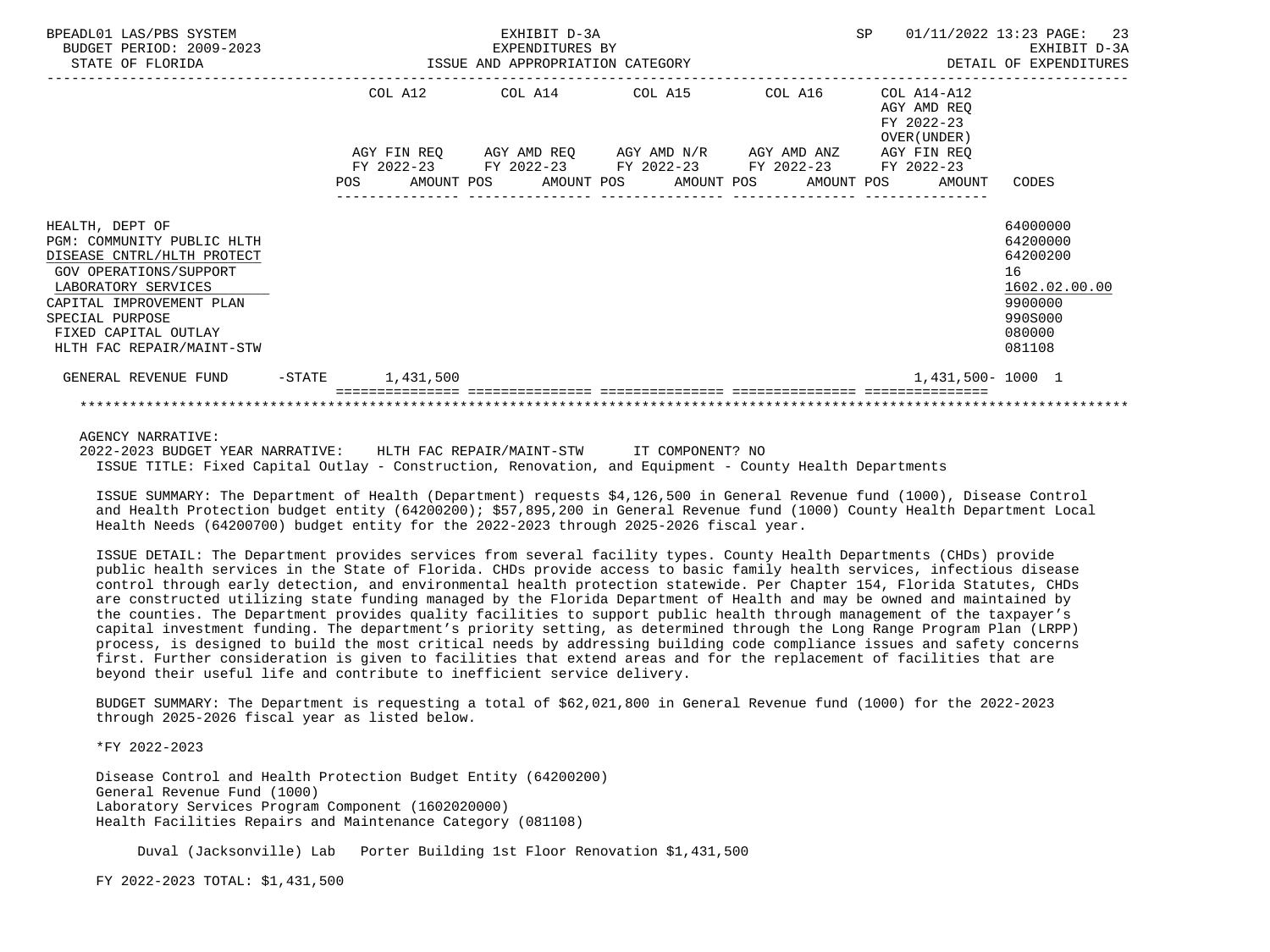BPEADL01 LAS/PBS SYSTEM | EXHIBIT D-3A | SP 01/11/2022 13:23
BUDGET PERIOD: 2009-2023 | EXPENDITURES BY | EXHIBIT D-3A
STATE OF FLORIDA | ISSUE AND APPROPRIATION CATEGORY | DETAIL OF EXPENDITURES

| | COL A12 AGY FIN REQ FY 2022-23 POS AMOUNT | COL A14 AGY AMD REQ FY 2022-23 POS AMOUNT | COL A15 AGY AMD N/R FY 2022-23 POS AMOUNT | COL A16 AGY AMD ANZ FY 2022-23 POS AMOUNT | COL A14-A12 AGY AMD REQ FY 2022-23 OVER(UNDER) AGY FIN REQ FY 2022-23 POS AMOUNT | CODES |
|---|---|---|---|---|---|---|
| HEALTH, DEPT OF | | | | | | 64000000 |
| PGM: COMMUNITY PUBLIC HLTH | | | | | | 64200000 |
| DISEASE CNTRL/HLTH PROTECT | | | | | | 64200200 |
| GOV OPERATIONS/SUPPORT | | | | | | 16 |
| LABORATORY SERVICES | | | | | | 1602.02.00.00 |
| CAPITAL IMPROVEMENT PLAN | | | | | | 9900000 |
| SPECIAL PURPOSE | | | | | | 990S000 |
| FIXED CAPITAL OUTLAY | | | | | | 080000 |
| HLTH FAC REPAIR/MAINT-STW | | | | | | 081108 |
| GENERAL REVENUE FUND -STATE | 1,431,500 | | | | 1,431,500- | 1000 1 |

AGENCY NARRATIVE:

2022-2023 BUDGET YEAR NARRATIVE: HLTH FAC REPAIR/MAINT-STW IT COMPONENT? NO

ISSUE TITLE: Fixed Capital Outlay - Construction, Renovation, and Equipment - County Health Departments

ISSUE SUMMARY: The Department of Health (Department) requests $4,126,500 in General Revenue fund (1000), Disease Control and Health Protection budget entity (64200200); $57,895,200 in General Revenue fund (1000) County Health Department Local Health Needs (64200700) budget entity for the 2022-2023 through 2025-2026 fiscal year.

ISSUE DETAIL: The Department provides services from several facility types. County Health Departments (CHDs) provide public health services in the State of Florida. CHDs provide access to basic family health services, infectious disease control through early detection, and environmental health protection statewide. Per Chapter 154, Florida Statutes, CHDs are constructed utilizing state funding managed by the Florida Department of Health and may be owned and maintained by the counties. The Department provides quality facilities to support public health through management of the taxpayer's capital investment funding. The department's priority setting, as determined through the Long Range Program Plan (LRPP) process, is designed to build the most critical needs by addressing building code compliance issues and safety concerns first. Further consideration is given to facilities that extend areas and for the replacement of facilities that are beyond their useful life and contribute to inefficient service delivery.

BUDGET SUMMARY: The Department is requesting a total of $62,021,800 in General Revenue fund (1000) for the 2022-2023 through 2025-2026 fiscal year as listed below.

*FY 2022-2023

Disease Control and Health Protection Budget Entity (64200200)
General Revenue Fund (1000)
Laboratory Services Program Component (1602020000)
Health Facilities Repairs and Maintenance Category (081108)

Duval (Jacksonville) Lab Porter Building 1st Floor Renovation $1,431,500

FY 2022-2023 TOTAL: $1,431,500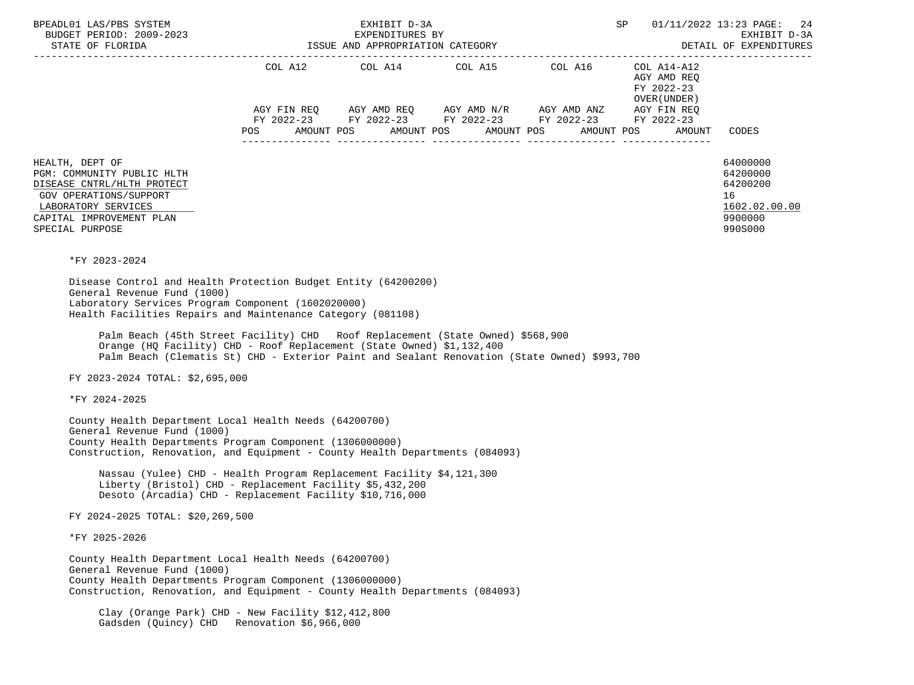BPEADL01 LAS/PBS SYSTEM — EXHIBIT D-3A — EXPENDITURES BY ISSUE AND APPROPRIATION CATEGORY — SP 01/11/2022 13:23 — EXHIBIT D-3A DETAIL OF EXPENDITURES

BUDGET PERIOD: 2009-2023

STATE OF FLORIDA

| | COL A12 AGY FIN REQ FY 2022-23 POS AMOUNT | COL A14 AGY AMD REQ FY 2022-23 POS AMOUNT | COL A15 AGY AMD N/R FY 2022-23 POS AMOUNT | COL A16 AGY AMD ANZ FY 2022-23 POS AMOUNT | COL A14-A12 AGY AMD REQ FY 2022-23 OVER(UNDER) AGY FIN REQ FY 2022-23 POS AMOUNT | CODES |
|---|---|---|---|---|---|---|
| HEALTH, DEPT OF | | | | | | 64000000 |
| PGM: COMMUNITY PUBLIC HLTH | | | | | | 64200000 |
| DISEASE CNTRL/HLTH PROTECT | | | | | | 64200200 |
| GOV OPERATIONS/SUPPORT | | | | | | 16 |
| LABORATORY SERVICES | | | | | | 1602.02.00.00 |
| CAPITAL IMPROVEMENT PLAN | | | | | | 9900000 |
| SPECIAL PURPOSE | | | | | | 990S000 |

*FY 2023-2024

Disease Control and Health Protection Budget Entity (64200200)
General Revenue Fund (1000)
Laboratory Services Program Component (1602020000)
Health Facilities Repairs and Maintenance Category (081108)

Palm Beach (45th Street Facility) CHD   Roof Replacement (State Owned) $568,900
Orange (HQ Facility) CHD - Roof Replacement (State Owned) $1,132,400
Palm Beach (Clematis St) CHD - Exterior Paint and Sealant Renovation (State Owned) $993,700

FY 2023-2024 TOTAL: $2,695,000

*FY 2024-2025

County Health Department Local Health Needs (64200700)
General Revenue Fund (1000)
County Health Departments Program Component (1306000000)
Construction, Renovation, and Equipment - County Health Departments (084093)

Nassau (Yulee) CHD - Health Program Replacement Facility $4,121,300
Liberty (Bristol) CHD - Replacement Facility $5,432,200
Desoto (Arcadia) CHD - Replacement Facility $10,716,000

FY 2024-2025 TOTAL: $20,269,500

*FY 2025-2026

County Health Department Local Health Needs (64200700)
General Revenue Fund (1000)
County Health Departments Program Component (1306000000)
Construction, Renovation, and Equipment - County Health Departments (084093)

Clay (Orange Park) CHD - New Facility $12,412,800
Gadsden (Quincy) CHD   Renovation $6,966,000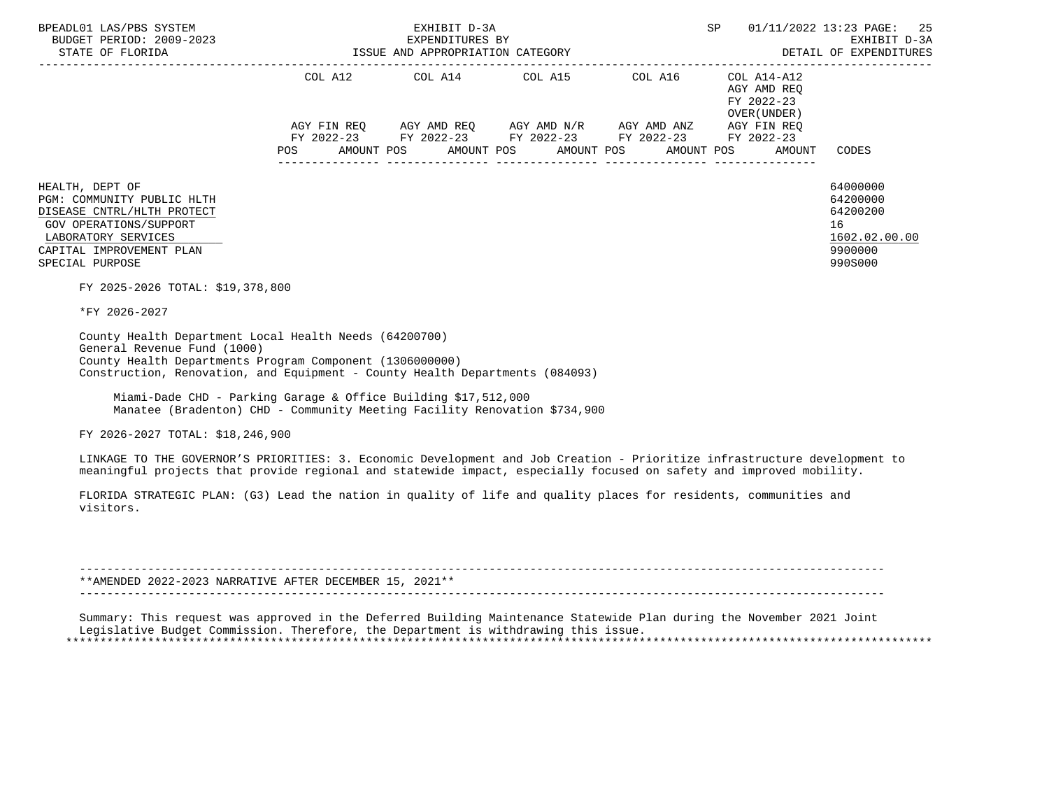| | COL A12 | COL A14 | COL A15 | COL A16 | COL A14-A12 AGY AMD REQ FY 2022-23 OVER(UNDER) | |
|---|---|---|---|---|---|---|
| | AGY FIN REQ FY 2022-23 | AGY AMD REQ FY 2022-23 | AGY AMD N/R FY 2022-23 | AGY AMD ANZ FY 2022-23 | AGY FIN REQ FY 2022-23 | |
| | POS AMOUNT | POS AMOUNT | POS AMOUNT | POS AMOUNT | POS AMOUNT | CODES |

HEALTH, DEPT OF — 64000000
PGM: COMMUNITY PUBLIC HLTH — 64200000
DISEASE CNTRL/HLTH PROTECT — 64200200
GOV OPERATIONS/SUPPORT — 16
LABORATORY SERVICES — 1602.02.00.00
CAPITAL IMPROVEMENT PLAN — 9900000
SPECIAL PURPOSE — 990S000

FY 2025-2026 TOTAL: $19,378,800

*FY 2026-2027

County Health Department Local Health Needs (64200700)
General Revenue Fund (1000)
County Health Departments Program Component (1306000000)
Construction, Renovation, and Equipment - County Health Departments (084093)

Miami-Dade CHD - Parking Garage & Office Building $17,512,000
Manatee (Bradenton) CHD - Community Meeting Facility Renovation $734,900

FY 2026-2027 TOTAL: $18,246,900

LINKAGE TO THE GOVERNOR'S PRIORITIES: 3. Economic Development and Job Creation - Prioritize infrastructure development to meaningful projects that provide regional and statewide impact, especially focused on safety and improved mobility.

FLORIDA STRATEGIC PLAN: (G3) Lead the nation in quality of life and quality places for residents, communities and visitors.

---

**AMENDED 2022-2023 NARRATIVE AFTER DECEMBER 15, 2021**

---

Summary: This request was approved in the Deferred Building Maintenance Statewide Plan during the November 2021 Joint Legislative Budget Commission. Therefore, the Department is withdrawing this issue.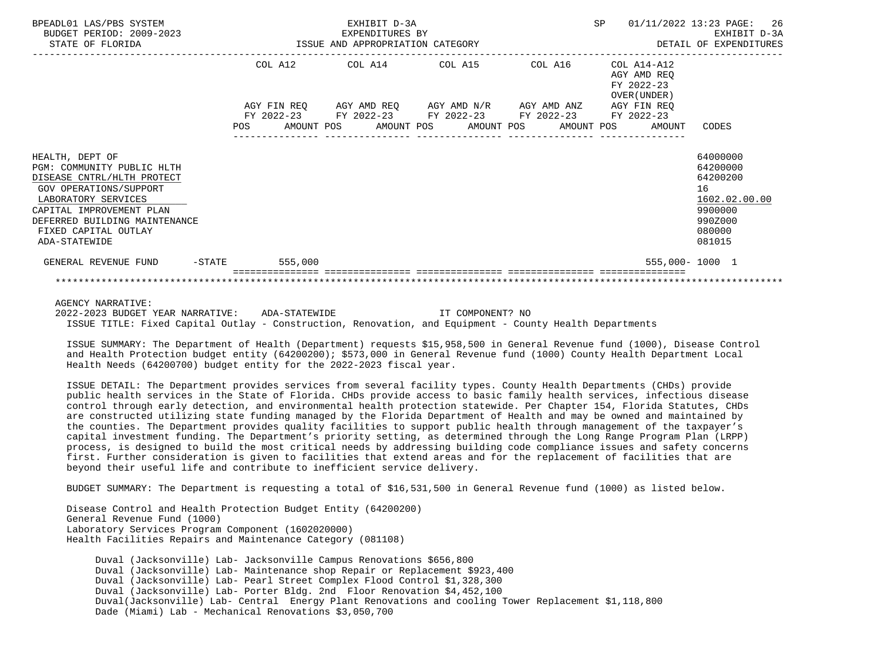BPEADL01 LAS/PBS SYSTEM | EXHIBIT D-3A | SP 01/11/2022 13:23

BUDGET PERIOD: 2009-2023 | EXPENDITURES BY | EXHIBIT D-3A

STATE OF FLORIDA | ISSUE AND APPROPRIATION CATEGORY | DETAIL OF EXPENDITURES

| | COL A12 AGY FIN REQ FY 2022-23 POS AMOUNT | COL A14 AGY AMD REQ FY 2022-23 POS AMOUNT | COL A15 AGY AMD N/R FY 2022-23 POS AMOUNT | COL A16 AGY AMD ANZ FY 2022-23 POS AMOUNT | COL A14-A12 AGY AMD REQ FY 2022-23 OVER(UNDER) AGY FIN REQ FY 2022-23 POS AMOUNT | CODES |
|---|---|---|---|---|---|---|
| HEALTH, DEPT OF | | | | | | 64000000 |
| PGM: COMMUNITY PUBLIC HLTH | | | | | | 64200000 |
| DISEASE CNTRL/HLTH PROTECT | | | | | | 64200200 |
| GOV OPERATIONS/SUPPORT | | | | | | 16 |
| LABORATORY SERVICES | | | | | | 1602.02.00.00 |
| CAPITAL IMPROVEMENT PLAN | | | | | | 9900000 |
| DEFERRED BUILDING MAINTENANCE | | | | | | 990Z000 |
| FIXED CAPITAL OUTLAY | | | | | | 080000 |
| ADA-STATEWIDE | | | | | | 081015 |
| GENERAL REVENUE FUND -STATE | 555,000 | | | | 555,000- | 1000 1 |

AGENCY NARRATIVE:

2022-2023 BUDGET YEAR NARRATIVE: ADA-STATEWIDE IT COMPONENT? NO

ISSUE TITLE: Fixed Capital Outlay - Construction, Renovation, and Equipment - County Health Departments

ISSUE SUMMARY: The Department of Health (Department) requests $15,958,500 in General Revenue fund (1000), Disease Control and Health Protection budget entity (64200200); $573,000 in General Revenue fund (1000) County Health Department Local Health Needs (64200700) budget entity for the 2022-2023 fiscal year.

ISSUE DETAIL: The Department provides services from several facility types. County Health Departments (CHDs) provide public health services in the State of Florida. CHDs provide access to basic family health services, infectious disease control through early detection, and environmental health protection statewide. Per Chapter 154, Florida Statutes, CHDs are constructed utilizing state funding managed by the Florida Department of Health and may be owned and maintained by the counties. The Department provides quality facilities to support public health through management of the taxpayer's capital investment funding. The Department's priority setting, as determined through the Long Range Program Plan (LRPP) process, is designed to build the most critical needs by addressing building code compliance issues and safety concerns first. Further consideration is given to facilities that extend areas and for the replacement of facilities that are beyond their useful life and contribute to inefficient service delivery.

BUDGET SUMMARY: The Department is requesting a total of $16,531,500 in General Revenue fund (1000) as listed below.

Disease Control and Health Protection Budget Entity (64200200)
General Revenue Fund (1000)
Laboratory Services Program Component (1602020000)
Health Facilities Repairs and Maintenance Category (081108)

- Duval (Jacksonville) Lab- Jacksonville Campus Renovations $656,800
- Duval (Jacksonville) Lab- Maintenance shop Repair or Replacement $923,400
- Duval (Jacksonville) Lab- Pearl Street Complex Flood Control $1,328,300
- Duval (Jacksonville) Lab- Porter Bldg. 2nd Floor Renovation $4,452,100
- Duval(Jacksonville) Lab- Central Energy Plant Renovations and cooling Tower Replacement $1,118,800
- Dade (Miami) Lab - Mechanical Renovations $3,050,700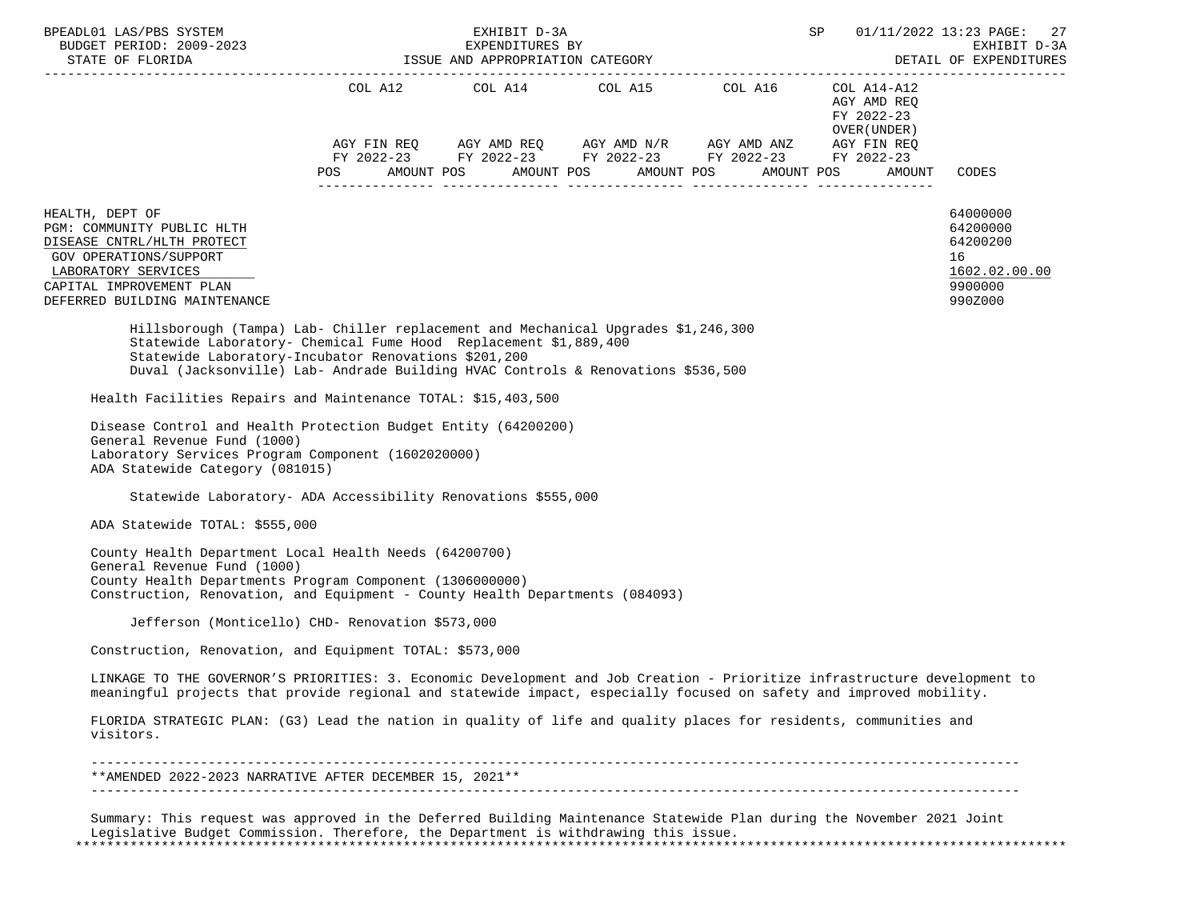| | COL A12 | COL A14 | COL A15 | COL A16 | COL A14-A12 AGY AMD REQ FY 2022-23 OVER(UNDER) | |
|---|---|---|---|---|---|---|
| | AGY FIN REQ FY 2022-23 | AGY AMD REQ FY 2022-23 | AGY AMD N/R FY 2022-23 | AGY AMD ANZ FY 2022-23 | AGY FIN REQ FY 2022-23 | |
| | POS AMOUNT | POS AMOUNT | POS AMOUNT | POS AMOUNT | POS AMOUNT | CODES |
| HEALTH, DEPT OF | | | | | | 64000000 |
| PGM: COMMUNITY PUBLIC HLTH | | | | | | 64200000 |
| DISEASE CNTRL/HLTH PROTECT | | | | | | 64200200 |
| GOV OPERATIONS/SUPPORT | | | | | | 16 |
| LABORATORY SERVICES | | | | | | 1602.02.00.00 |
| CAPITAL IMPROVEMENT PLAN | | | | | | 9900000 |
| DEFERRED BUILDING MAINTENANCE | | | | | | 990Z000 |

Hillsborough (Tampa) Lab- Chiller replacement and Mechanical Upgrades $1,246,300
Statewide Laboratory- Chemical Fume Hood Replacement $1,889,400
Statewide Laboratory-Incubator Renovations $201,200
Duval (Jacksonville) Lab- Andrade Building HVAC Controls & Renovations $536,500

Health Facilities Repairs and Maintenance TOTAL: $15,403,500

Disease Control and Health Protection Budget Entity (64200200)
General Revenue Fund (1000)
Laboratory Services Program Component (1602020000)
ADA Statewide Category (081015)

Statewide Laboratory- ADA Accessibility Renovations $555,000

ADA Statewide TOTAL: $555,000

County Health Department Local Health Needs (64200700)
General Revenue Fund (1000)
County Health Departments Program Component (1306000000)
Construction, Renovation, and Equipment - County Health Departments (084093)

Jefferson (Monticello) CHD- Renovation $573,000

Construction, Renovation, and Equipment TOTAL: $573,000

LINKAGE TO THE GOVERNOR'S PRIORITIES: 3. Economic Development and Job Creation - Prioritize infrastructure development to meaningful projects that provide regional and statewide impact, especially focused on safety and improved mobility.

FLORIDA STRATEGIC PLAN: (G3) Lead the nation in quality of life and quality places for residents, communities and visitors.

**AMENDED 2022-2023 NARRATIVE AFTER DECEMBER 15, 2021**

Summary: This request was approved in the Deferred Building Maintenance Statewide Plan during the November 2021 Joint Legislative Budget Commission. Therefore, the Department is withdrawing this issue.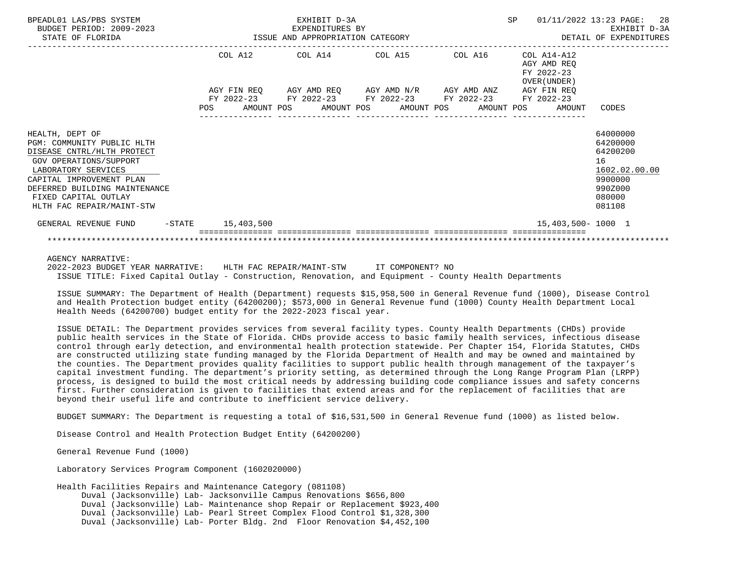BPEADL01 LAS/PBS SYSTEM — EXHIBIT D-3A — EXPENDITURES BY ISSUE AND APPROPRIATION CATEGORY — SP 01/11/2022 13:23
BUDGET PERIOD: 2009-2023 — EXHIBIT D-3A
STATE OF FLORIDA — DETAIL OF EXPENDITURES

| | COL A12 AGY FIN REQ FY 2022-23 POS AMOUNT | COL A14 AGY AMD REQ FY 2022-23 POS AMOUNT | COL A15 AGY AMD N/R FY 2022-23 POS AMOUNT | COL A16 AGY AMD ANZ FY 2022-23 POS AMOUNT | COL A14-A12 AGY AMD REQ FY 2022-23 OVER(UNDER) AGY FIN REQ FY 2022-23 POS AMOUNT | CODES |
|---|---|---|---|---|---|---|
| HEALTH, DEPT OF | | | | | | 64000000 |
| PGM: COMMUNITY PUBLIC HLTH | | | | | | 64200000 |
| DISEASE CNTRL/HLTH PROTECT | | | | | | 64200200 |
| GOV OPERATIONS/SUPPORT | | | | | | 16 |
| LABORATORY SERVICES | | | | | | 1602.02.00.00 |
| CAPITAL IMPROVEMENT PLAN | | | | | | 9900000 |
| DEFERRED BUILDING MAINTENANCE | | | | | | 990Z000 |
| FIXED CAPITAL OUTLAY | | | | | | 080000 |
| HLTH FAC REPAIR/MAINT-STW | | | | | | 081108 |
| GENERAL REVENUE FUND -STATE | 15,403,500 | | | | 15,403,500- | 1000 1 |

AGENCY NARRATIVE:

2022-2023 BUDGET YEAR NARRATIVE: HLTH FAC REPAIR/MAINT-STW IT COMPONENT? NO

ISSUE TITLE: Fixed Capital Outlay - Construction, Renovation, and Equipment - County Health Departments

ISSUE SUMMARY: The Department of Health (Department) requests $15,958,500 in General Revenue fund (1000), Disease Control and Health Protection budget entity (64200200); $573,000 in General Revenue fund (1000) County Health Department Local Health Needs (64200700) budget entity for the 2022-2023 fiscal year.

ISSUE DETAIL: The Department provides services from several facility types. County Health Departments (CHDs) provide public health services in the State of Florida. CHDs provide access to basic family health services, infectious disease control through early detection, and environmental health protection statewide. Per Chapter 154, Florida Statutes, CHDs are constructed utilizing state funding managed by the Florida Department of Health and may be owned and maintained by the counties. The Department provides quality facilities to support public health through management of the taxpayer's capital investment funding. The department's priority setting, as determined through the Long Range Program Plan (LRPP) process, is designed to build the most critical needs by addressing building code compliance issues and safety concerns first. Further consideration is given to facilities that extend areas and for the replacement of facilities that are beyond their useful life and contribute to inefficient service delivery.

BUDGET SUMMARY: The Department is requesting a total of $16,531,500 in General Revenue fund (1000) as listed below.

Disease Control and Health Protection Budget Entity (64200200)

General Revenue Fund (1000)

Laboratory Services Program Component (1602020000)

Health Facilities Repairs and Maintenance Category (081108)
- Duval (Jacksonville) Lab- Jacksonville Campus Renovations $656,800
- Duval (Jacksonville) Lab- Maintenance shop Repair or Replacement $923,400
- Duval (Jacksonville) Lab- Pearl Street Complex Flood Control $1,328,300
- Duval (Jacksonville) Lab- Porter Bldg. 2nd Floor Renovation $4,452,100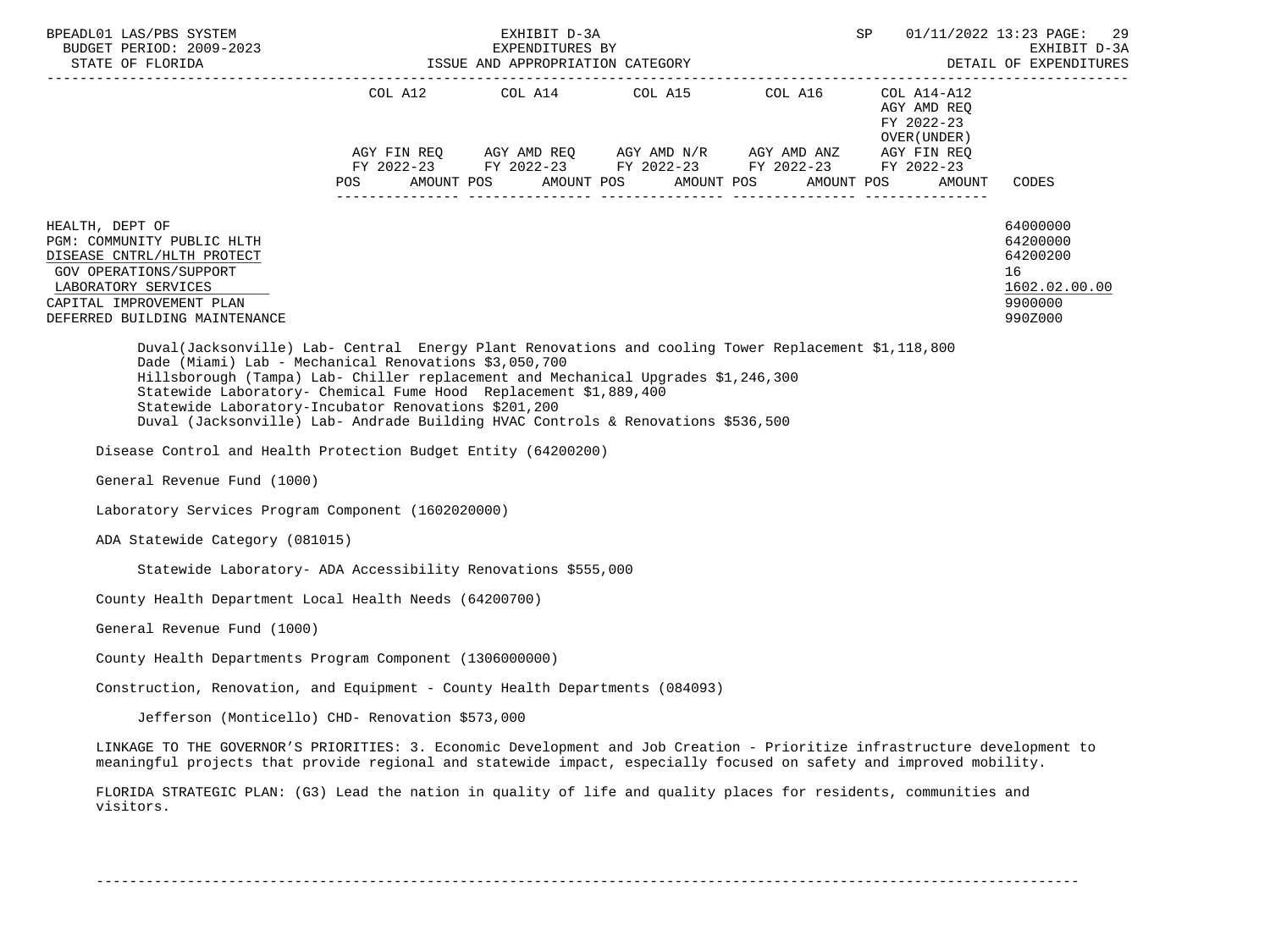| | COL A12 | | COL A14 | | COL A15 | | COL A16 | | COL A14-A12 AGY AMD REQ FY 2022-23 OVER(UNDER) | | |
|---|---|---|---|---|---|---|---|---|---|---|---|
| | AGY FIN REQ FY 2022-23 | | AGY AMD REQ FY 2022-23 | | AGY AMD N/R FY 2022-23 | | AGY AMD ANZ FY 2022-23 | | AGY FIN REQ FY 2022-23 | | |
| | POS | AMOUNT | POS | AMOUNT | POS | AMOUNT | POS | AMOUNT | POS | AMOUNT | CODES |
| HEALTH, DEPT OF | | | | | | | | | | | 64000000 |
| PGM: COMMUNITY PUBLIC HLTH | | | | | | | | | | | 64200000 |
| DISEASE CNTRL/HLTH PROTECT | | | | | | | | | | | 64200200 |
| GOV OPERATIONS/SUPPORT | | | | | | | | | | | 16 |
| LABORATORY SERVICES | | | | | | | | | | | 1602.02.00.00 |
| CAPITAL IMPROVEMENT PLAN | | | | | | | | | | | 9900000 |
| DEFERRED BUILDING MAINTENANCE | | | | | | | | | | | 990Z000 |

Duval(Jacksonville) Lab- Central Energy Plant Renovations and cooling Tower Replacement $1,118,800
Dade (Miami) Lab - Mechanical Renovations $3,050,700
Hillsborough (Tampa) Lab- Chiller replacement and Mechanical Upgrades $1,246,300
Statewide Laboratory- Chemical Fume Hood Replacement $1,889,400
Statewide Laboratory-Incubator Renovations $201,200
Duval (Jacksonville) Lab- Andrade Building HVAC Controls & Renovations $536,500

Disease Control and Health Protection Budget Entity (64200200)

General Revenue Fund (1000)

Laboratory Services Program Component (1602020000)

ADA Statewide Category (081015)

Statewide Laboratory- ADA Accessibility Renovations $555,000

County Health Department Local Health Needs (64200700)

General Revenue Fund (1000)

County Health Departments Program Component (1306000000)

Construction, Renovation, and Equipment - County Health Departments (084093)

Jefferson (Monticello) CHD- Renovation $573,000

LINKAGE TO THE GOVERNOR'S PRIORITIES: 3. Economic Development and Job Creation - Prioritize infrastructure development to meaningful projects that provide regional and statewide impact, especially focused on safety and improved mobility.

FLORIDA STRATEGIC PLAN: (G3) Lead the nation in quality of life and quality places for residents, communities and visitors.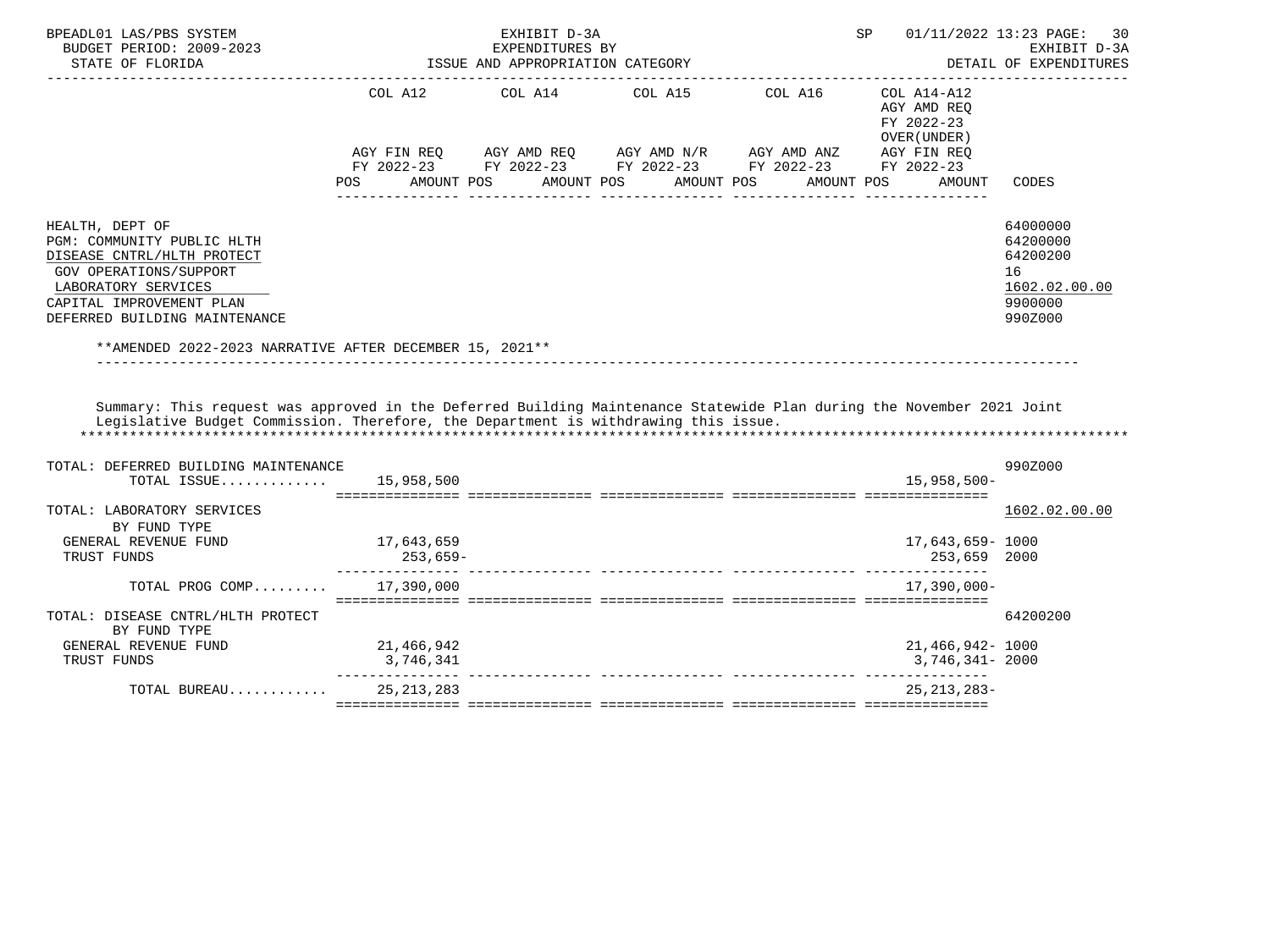BPEADL01 LAS/PBS SYSTEM — EXHIBIT D-3A — EXPENDITURES BY ISSUE AND APPROPRIATION CATEGORY — DETAIL OF EXPENDITURES
BUDGET PERIOD: 2009-2023
STATE OF FLORIDA
SP 01/11/2022 13:23

| | COL A12 AGY FIN REQ FY 2022-23 POS AMOUNT | COL A14 AGY AMD REQ FY 2022-23 POS AMOUNT | COL A15 AGY AMD N/R FY 2022-23 POS AMOUNT | COL A16 AGY AMD ANZ FY 2022-23 POS AMOUNT | COL A14-A12 AGY AMD REQ FY 2022-23 OVER(UNDER) AGY FIN REQ FY 2022-23 POS AMOUNT | CODES |
|---|---|---|---|---|---|---|
| HEALTH, DEPT OF | | | | | | 64000000 |
| PGM: COMMUNITY PUBLIC HLTH | | | | | | 64200000 |
| DISEASE CNTRL/HLTH PROTECT | | | | | | 64200200 |
| GOV OPERATIONS/SUPPORT | | | | | | 16 |
| LABORATORY SERVICES | | | | | | 1602.02.00.00 |
| CAPITAL IMPROVEMENT PLAN | | | | | | 9900000 |
| DEFERRED BUILDING MAINTENANCE | | | | | | 990Z000 |

**AMENDED 2022-2023 NARRATIVE AFTER DECEMBER 15, 2021**

Summary: This request was approved in the Deferred Building Maintenance Statewide Plan during the November 2021 Joint Legislative Budget Commission. Therefore, the Department is withdrawing this issue.

| | COL A12 | COL A14 | COL A15 | COL A16 | COL A14-A12 | CODES |
|---|---|---|---|---|---|---|
| TOTAL: DEFERRED BUILDING MAINTENANCE | | | | | | 990Z000 |
| TOTAL ISSUE............ | 15,958,500 | | | | 15,958,500- | |
| TOTAL: LABORATORY SERVICES | | | | | | 1602.02.00.00 |
| BY FUND TYPE | | | | | | |
| GENERAL REVENUE FUND | 17,643,659 | | | | 17,643,659- | 1000 |
| TRUST FUNDS | 253,659- | | | | 253,659 | 2000 |
| TOTAL PROG COMP......... | 17,390,000 | | | | 17,390,000- | |
| TOTAL: DISEASE CNTRL/HLTH PROTECT | | | | | | 64200200 |
| BY FUND TYPE | | | | | | |
| GENERAL REVENUE FUND | 21,466,942 | | | | 21,466,942- | 1000 |
| TRUST FUNDS | 3,746,341 | | | | 3,746,341- | 2000 |
| TOTAL BUREAU........... | 25,213,283 | | | | 25,213,283- | |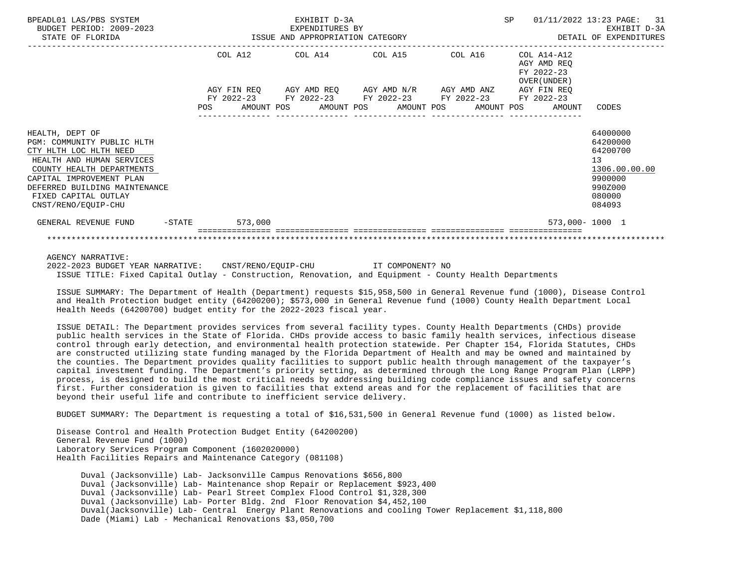BPEADL01 LAS/PBS SYSTEM | EXHIBIT D-3A | SP 01/11/2022 13:23
BUDGET PERIOD: 2009-2023 | EXPENDITURES BY | EXHIBIT D-3A
STATE OF FLORIDA | ISSUE AND APPROPRIATION CATEGORY | DETAIL OF EXPENDITURES

| | COL A12 AGY FIN REQ FY 2022-23 POS AMOUNT | COL A14 AGY AMD REQ FY 2022-23 POS AMOUNT | COL A15 AGY AMD N/R FY 2022-23 POS AMOUNT | COL A16 AGY AMD ANZ FY 2022-23 POS AMOUNT | COL A14-A12 AGY AMD REQ FY 2022-23 OVER(UNDER) AGY FIN REQ FY 2022-23 POS AMOUNT | CODES |
|---|---|---|---|---|---|---|
| HEALTH, DEPT OF | | | | | | 64000000 |
| PGM: COMMUNITY PUBLIC HLTH | | | | | | 64200000 |
| CTY HLTH LOC HLTH NEED | | | | | | 64200700 |
| HEALTH AND HUMAN SERVICES | | | | | | 13 |
| COUNTY HEALTH DEPARTMENTS | | | | | | 1306.00.00.00 |
| CAPITAL IMPROVEMENT PLAN | | | | | | 9900000 |
| DEFERRED BUILDING MAINTENANCE | | | | | | 990Z000 |
| FIXED CAPITAL OUTLAY | | | | | | 080000 |
| CNST/RENO/EQUIP-CHU | | | | | | 084093 |
| GENERAL REVENUE FUND -STATE | 573,000 | | | | 573,000- | 1000 1 |

AGENCY NARRATIVE:

2022-2023 BUDGET YEAR NARRATIVE: CNST/RENO/EQUIP-CHU IT COMPONENT? NO

ISSUE TITLE: Fixed Capital Outlay - Construction, Renovation, and Equipment - County Health Departments

ISSUE SUMMARY: The Department of Health (Department) requests $15,958,500 in General Revenue fund (1000), Disease Control and Health Protection budget entity (64200200); $573,000 in General Revenue fund (1000) County Health Department Local Health Needs (64200700) budget entity for the 2022-2023 fiscal year.

ISSUE DETAIL: The Department provides services from several facility types. County Health Departments (CHDs) provide public health services in the State of Florida. CHDs provide access to basic family health services, infectious disease control through early detection, and environmental health protection statewide. Per Chapter 154, Florida Statutes, CHDs are constructed utilizing state funding managed by the Florida Department of Health and may be owned and maintained by the counties. The Department provides quality facilities to support public health through management of the taxpayer's capital investment funding. The Department's priority setting, as determined through the Long Range Program Plan (LRPP) process, is designed to build the most critical needs by addressing building code compliance issues and safety concerns first. Further consideration is given to facilities that extend areas and for the replacement of facilities that are beyond their useful life and contribute to inefficient service delivery.

BUDGET SUMMARY: The Department is requesting a total of $16,531,500 in General Revenue fund (1000) as listed below.

Disease Control and Health Protection Budget Entity (64200200)
General Revenue Fund (1000)
Laboratory Services Program Component (1602020000)
Health Facilities Repairs and Maintenance Category (081108)

- Duval (Jacksonville) Lab- Jacksonville Campus Renovations $656,800
- Duval (Jacksonville) Lab- Maintenance shop Repair or Replacement $923,400
- Duval (Jacksonville) Lab- Pearl Street Complex Flood Control $1,328,300
- Duval (Jacksonville) Lab- Porter Bldg. 2nd Floor Renovation $4,452,100
- Duval(Jacksonville) Lab- Central Energy Plant Renovations and cooling Tower Replacement $1,118,800
- Dade (Miami) Lab - Mechanical Renovations $3,050,700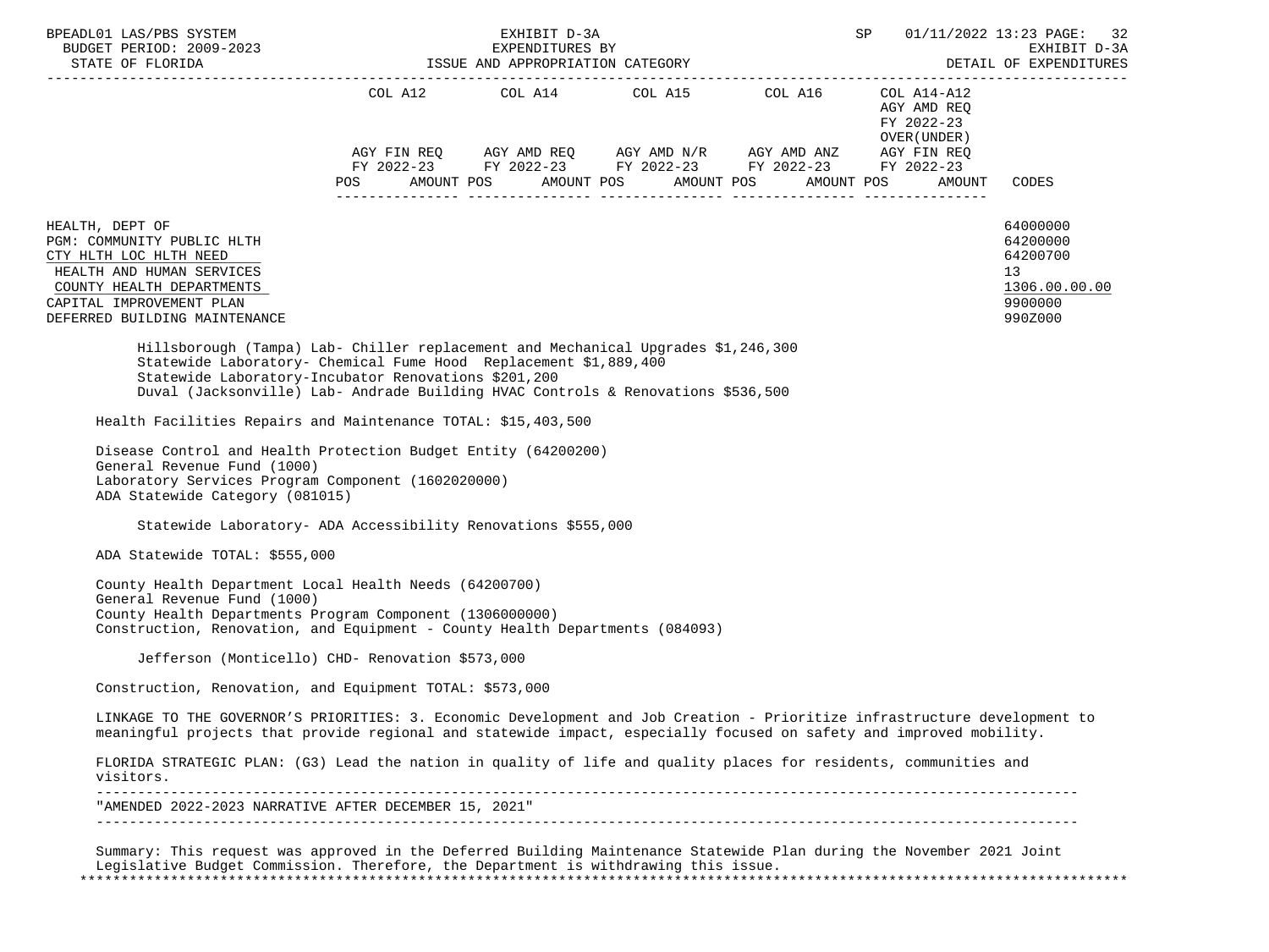| | COL A12 | COL A14 | COL A15 | COL A16 | COL A14-A12 AGY AMD REQ FY 2022-23 OVER(UNDER) | |
|---|---|---|---|---|---|---|
| | AGY FIN REQ FY 2022-23 | AGY AMD REQ FY 2022-23 | AGY AMD N/R FY 2022-23 | AGY AMD ANZ FY 2022-23 | AGY FIN REQ FY 2022-23 | |
| | POS AMOUNT | POS AMOUNT | POS AMOUNT | POS AMOUNT | POS AMOUNT | CODES |

| | CODES |
|---|---|
| HEALTH, DEPT OF | 64000000 |
| PGM: COMMUNITY PUBLIC HLTH | 64200000 |
| CTY HLTH LOC HLTH NEED | 64200700 |
| HEALTH AND HUMAN SERVICES | 13 |
| COUNTY HEALTH DEPARTMENTS | 1306.00.00.00 |
| CAPITAL IMPROVEMENT PLAN | 9900000 |
| DEFERRED BUILDING MAINTENANCE | 990Z000 |

Hillsborough (Tampa) Lab- Chiller replacement and Mechanical Upgrades $1,246,300
Statewide Laboratory- Chemical Fume Hood Replacement $1,889,400
Statewide Laboratory-Incubator Renovations $201,200
Duval (Jacksonville) Lab- Andrade Building HVAC Controls & Renovations $536,500

Health Facilities Repairs and Maintenance TOTAL: $15,403,500

Disease Control and Health Protection Budget Entity (64200200)
General Revenue Fund (1000)
Laboratory Services Program Component (1602020000)
ADA Statewide Category (081015)

Statewide Laboratory- ADA Accessibility Renovations $555,000

ADA Statewide TOTAL: $555,000

County Health Department Local Health Needs (64200700)
General Revenue Fund (1000)
County Health Departments Program Component (1306000000)
Construction, Renovation, and Equipment - County Health Departments (084093)

Jefferson (Monticello) CHD- Renovation $573,000

Construction, Renovation, and Equipment TOTAL: $573,000

LINKAGE TO THE GOVERNOR'S PRIORITIES: 3. Economic Development and Job Creation - Prioritize infrastructure development to meaningful projects that provide regional and statewide impact, especially focused on safety and improved mobility.

FLORIDA STRATEGIC PLAN: (G3) Lead the nation in quality of life and quality places for residents, communities and visitors.

---

"AMENDED 2022-2023 NARRATIVE AFTER DECEMBER 15, 2021"

---

Summary: This request was approved in the Deferred Building Maintenance Statewide Plan during the November 2021 Joint Legislative Budget Commission. Therefore, the Department is withdrawing this issue.

***************************************************************************************************************************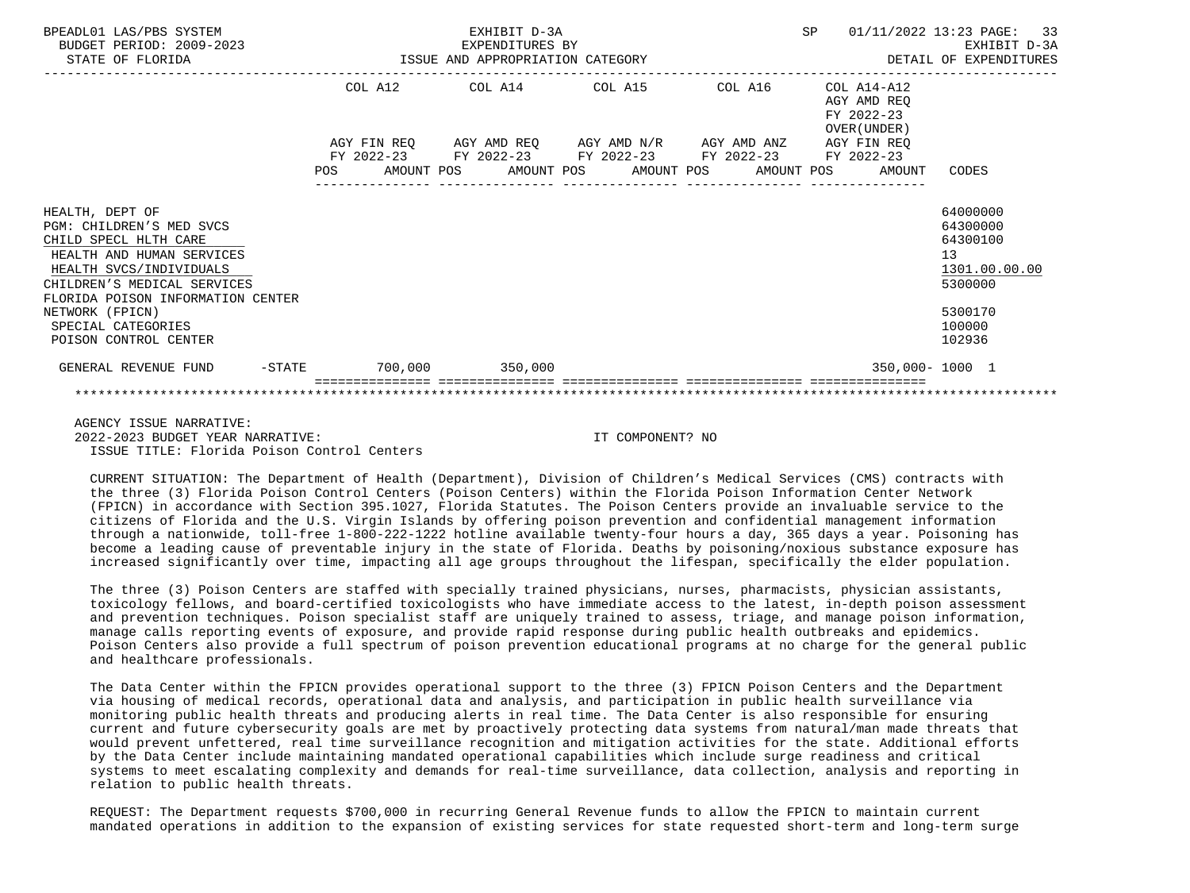| | COL A12 | COL A14 | COL A15 | COL A16 | COL A14-A12 AGY AMD REQ FY 2022-23 OVER(UNDER) | |
|---|---|---|---|---|---|---|
| | AGY FIN REQ FY 2022-23 | AGY AMD REQ FY 2022-23 | AGY AMD N/R FY 2022-23 | AGY AMD ANZ FY 2022-23 | AGY FIN REQ FY 2022-23 | |
| | POS AMOUNT | POS AMOUNT | POS AMOUNT | POS AMOUNT | POS AMOUNT | CODES |
| HEALTH, DEPT OF | | | | | | 64000000 |
| PGM: CHILDREN'S MED SVCS | | | | | | 64300000 |
| CHILD SPECL HLTH CARE | | | | | | 64300100 |
| HEALTH AND HUMAN SERVICES | | | | | | 13 |
| HEALTH SVCS/INDIVIDUALS | | | | | | 1301.00.00.00 |
| CHILDREN'S MEDICAL SERVICES | | | | | | 5300000 |
| FLORIDA POISON INFORMATION CENTER NETWORK (FPICN) | | | | | | 5300170 |
| SPECIAL CATEGORIES | | | | | | 100000 |
| POISON CONTROL CENTER | | | | | | 102936 |
| GENERAL REVENUE FUND -STATE | 700,000 | 350,000 | | | 350,000- | 1000 1 |

AGENCY ISSUE NARRATIVE:

2022-2023 BUDGET YEAR NARRATIVE: IT COMPONENT? NO

ISSUE TITLE: Florida Poison Control Centers

CURRENT SITUATION: The Department of Health (Department), Division of Children's Medical Services (CMS) contracts with the three (3) Florida Poison Control Centers (Poison Centers) within the Florida Poison Information Center Network (FPICN) in accordance with Section 395.1027, Florida Statutes. The Poison Centers provide an invaluable service to the citizens of Florida and the U.S. Virgin Islands by offering poison prevention and confidential management information through a nationwide, toll-free 1-800-222-1222 hotline available twenty-four hours a day, 365 days a year. Poisoning has become a leading cause of preventable injury in the state of Florida. Deaths by poisoning/noxious substance exposure has increased significantly over time, impacting all age groups throughout the lifespan, specifically the elder population.

The three (3) Poison Centers are staffed with specially trained physicians, nurses, pharmacists, physician assistants, toxicology fellows, and board-certified toxicologists who have immediate access to the latest, in-depth poison assessment and prevention techniques. Poison specialist staff are uniquely trained to assess, triage, and manage poison information, manage calls reporting events of exposure, and provide rapid response during public health outbreaks and epidemics. Poison Centers also provide a full spectrum of poison prevention educational programs at no charge for the general public and healthcare professionals.

The Data Center within the FPICN provides operational support to the three (3) FPICN Poison Centers and the Department via housing of medical records, operational data and analysis, and participation in public health surveillance via monitoring public health threats and producing alerts in real time. The Data Center is also responsible for ensuring current and future cybersecurity goals are met by proactively protecting data systems from natural/man made threats that would prevent unfettered, real time surveillance recognition and mitigation activities for the state. Additional efforts by the Data Center include maintaining mandated operational capabilities which include surge readiness and critical systems to meet escalating complexity and demands for real-time surveillance, data collection, analysis and reporting in relation to public health threats.

REQUEST: The Department requests $700,000 in recurring General Revenue funds to allow the FPICN to maintain current mandated operations in addition to the expansion of existing services for state requested short-term and long-term surge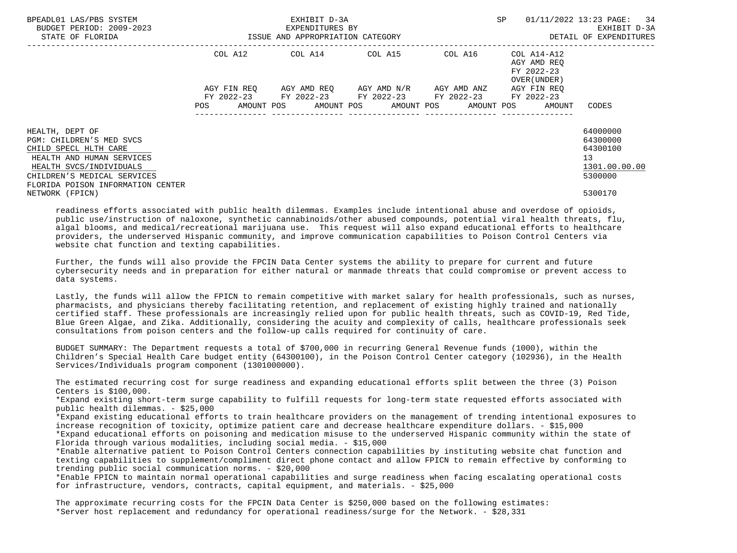| | COL A12 | COL A14 | COL A15 | COL A16 | COL A14-A12 AGY AMD REQ FY 2022-23 OVER(UNDER) | |
|---|---|---|---|---|---|---|
| | AGY FIN REQ FY 2022-23 | AGY AMD REQ FY 2022-23 | AGY AMD N/R FY 2022-23 | AGY AMD ANZ FY 2022-23 | AGY FIN REQ FY 2022-23 | |
| | POS AMOUNT | POS AMOUNT | POS AMOUNT | POS AMOUNT | POS AMOUNT | CODES |
| HEALTH, DEPT OF | | | | | | 64000000 |
| PGM: CHILDREN'S MED SVCS | | | | | | 64300000 |
| CHILD SPECL HLTH CARE | | | | | | 64300100 |
| HEALTH AND HUMAN SERVICES | | | | | | 13 |
| HEALTH SVCS/INDIVIDUALS | | | | | | 1301.00.00.00 |
| CHILDREN'S MEDICAL SERVICES | | | | | | 5300000 |
| FLORIDA POISON INFORMATION CENTER NETWORK (FPICN) | | | | | | 5300170 |

readiness efforts associated with public health dilemmas. Examples include intentional abuse and overdose of opioids, public use/instruction of naloxone, synthetic cannabinoids/other abused compounds, potential viral health threats, flu, algal blooms, and medical/recreational marijuana use. This request will also expand educational efforts to healthcare providers, the underserved Hispanic community, and improve communication capabilities to Poison Control Centers via website chat function and texting capabilities.

Further, the funds will also provide the FPCIN Data Center systems the ability to prepare for current and future cybersecurity needs and in preparation for either natural or manmade threats that could compromise or prevent access to data systems.

Lastly, the funds will allow the FPICN to remain competitive with market salary for health professionals, such as nurses, pharmacists, and physicians thereby facilitating retention, and replacement of existing highly trained and nationally certified staff. These professionals are increasingly relied upon for public health threats, such as COVID-19, Red Tide, Blue Green Algae, and Zika. Additionally, considering the acuity and complexity of calls, healthcare professionals seek consultations from poison centers and the follow-up calls required for continuity of care.

BUDGET SUMMARY: The Department requests a total of $700,000 in recurring General Revenue funds (1000), within the Children's Special Health Care budget entity (64300100), in the Poison Control Center category (102936), in the Health Services/Individuals program component (1301000000).

The estimated recurring cost for surge readiness and expanding educational efforts split between the three (3) Poison Centers is $100,000.
*Expand existing short-term surge capability to fulfill requests for long-term state requested efforts associated with public health dilemmas. - $25,000
*Expand existing educational efforts to train healthcare providers on the management of trending intentional exposures to increase recognition of toxicity, optimize patient care and decrease healthcare expenditure dollars. - $15,000
*Expand educational efforts on poisoning and medication misuse to the underserved Hispanic community within the state of Florida through various modalities, including social media. - $15,000
*Enable alternative patient to Poison Control Centers connection capabilities by instituting website chat function and texting capabilities to supplement/compliment direct phone contact and allow FPICN to remain effective by conforming to trending public social communication norms. - $20,000
*Enable FPICN to maintain normal operational capabilities and surge readiness when facing escalating operational costs for infrastructure, vendors, contracts, capital equipment, and materials. - $25,000

The approximate recurring costs for the FPCIN Data Center is $250,000 based on the following estimates:
*Server host replacement and redundancy for operational readiness/surge for the Network. - $28,331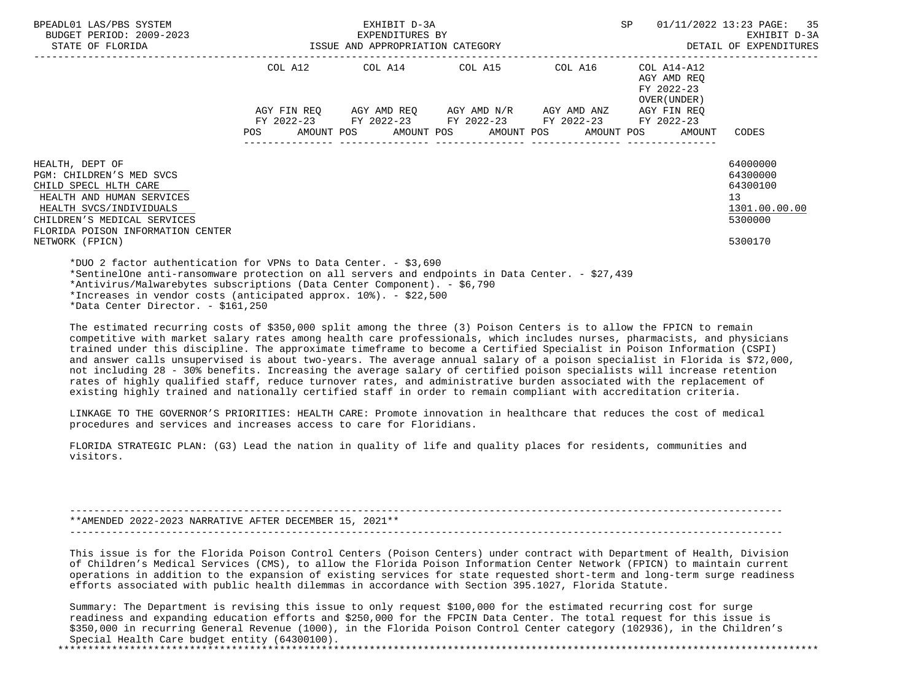| | COL A12 | COL A14 | COL A15 | COL A16 | COL A14-A12 AGY AMD REQ FY 2022-23 OVER(UNDER) | |
|---|---|---|---|---|---|---|
| | AGY FIN REQ FY 2022-23 | AGY AMD REQ FY 2022-23 | AGY AMD N/R FY 2022-23 | AGY AMD ANZ FY 2022-23 | AGY FIN REQ FY 2022-23 | |
| | POS AMOUNT | POS AMOUNT | POS AMOUNT | POS AMOUNT | POS AMOUNT | CODES |
| HEALTH, DEPT OF | | | | | | 64000000 |
| PGM: CHILDREN'S MED SVCS | | | | | | 64300000 |
| CHILD SPECL HLTH CARE | | | | | | 64300100 |
| HEALTH AND HUMAN SERVICES | | | | | | 13 |
| HEALTH SVCS/INDIVIDUALS | | | | | | 1301.00.00.00 |
| CHILDREN'S MEDICAL SERVICES | | | | | | 5300000 |
| FLORIDA POISON INFORMATION CENTER NETWORK (FPICN) | | | | | | 5300170 |

*DUO 2 factor authentication for VPNs to Data Center. - $3,690
*SentinelOne anti-ransomware protection on all servers and endpoints in Data Center. - $27,439
*Antivirus/Malwarebytes subscriptions (Data Center Component). - $6,790
*Increases in vendor costs (anticipated approx. 10%). - $22,500
*Data Center Director. - $161,250

The estimated recurring costs of $350,000 split among the three (3) Poison Centers is to allow the FPICN to remain competitive with market salary rates among health care professionals, which includes nurses, pharmacists, and physicians trained under this discipline. The approximate timeframe to become a Certified Specialist in Poison Information (CSPI) and answer calls unsupervised is about two-years. The average annual salary of a poison specialist in Florida is $72,000, not including 28 - 30% benefits. Increasing the average salary of certified poison specialists will increase retention rates of highly qualified staff, reduce turnover rates, and administrative burden associated with the replacement of existing highly trained and nationally certified staff in order to remain compliant with accreditation criteria.

LINKAGE TO THE GOVERNOR'S PRIORITIES: HEALTH CARE: Promote innovation in healthcare that reduces the cost of medical procedures and services and increases access to care for Floridians.

FLORIDA STRATEGIC PLAN: (G3) Lead the nation in quality of life and quality places for residents, communities and visitors.

**AMENDED 2022-2023 NARRATIVE AFTER DECEMBER 15, 2021**

This issue is for the Florida Poison Control Centers (Poison Centers) under contract with Department of Health, Division of Children's Medical Services (CMS), to allow the Florida Poison Information Center Network (FPICN) to maintain current operations in addition to the expansion of existing services for state requested short-term and long-term surge readiness efforts associated with public health dilemmas in accordance with Section 395.1027, Florida Statute.

Summary: The Department is revising this issue to only request $100,000 for the estimated recurring cost for surge readiness and expanding education efforts and $250,000 for the FPCIN Data Center. The total request for this issue is $350,000 in recurring General Revenue (1000), in the Florida Poison Control Center category (102936), in the Children's Special Health Care budget entity (64300100).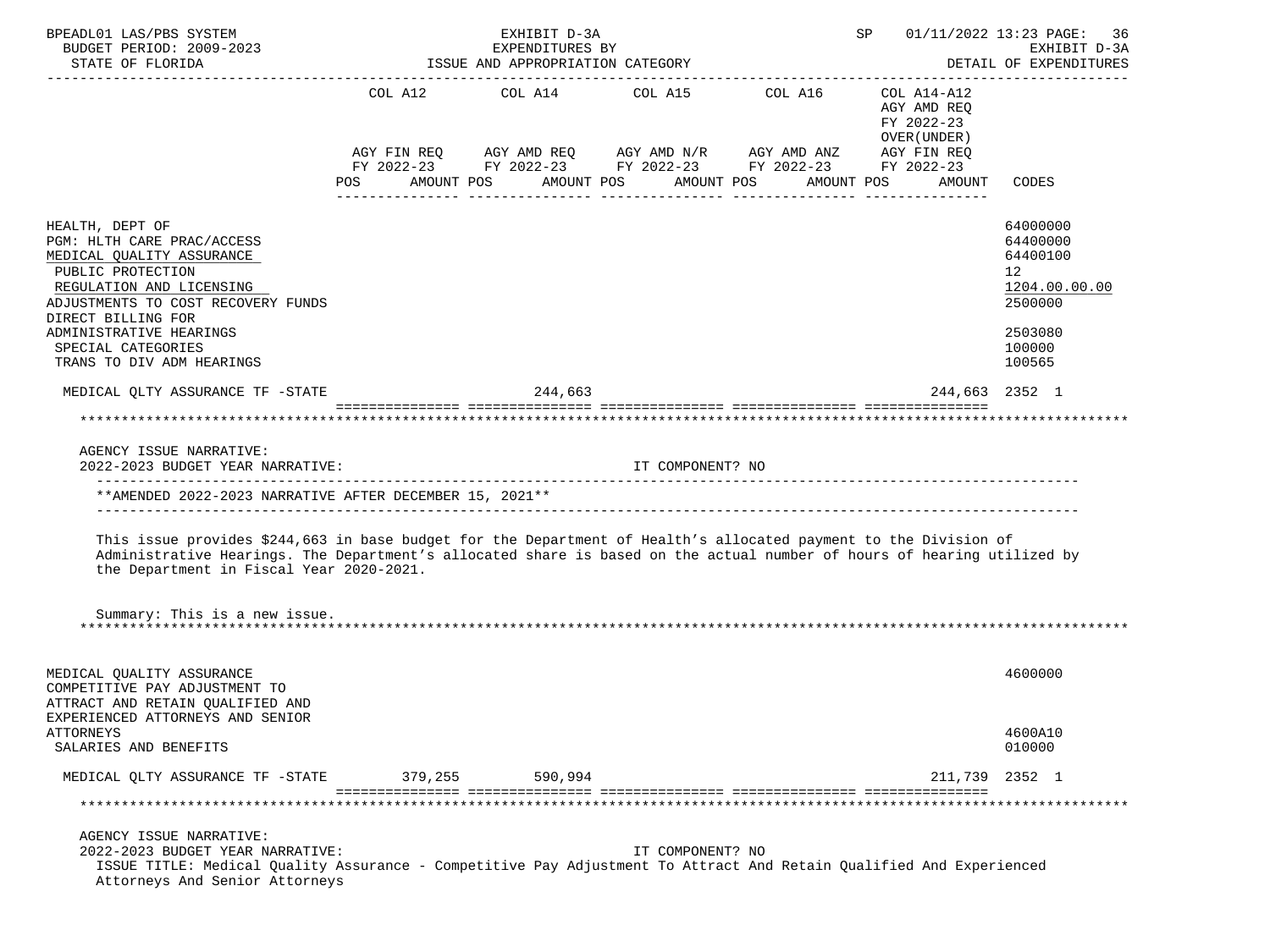| | COL A12 AGY FIN REQ FY 2022-23 POS AMOUNT | COL A14 AGY AMD REQ FY 2022-23 POS AMOUNT | COL A15 AGY AMD N/R FY 2022-23 POS AMOUNT | COL A16 AGY AMD ANZ FY 2022-23 POS AMOUNT | COL A14-A12 AGY AMD REQ FY 2022-23 OVER(UNDER) AGY FIN REQ FY 2022-23 POS AMOUNT | CODES |
|---|---|---|---|---|---|---|
| HEALTH, DEPT OF | | | | | | 64000000 |
| PGM: HLTH CARE PRAC/ACCESS | | | | | | 64400000 |
| MEDICAL QUALITY ASSURANCE | | | | | | 64400100 |
| PUBLIC PROTECTION | | | | | | 12 |
| REGULATION AND LICENSING | | | | | | 1204.00.00.00 |
| ADJUSTMENTS TO COST RECOVERY FUNDS | | | | | | 2500000 |
| DIRECT BILLING FOR ADMINISTRATIVE HEARINGS | | | | | | 2503080 |
| SPECIAL CATEGORIES | | | | | | 100000 |
| TRANS TO DIV ADM HEARINGS | | | | | | 100565 |
| MEDICAL QLTY ASSURANCE TF -STATE | | 244,663 | | | 244,663 | 2352 1 |

AGENCY ISSUE NARRATIVE:
2022-2023 BUDGET YEAR NARRATIVE: IT COMPONENT? NO

**AMENDED 2022-2023 NARRATIVE AFTER DECEMBER 15, 2021**

This issue provides $244,663 in base budget for the Department of Health's allocated payment to the Division of Administrative Hearings. The Department's allocated share is based on the actual number of hours of hearing utilized by the Department in Fiscal Year 2020-2021.

Summary: This is a new issue.

| | COL A12 AGY FIN REQ FY 2022-23 POS AMOUNT | COL A14 AGY AMD REQ FY 2022-23 POS AMOUNT | COL A15 AGY AMD N/R FY 2022-23 POS AMOUNT | COL A16 AGY AMD ANZ FY 2022-23 POS AMOUNT | COL A14-A12 AGY AMD REQ FY 2022-23 OVER(UNDER) AGY FIN REQ FY 2022-23 POS AMOUNT | CODES |
|---|---|---|---|---|---|---|
| MEDICAL QUALITY ASSURANCE | | | | | | 4600000 |
| COMPETITIVE PAY ADJUSTMENT TO ATTRACT AND RETAIN QUALIFIED AND EXPERIENCED ATTORNEYS AND SENIOR ATTORNEYS | | | | | | 4600A10 |
| SALARIES AND BENEFITS | | | | | | 010000 |
| MEDICAL QLTY ASSURANCE TF -STATE | 379,255 | 590,994 | | | 211,739 | 2352 1 |

AGENCY ISSUE NARRATIVE:
2022-2023 BUDGET YEAR NARRATIVE: IT COMPONENT? NO
ISSUE TITLE: Medical Quality Assurance - Competitive Pay Adjustment To Attract And Retain Qualified And Experienced Attorneys And Senior Attorneys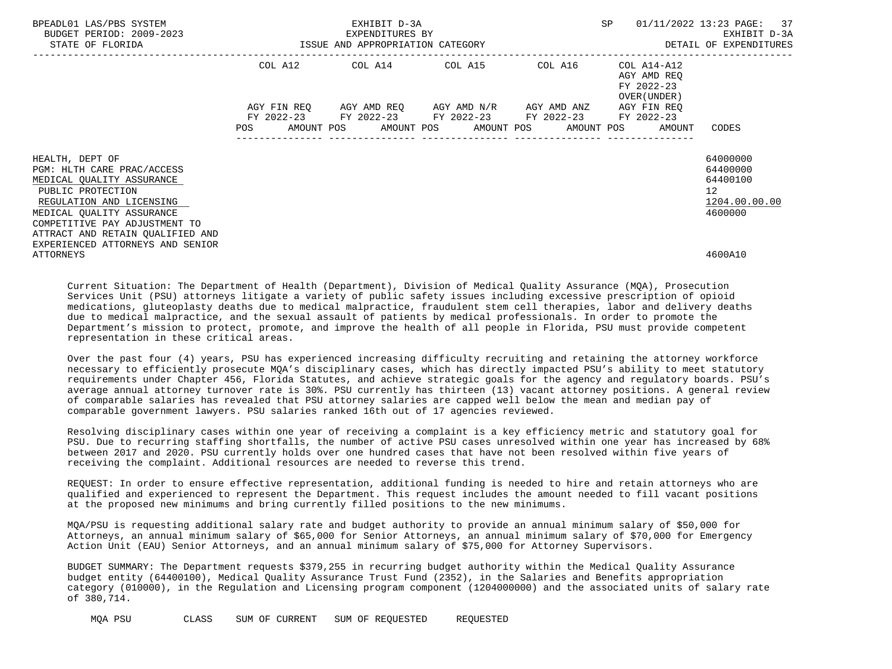| | COL A12 | COL A14 | COL A15 | COL A16 | COL A14-A12 AGY AMD REQ FY 2022-23 OVER(UNDER) | |
|---|---|---|---|---|---|---|
| | AGY FIN REQ FY 2022-23 | AGY AMD REQ FY 2022-23 | AGY AMD N/R FY 2022-23 | AGY AMD ANZ FY 2022-23 | AGY FIN REQ FY 2022-23 | |
| | POS AMOUNT | POS AMOUNT | POS AMOUNT | POS AMOUNT | POS AMOUNT | CODES |
| HEALTH, DEPT OF | | | | | | 64000000 |
| PGM: HLTH CARE PRAC/ACCESS | | | | | | 64400000 |
| MEDICAL QUALITY ASSURANCE | | | | | | 64400100 |
| PUBLIC PROTECTION | | | | | | 12 |
| REGULATION AND LICENSING | | | | | | 1204.00.00.00 |
| MEDICAL QUALITY ASSURANCE | | | | | | 4600000 |
| COMPETITIVE PAY ADJUSTMENT TO ATTRACT AND RETAIN QUALIFIED AND EXPERIENCED ATTORNEYS AND SENIOR ATTORNEYS | | | | | | 4600A10 |

Current Situation: The Department of Health (Department), Division of Medical Quality Assurance (MQA), Prosecution Services Unit (PSU) attorneys litigate a variety of public safety issues including excessive prescription of opioid medications, gluteoplasty deaths due to medical malpractice, fraudulent stem cell therapies, labor and delivery deaths due to medical malpractice, and the sexual assault of patients by medical professionals. In order to promote the Department's mission to protect, promote, and improve the health of all people in Florida, PSU must provide competent representation in these critical areas.

Over the past four (4) years, PSU has experienced increasing difficulty recruiting and retaining the attorney workforce necessary to efficiently prosecute MQA's disciplinary cases, which has directly impacted PSU's ability to meet statutory requirements under Chapter 456, Florida Statutes, and achieve strategic goals for the agency and regulatory boards. PSU's average annual attorney turnover rate is 30%. PSU currently has thirteen (13) vacant attorney positions. A general review of comparable salaries has revealed that PSU attorney salaries are capped well below the mean and median pay of comparable government lawyers. PSU salaries ranked 16th out of 17 agencies reviewed.

Resolving disciplinary cases within one year of receiving a complaint is a key efficiency metric and statutory goal for PSU. Due to recurring staffing shortfalls, the number of active PSU cases unresolved within one year has increased by 68% between 2017 and 2020. PSU currently holds over one hundred cases that have not been resolved within five years of receiving the complaint. Additional resources are needed to reverse this trend.

REQUEST: In order to ensure effective representation, additional funding is needed to hire and retain attorneys who are qualified and experienced to represent the Department. This request includes the amount needed to fill vacant positions at the proposed new minimums and bring currently filled positions to the new minimums.

MQA/PSU is requesting additional salary rate and budget authority to provide an annual minimum salary of $50,000 for Attorneys, an annual minimum salary of $65,000 for Senior Attorneys, an annual minimum salary of $70,000 for Emergency Action Unit (EAU) Senior Attorneys, and an annual minimum salary of $75,000 for Attorney Supervisors.

BUDGET SUMMARY: The Department requests $379,255 in recurring budget authority within the Medical Quality Assurance budget entity (64400100), Medical Quality Assurance Trust Fund (2352), in the Salaries and Benefits appropriation category (010000), in the Regulation and Licensing program component (1204000000) and the associated units of salary rate of 380,714.

| MQA PSU | CLASS | SUM OF CURRENT | SUM OF REQUESTED | REQUESTED |
|---|---|---|---|---|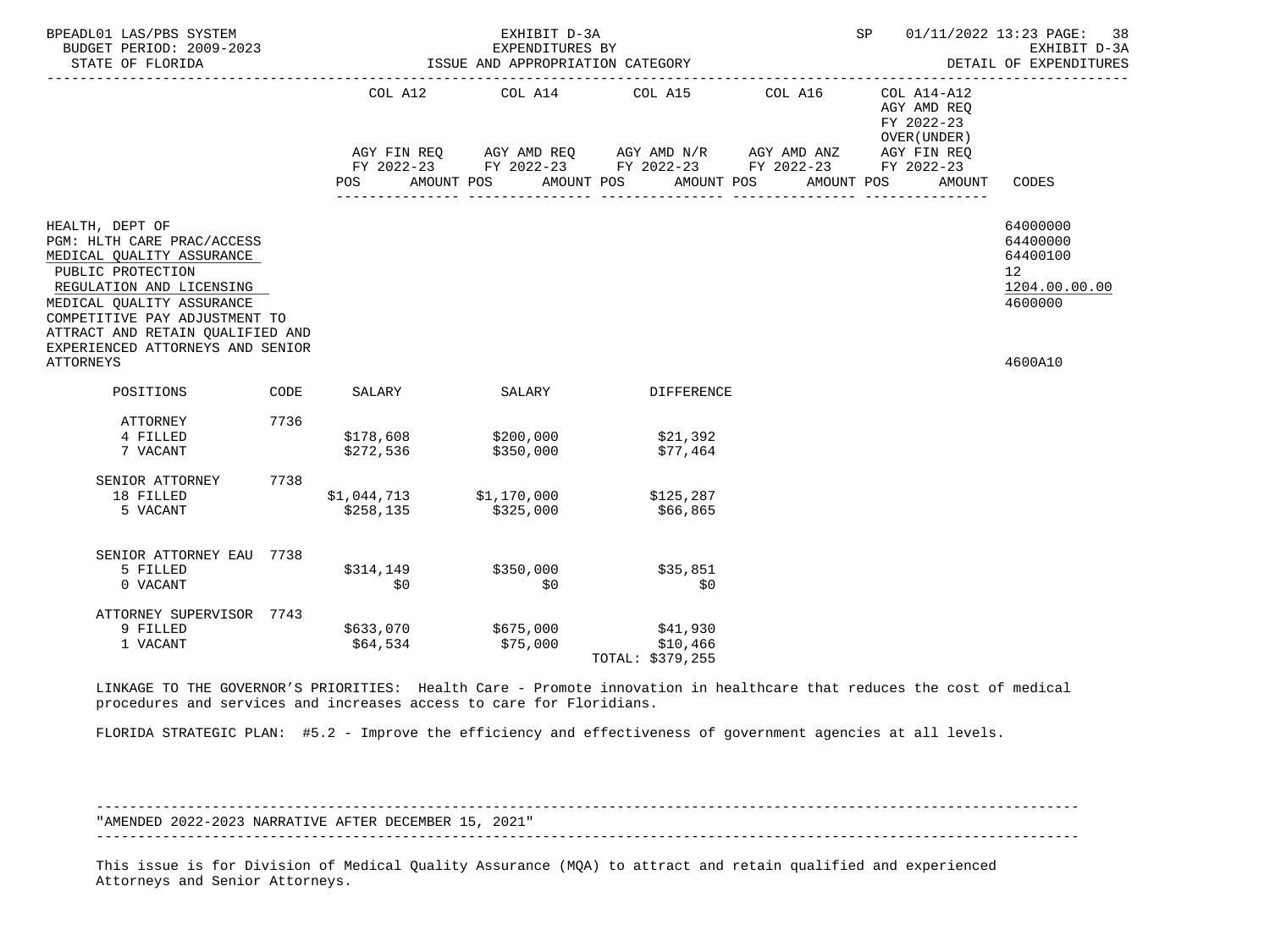BPEADL01 LAS/PBS SYSTEM — EXHIBIT D-3A — EXPENDITURES BY ISSUE AND APPROPRIATION CATEGORY — SP 01/11/2022 13:23

BUDGET PERIOD: 2009-2023 — STATE OF FLORIDA — EXHIBIT D-3A DETAIL OF EXPENDITURES

| | COL A12 AGY FIN REQ FY 2022-23 POS AMOUNT | COL A14 AGY AMD REQ FY 2022-23 POS AMOUNT | COL A15 AGY AMD N/R FY 2022-23 POS AMOUNT | COL A16 AGY AMD ANZ FY 2022-23 POS AMOUNT | COL A14-A12 AGY AMD REQ FY 2022-23 OVER(UNDER) AGY FIN REQ FY 2022-23 POS AMOUNT | CODES |
|---|---|---|---|---|---|---|
| HEALTH, DEPT OF | | | | | | 64000000 |
| PGM: HLTH CARE PRAC/ACCESS | | | | | | 64400000 |
| MEDICAL QUALITY ASSURANCE | | | | | | 64400100 |
| PUBLIC PROTECTION | | | | | | 12 |
| REGULATION AND LICENSING | | | | | | 1204.00.00.00 |
| MEDICAL QUALITY ASSURANCE | | | | | | 4600000 |
| COMPETITIVE PAY ADJUSTMENT TO ATTRACT AND RETAIN QUALIFIED AND EXPERIENCED ATTORNEYS AND SENIOR ATTORNEYS | | | | | | 4600A10 |

| POSITIONS | CODE | SALARY | SALARY | DIFFERENCE |
|---|---|---|---|---|
| ATTORNEY | 7736 | | | |
| 4 FILLED | | $178,608 | $200,000 | $21,392 |
| 7 VACANT | | $272,536 | $350,000 | $77,464 |
| SENIOR ATTORNEY | 7738 | | | |
| 18 FILLED | | $1,044,713 | $1,170,000 | $125,287 |
| 5 VACANT | | $258,135 | $325,000 | $66,865 |
| SENIOR ATTORNEY EAU | 7738 | | | |
| 5 FILLED | | $314,149 | $350,000 | $35,851 |
| 0 VACANT | | $0 | $0 | $0 |
| ATTORNEY SUPERVISOR | 7743 | | | |
| 9 FILLED | | $633,070 | $675,000 | $41,930 |
| 1 VACANT | | $64,534 | $75,000 | $10,466 |
| | | | | TOTAL: $379,255 |

LINKAGE TO THE GOVERNOR'S PRIORITIES: Health Care - Promote innovation in healthcare that reduces the cost of medical procedures and services and increases access to care for Floridians.

FLORIDA STRATEGIC PLAN: #5.2 - Improve the efficiency and effectiveness of government agencies at all levels.

---

"AMENDED 2022-2023 NARRATIVE AFTER DECEMBER 15, 2021"

---

This issue is for Division of Medical Quality Assurance (MQA) to attract and retain qualified and experienced Attorneys and Senior Attorneys.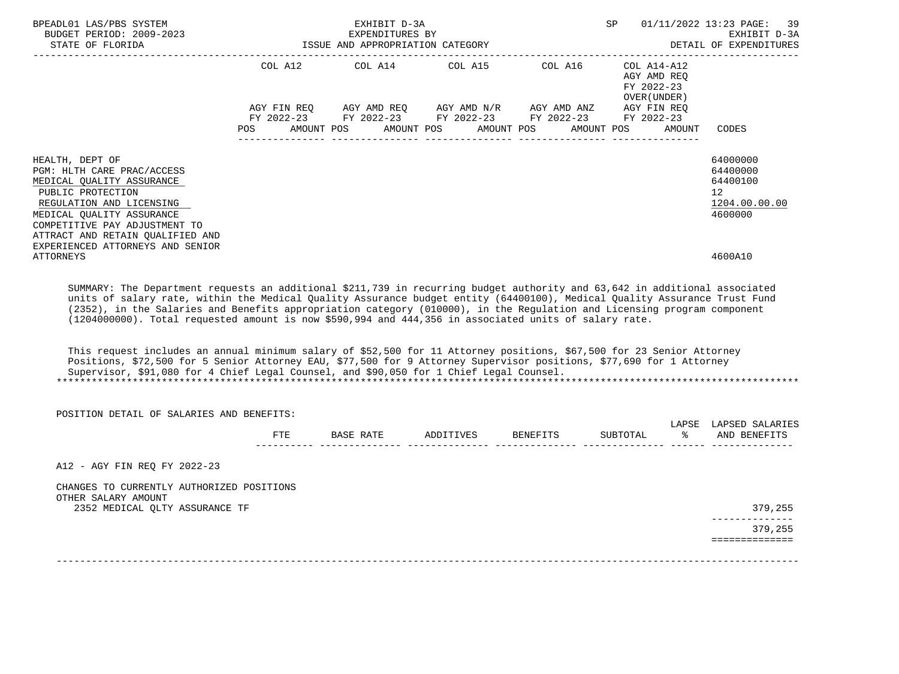BPEADL01 LAS/PBS SYSTEM — EXHIBIT D-3A — EXPENDITURES BY ISSUE AND APPROPRIATION CATEGORY — SP 01/11/2022 13:23
BUDGET PERIOD: 2009-2023 — STATE OF FLORIDA — EXHIBIT D-3A DETAIL OF EXPENDITURES

| | COL A12 AGY FIN REQ FY 2022-23 POS AMOUNT | COL A14 AGY AMD REQ FY 2022-23 POS AMOUNT | COL A15 AGY AMD N/R FY 2022-23 POS AMOUNT | COL A16 AGY AMD ANZ FY 2022-23 POS AMOUNT | COL A14-A12 AGY AMD REQ FY 2022-23 OVER(UNDER) AGY FIN REQ FY 2022-23 POS AMOUNT | CODES |
|---|---|---|---|---|---|---|
| HEALTH, DEPT OF | | | | | | 64000000 |
| PGM: HLTH CARE PRAC/ACCESS | | | | | | 64400000 |
| MEDICAL QUALITY ASSURANCE | | | | | | 64400100 |
| PUBLIC PROTECTION | | | | | | 12 |
| REGULATION AND LICENSING | | | | | | 1204.00.00.00 |
| MEDICAL QUALITY ASSURANCE | | | | | | 4600000 |
| COMPETITIVE PAY ADJUSTMENT TO ATTRACT AND RETAIN QUALIFIED AND EXPERIENCED ATTORNEYS AND SENIOR ATTORNEYS | | | | | | 4600A10 |

SUMMARY: The Department requests an additional $211,739 in recurring budget authority and 63,642 in additional associated units of salary rate, within the Medical Quality Assurance budget entity (64400100), Medical Quality Assurance Trust Fund (2352), in the Salaries and Benefits appropriation category (010000), in the Regulation and Licensing program component (1204000000). Total requested amount is now $590,994 and 444,356 in associated units of salary rate.

This request includes an annual minimum salary of $52,500 for 11 Attorney positions, $67,500 for 23 Senior Attorney Positions, $72,500 for 5 Senior Attorney EAU, $77,500 for 9 Attorney Supervisor positions, $77,690 for 1 Attorney Supervisor, $91,080 for 4 Chief Legal Counsel, and $90,050 for 1 Chief Legal Counsel.

*****************************************************************************************************************************

POSITION DETAIL OF SALARIES AND BENEFITS:

| | FTE | BASE RATE | ADDITIVES | BENEFITS | SUBTOTAL | LAPSE % | LAPSED SALARIES AND BENEFITS |
|---|---|---|---|---|---|---|---|
| A12 - AGY FIN REQ FY 2022-23 | | | | | | | |
| CHANGES TO CURRENTLY AUTHORIZED POSITIONS | | | | | | | |
| OTHER SALARY AMOUNT | | | | | | | |
| 2352 MEDICAL QLTY ASSURANCE TF | | | | | | | 379,255 |
| | | | | | | | 379,255 |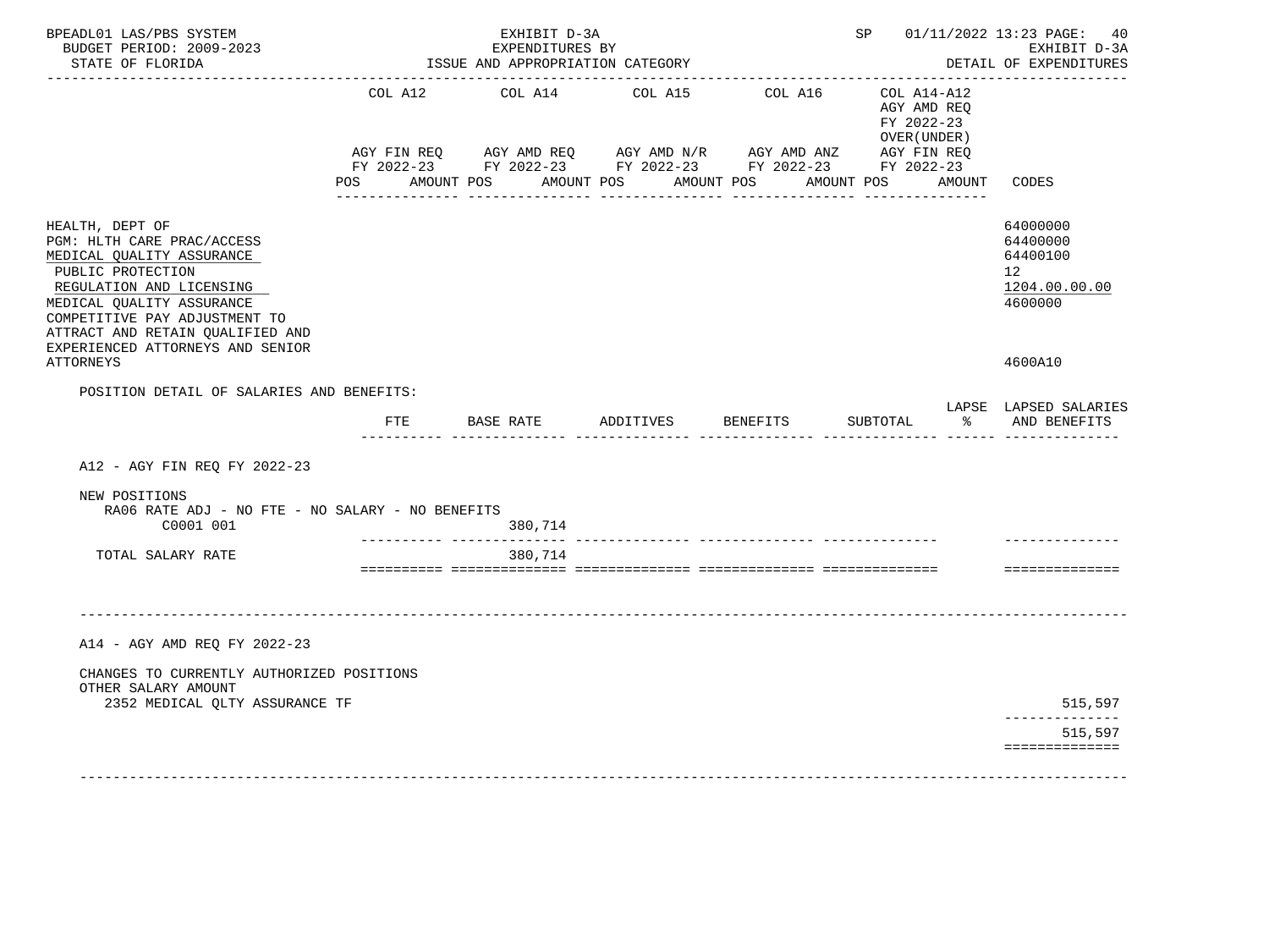BPEADL01 LAS/PBS SYSTEM — EXHIBIT D-3A — EXPENDITURES BY ISSUE AND APPROPRIATION CATEGORY — SP 01/11/2022 13:23

BUDGET PERIOD: 2009-2023 — STATE OF FLORIDA — EXHIBIT D-3A DETAIL OF EXPENDITURES

| | COL A12 AGY FIN REQ FY 2022-23 POS AMOUNT | COL A14 AGY AMD REQ FY 2022-23 POS AMOUNT | COL A15 AGY AMD N/R FY 2022-23 POS AMOUNT | COL A16 AGY AMD ANZ FY 2022-23 POS AMOUNT | COL A14-A12 AGY AMD REQ FY 2022-23 OVER(UNDER) AGY FIN REQ FY 2022-23 POS AMOUNT | CODES |
|---|---|---|---|---|---|---|
| HEALTH, DEPT OF | | | | | | 64000000 |
| PGM: HLTH CARE PRAC/ACCESS | | | | | | 64400000 |
| MEDICAL QUALITY ASSURANCE | | | | | | 64400100 |
| PUBLIC PROTECTION | | | | | | 12 |
| REGULATION AND LICENSING | | | | | | 1204.00.00.00 |
| MEDICAL QUALITY ASSURANCE | | | | | | 4600000 |
| COMPETITIVE PAY ADJUSTMENT TO ATTRACT AND RETAIN QUALIFIED AND EXPERIENCED ATTORNEYS AND SENIOR ATTORNEYS | | | | | | 4600A10 |

POSITION DETAIL OF SALARIES AND BENEFITS:

| | FTE | BASE RATE | ADDITIVES | BENEFITS | SUBTOTAL | LAPSE % | LAPSED SALARIES AND BENEFITS |
|---|---|---|---|---|---|---|---|
| A12 - AGY FIN REQ FY 2022-23 | | | | | | | |
| NEW POSITIONS | | | | | | | |
| RA06 RATE ADJ - NO FTE - NO SALARY - NO BENEFITS | | | | | | | |
| C0001 001 | | 380,714 | | | | | |
| TOTAL SALARY RATE | | 380,714 | | | | | |
| A14 - AGY AMD REQ FY 2022-23 | | | | | | | |
| CHANGES TO CURRENTLY AUTHORIZED POSITIONS | | | | | | | |
| OTHER SALARY AMOUNT | | | | | | | |
| 2352 MEDICAL QLTY ASSURANCE TF | | | | | | | 515,597 |
| | | | | | | | 515,597 |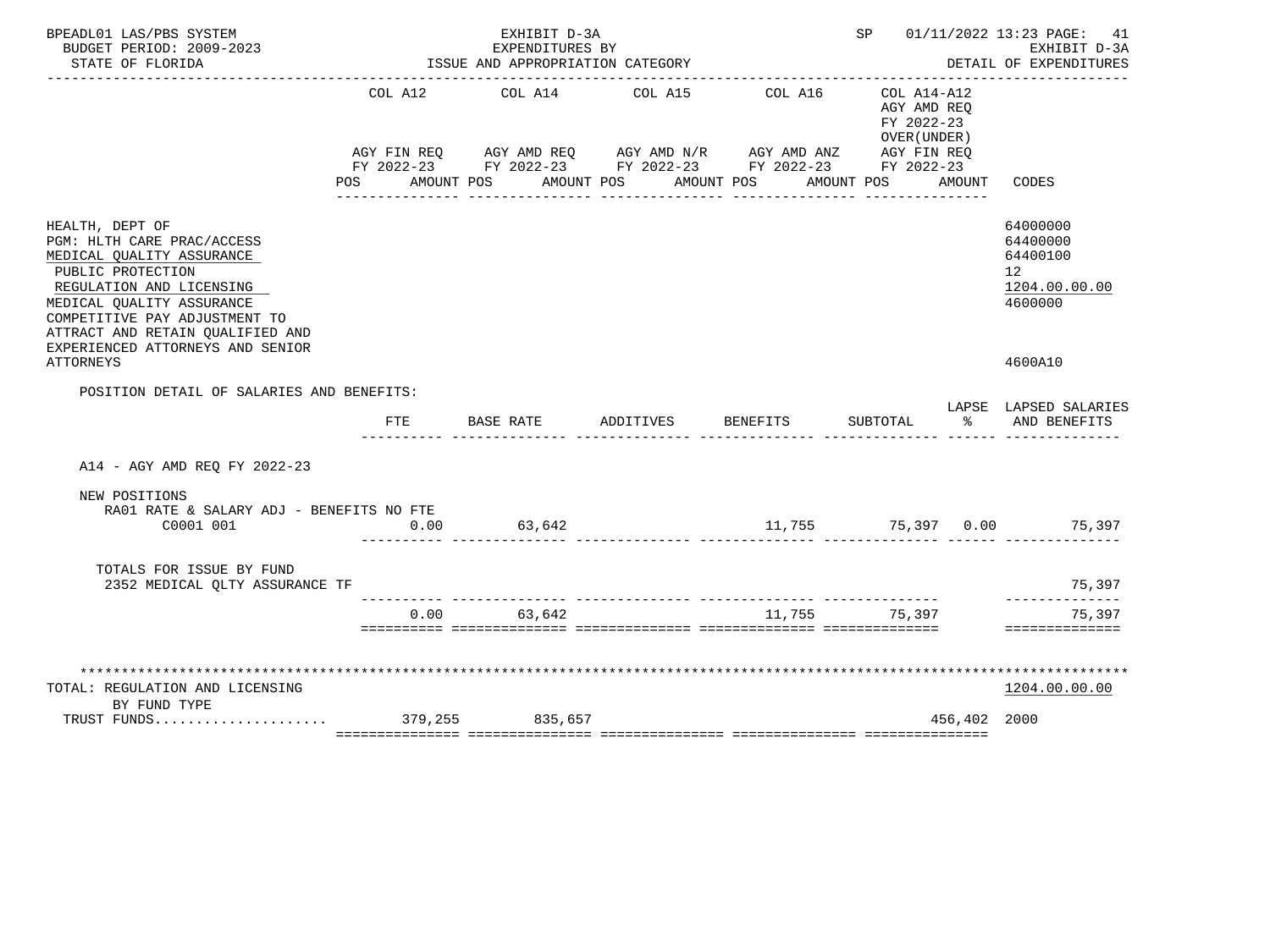BPEADL01 LAS/PBS SYSTEM | EXHIBIT D-3A | SP 01/11/2022 13:23 PAGE: 41
BUDGET PERIOD: 2009-2023 | EXPENDITURES BY | EXHIBIT D-3A
STATE OF FLORIDA | ISSUE AND APPROPRIATION CATEGORY | DETAIL OF EXPENDITURES

| | COL A12 AGY FIN REQ FY 2022-23 POS AMOUNT | COL A14 AGY AMD REQ FY 2022-23 POS AMOUNT | COL A15 AGY AMD N/R FY 2022-23 POS AMOUNT | COL A16 AGY AMD ANZ FY 2022-23 POS AMOUNT | COL A14-A12 AGY AMD REQ FY 2022-23 OVER(UNDER) AGY FIN REQ FY 2022-23 POS AMOUNT | CODES |
|---|---|---|---|---|---|---|
| HEALTH, DEPT OF | | | | | | 64000000 |
| PGM: HLTH CARE PRAC/ACCESS | | | | | | 64400000 |
| MEDICAL QUALITY ASSURANCE | | | | | | 64400100 |
| PUBLIC PROTECTION | | | | | | 12 |
| REGULATION AND LICENSING | | | | | | 1204.00.00.00 |
| MEDICAL QUALITY ASSURANCE | | | | | | 4600000 |
| COMPETITIVE PAY ADJUSTMENT TO ATTRACT AND RETAIN QUALIFIED AND EXPERIENCED ATTORNEYS AND SENIOR ATTORNEYS | | | | | | 4600A10 |

POSITION DETAIL OF SALARIES AND BENEFITS:

| | FTE | BASE RATE | ADDITIVES | BENEFITS | SUBTOTAL | LAPSE % | LAPSED SALARIES AND BENEFITS |
|---|---|---|---|---|---|---|---|
| A14 - AGY AMD REQ FY 2022-23 | | | | | | | |
| NEW POSITIONS | | | | | | | |
| RA01 RATE & SALARY ADJ - BENEFITS NO FTE | | | | | | | |
| C0001 001 | 0.00 | 63,642 | | 11,755 | 75,397 | 0.00 | 75,397 |
| TOTALS FOR ISSUE BY FUND | | | | | | | |
| 2352 MEDICAL QLTY ASSURANCE TF | | | | | | | 75,397 |
| | 0.00 | 63,642 | | 11,755 | 75,397 | | 75,397 |

| | COL A12 | COL A14 | COL A15 | COL A16 | COL A14-A12 | CODES |
|---|---|---|---|---|---|---|
| TOTAL: REGULATION AND LICENSING | | | | | | 1204.00.00.00 |
| BY FUND TYPE | | | | | | |
| TRUST FUNDS..................... | 379,255 | 835,657 | | | 456,402 | 2000 |